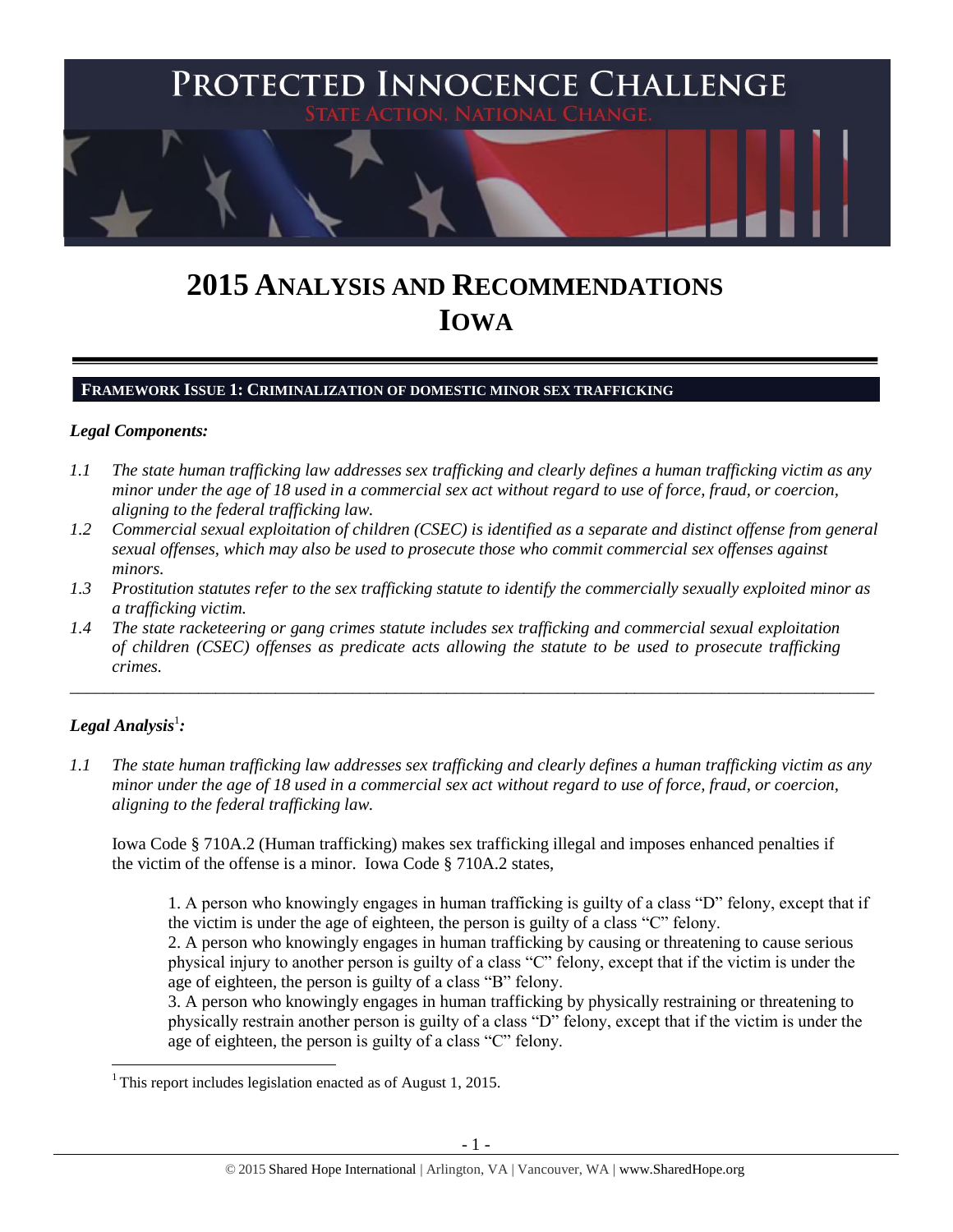# PROTECTED INNOCENCE CHALLENGE

STATE ACTION. NATIONAL CHANGE.

# 2015 ANALYSIS AND RECOMMENDATIONS IOWA

## FRAMEWORK ISSUE 1: CRIMINALIZATION OF DOMESTIC MINOR SEX TRAFFICKING

### *Legal Components:*

*1.1 The state human trafficking law addresses sex trafficking and clearly defines a human trafficking victim as any minor under the age of 18 used in a commercial sex act without regard to use of force, fraud, or coercion, aligning to the federal trafficking law.*

*1.2 Commercial sexual exploitation of children (CSEC) is identified as a separate and distinct offense from general sexual offenses, which may also be used to prosecute those who commit commercial sex offenses against minors.*

*1.3 Prostitution statutes refer to the sex trafficking statute to identify the commercially sexually exploited minor as a trafficking victim.*

*1.4 The state racketeering or gang crimes statute includes sex trafficking and commercial sexual exploitation of children (CSEC) offenses as predicate acts allowing the statute to be used to prosecute trafficking crimes.*

---

### *Legal Analysis*[1]*:*

*1.1 The state human trafficking law addresses sex trafficking and clearly defines a human trafficking victim as any minor under the age of 18 used in a commercial sex act without regard to use of force, fraud, or coercion, aligning to the federal trafficking law.*

Iowa Code § 710A.2 (Human trafficking) makes sex trafficking illegal and imposes enhanced penalties if the victim of the offense is a minor. Iowa Code § 710A.2 states,

> 1. A person who knowingly engages in human trafficking is guilty of a class "D" felony, except that if the victim is under the age of eighteen, the person is guilty of a class "C" felony.
> 2. A person who knowingly engages in human trafficking by causing or threatening to cause serious physical injury to another person is guilty of a class "C" felony, except that if the victim is under the age of eighteen, the person is guilty of a class "B" felony.
> 3. A person who knowingly engages in human trafficking by physically restraining or threatening to physically restrain another person is guilty of a class "D" felony, except that if the victim is under the age of eighteen, the person is guilty of a class "C" felony.

[1] This report includes legislation enacted as of August 1, 2015.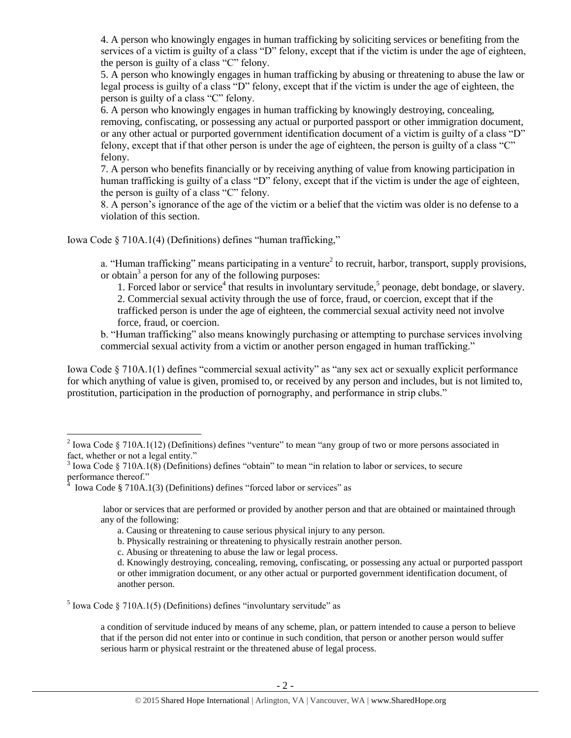4. A person who knowingly engages in human trafficking by soliciting services or benefiting from the services of a victim is guilty of a class "D" felony, except that if the victim is under the age of eighteen, the person is guilty of a class "C" felony.

5. A person who knowingly engages in human trafficking by abusing or threatening to abuse the law or legal process is guilty of a class "D" felony, except that if the victim is under the age of eighteen, the person is guilty of a class "C" felony.

6. A person who knowingly engages in human trafficking by knowingly destroying, concealing, removing, confiscating, or possessing any actual or purported passport or other immigration document, or any other actual or purported government identification document of a victim is guilty of a class "D" felony, except that if that other person is under the age of eighteen, the person is guilty of a class "C" felony.

7. A person who benefits financially or by receiving anything of value from knowing participation in human trafficking is guilty of a class "D" felony, except that if the victim is under the age of eighteen, the person is guilty of a class "C" felony.

8. A person's ignorance of the age of the victim or a belief that the victim was older is no defense to a violation of this section.

Iowa Code § 710A.1(4) (Definitions) defines "human trafficking,"

> a. "Human trafficking" means participating in a venture[2] to recruit, harbor, transport, supply provisions, or obtain[3] a person for any of the following purposes:
>
> 1. Forced labor or service[4] that results in involuntary servitude,[5] peonage, debt bondage, or slavery.
> 2. Commercial sexual activity through the use of force, fraud, or coercion, except that if the trafficked person is under the age of eighteen, the commercial sexual activity need not involve force, fraud, or coercion.
>
> b. "Human trafficking" also means knowingly purchasing or attempting to purchase services involving commercial sexual activity from a victim or another person engaged in human trafficking."

Iowa Code § 710A.1(1) defines "commercial sexual activity" as "any sex act or sexually explicit performance for which anything of value is given, promised to, or received by any person and includes, but is not limited to, prostitution, participation in the production of pornography, and performance in strip clubs."

---

[2] Iowa Code § 710A.1(12) (Definitions) defines "venture" to mean "any group of two or more persons associated in fact, whether or not a legal entity."

[3] Iowa Code § 710A.1(8) (Definitions) defines "obtain" to mean "in relation to labor or services, to secure performance thereof."

[4] Iowa Code § 710A.1(3) (Definitions) defines "forced labor or services" as

> labor or services that are performed or provided by another person and that are obtained or maintained through any of the following:
>
> a. Causing or threatening to cause serious physical injury to any person.
> b. Physically restraining or threatening to physically restrain another person.
> c. Abusing or threatening to abuse the law or legal process.
> d. Knowingly destroying, concealing, removing, confiscating, or possessing any actual or purported passport or other immigration document, or any other actual or purported government identification document, of another person.

[5] Iowa Code § 710A.1(5) (Definitions) defines "involuntary servitude" as

> a condition of servitude induced by means of any scheme, plan, or pattern intended to cause a person to believe that if the person did not enter into or continue in such condition, that person or another person would suffer serious harm or physical restraint or the threatened abuse of legal process.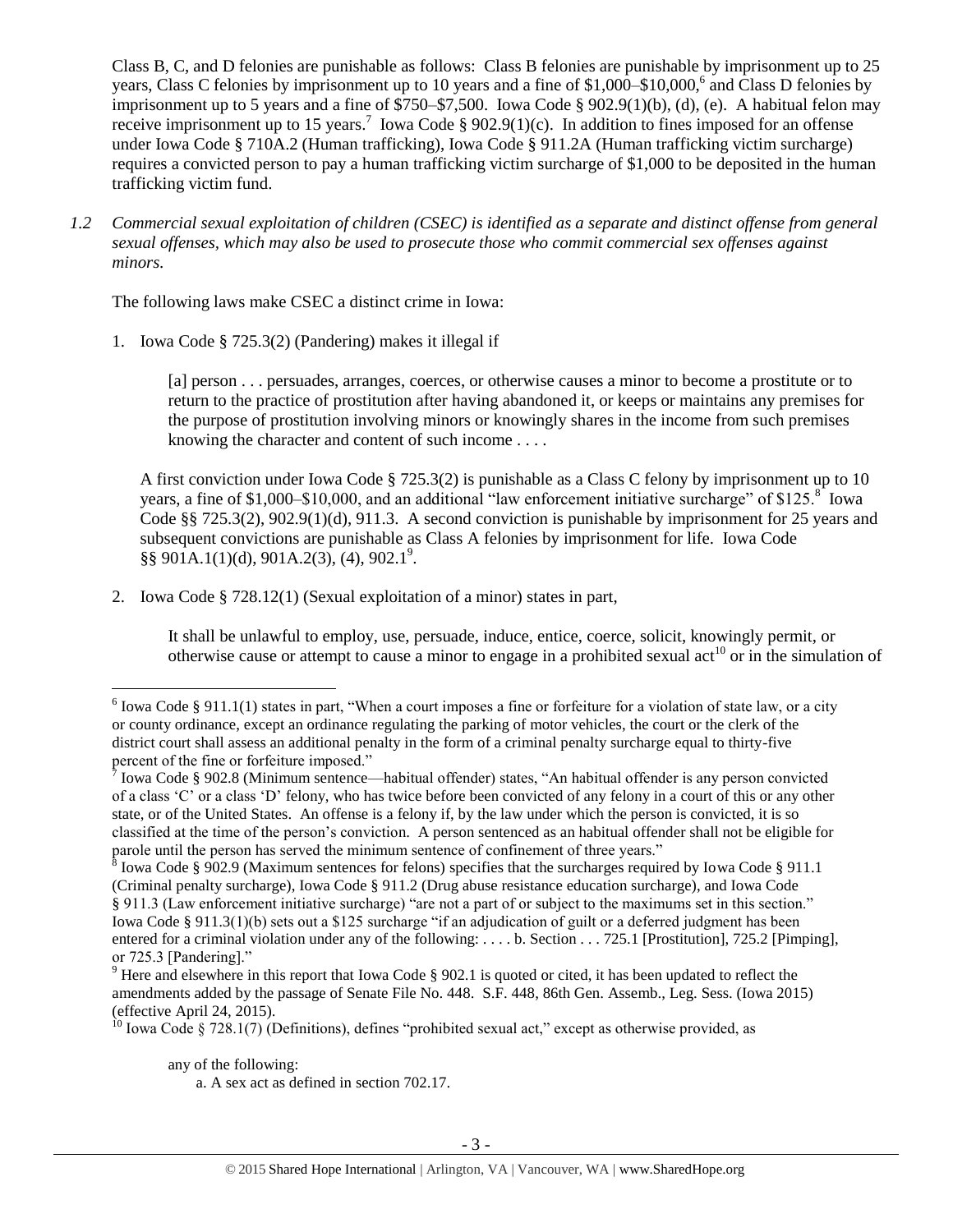Class B, C, and D felonies are punishable as follows: Class B felonies are punishable by imprisonment up to 25 years, Class C felonies by imprisonment up to 10 years and a fine of $1,000–$10,000,[6] and Class D felonies by imprisonment up to 5 years and a fine of $750–$7,500. Iowa Code § 902.9(1)(b), (d), (e). A habitual felon may receive imprisonment up to 15 years.[7] Iowa Code § 902.9(1)(c). In addition to fines imposed for an offense under Iowa Code § 710A.2 (Human trafficking), Iowa Code § 911.2A (Human trafficking victim surcharge) requires a convicted person to pay a human trafficking victim surcharge of $1,000 to be deposited in the human trafficking victim fund.

*1.2 Commercial sexual exploitation of children (CSEC) is identified as a separate and distinct offense from general sexual offenses, which may also be used to prosecute those who commit commercial sex offenses against minors.*

The following laws make CSEC a distinct crime in Iowa:

1. Iowa Code § 725.3(2) (Pandering) makes it illegal if

   > [a] person . . . persuades, arranges, coerces, or otherwise causes a minor to become a prostitute or to return to the practice of prostitution after having abandoned it, or keeps or maintains any premises for the purpose of prostitution involving minors or knowingly shares in the income from such premises knowing the character and content of such income . . . .

   A first conviction under Iowa Code § 725.3(2) is punishable as a Class C felony by imprisonment up to 10 years, a fine of $1,000–$10,000, and an additional "law enforcement initiative surcharge" of $125.[8] Iowa Code §§ 725.3(2), 902.9(1)(d), 911.3. A second conviction is punishable by imprisonment for 25 years and subsequent convictions are punishable as Class A felonies by imprisonment for life. Iowa Code §§ 901A.1(1)(d), 901A.2(3), (4), 902.1[9].

2. Iowa Code § 728.12(1) (Sexual exploitation of a minor) states in part,

   > It shall be unlawful to employ, use, persuade, induce, entice, coerce, solicit, knowingly permit, or otherwise cause or attempt to cause a minor to engage in a prohibited sexual act[10] or in the simulation of

---

[6] Iowa Code § 911.1(1) states in part, "When a court imposes a fine or forfeiture for a violation of state law, or a city or county ordinance, except an ordinance regulating the parking of motor vehicles, the court or the clerk of the district court shall assess an additional penalty in the form of a criminal penalty surcharge equal to thirty-five percent of the fine or forfeiture imposed."

[7] Iowa Code § 902.8 (Minimum sentence—habitual offender) states, "An habitual offender is any person convicted of a class 'C' or a class 'D' felony, who has twice before been convicted of any felony in a court of this or any other state, or of the United States. An offense is a felony if, by the law under which the person is convicted, it is so classified at the time of the person's conviction. A person sentenced as an habitual offender shall not be eligible for parole until the person has served the minimum sentence of confinement of three years."

[8] Iowa Code § 902.9 (Maximum sentences for felons) specifies that the surcharges required by Iowa Code § 911.1 (Criminal penalty surcharge), Iowa Code § 911.2 (Drug abuse resistance education surcharge), and Iowa Code § 911.3 (Law enforcement initiative surcharge) "are not a part of or subject to the maximums set in this section." Iowa Code § 911.3(1)(b) sets out a $125 surcharge "if an adjudication of guilt or a deferred judgment has been entered for a criminal violation under any of the following: . . . . b. Section . . . 725.1 [Prostitution], 725.2 [Pimping], or 725.3 [Pandering]."

[9] Here and elsewhere in this report that Iowa Code § 902.1 is quoted or cited, it has been updated to reflect the amendments added by the passage of Senate File No. 448. S.F. 448, 86th Gen. Assemb., Leg. Sess. (Iowa 2015) (effective April 24, 2015).

[10] Iowa Code § 728.1(7) (Definitions), defines "prohibited sexual act," except as otherwise provided, as

> any of the following:
>
> a. A sex act as defined in section 702.17.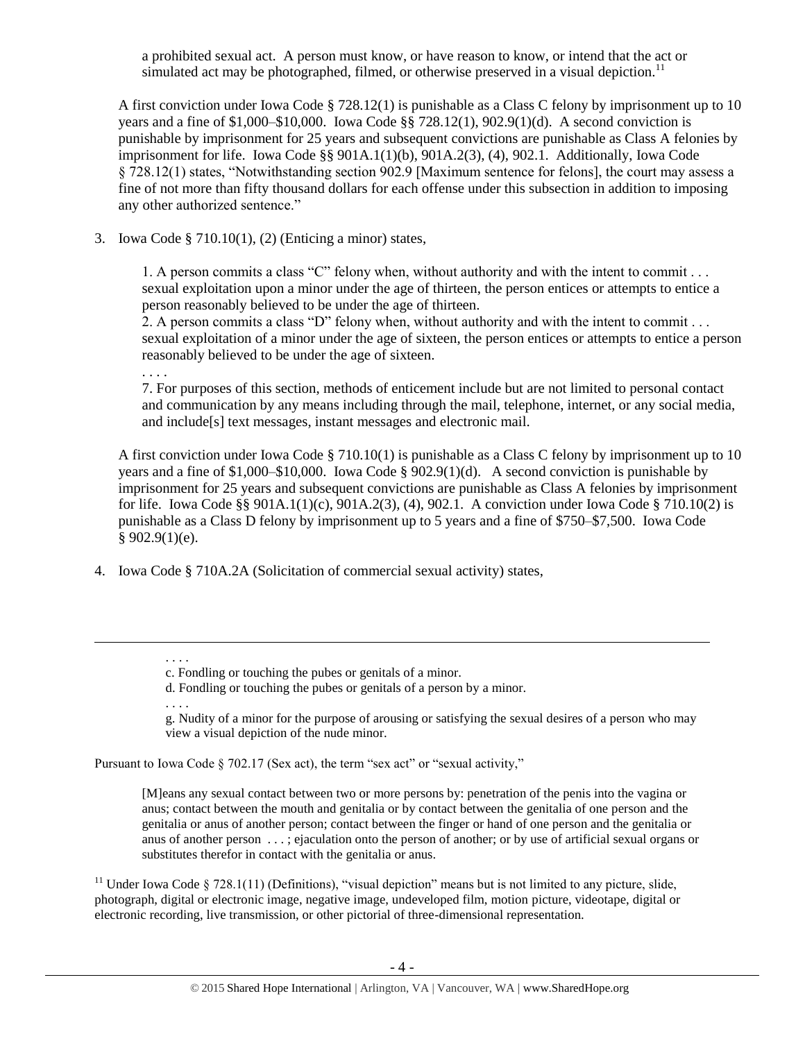a prohibited sexual act. A person must know, or have reason to know, or intend that the act or simulated act may be photographed, filmed, or otherwise preserved in a visual depiction.[11]

A first conviction under Iowa Code § 728.12(1) is punishable as a Class C felony by imprisonment up to 10 years and a fine of $1,000–$10,000. Iowa Code §§ 728.12(1), 902.9(1)(d). A second conviction is punishable by imprisonment for 25 years and subsequent convictions are punishable as Class A felonies by imprisonment for life. Iowa Code §§ 901A.1(1)(b), 901A.2(3), (4), 902.1. Additionally, Iowa Code § 728.12(1) states, "Notwithstanding section 902.9 [Maximum sentence for felons], the court may assess a fine of not more than fifty thousand dollars for each offense under this subsection in addition to imposing any other authorized sentence."

3. Iowa Code § 710.10(1), (2) (Enticing a minor) states,

   > 1. A person commits a class "C" felony when, without authority and with the intent to commit . . . sexual exploitation upon a minor under the age of thirteen, the person entices or attempts to entice a person reasonably believed to be under the age of thirteen.
   >
   > 2. A person commits a class "D" felony when, without authority and with the intent to commit . . . sexual exploitation of a minor under the age of sixteen, the person entices or attempts to entice a person reasonably believed to be under the age of sixteen.
   >
   > . . . .
   >
   > 7. For purposes of this section, methods of enticement include but are not limited to personal contact and communication by any means including through the mail, telephone, internet, or any social media, and include[s] text messages, instant messages and electronic mail.

   A first conviction under Iowa Code § 710.10(1) is punishable as a Class C felony by imprisonment up to 10 years and a fine of $1,000–$10,000. Iowa Code § 902.9(1)(d). A second conviction is punishable by imprisonment for 25 years and subsequent convictions are punishable as Class A felonies by imprisonment for life. Iowa Code §§ 901A.1(1)(c), 901A.2(3), (4), 902.1. A conviction under Iowa Code § 710.10(2) is punishable as a Class D felony by imprisonment up to 5 years and a fine of $750–$7,500. Iowa Code § 902.9(1)(e).

4. Iowa Code § 710A.2A (Solicitation of commercial sexual activity) states,

---

> . . . .
>
> c. Fondling or touching the pubes or genitals of a minor.
>
> d. Fondling or touching the pubes or genitals of a person by a minor.
>
> . . . .
>
> g. Nudity of a minor for the purpose of arousing or satisfying the sexual desires of a person who may view a visual depiction of the nude minor.

Pursuant to Iowa Code § 702.17 (Sex act), the term "sex act" or "sexual activity,"

> [M]eans any sexual contact between two or more persons by: penetration of the penis into the vagina or anus; contact between the mouth and genitalia or by contact between the genitalia of one person and the genitalia or anus of another person; contact between the finger or hand of one person and the genitalia or anus of another person . . . ; ejaculation onto the person of another; or by use of artificial sexual organs or substitutes therefor in contact with the genitalia or anus.

[11] Under Iowa Code § 728.1(11) (Definitions), "visual depiction" means but is not limited to any picture, slide, photograph, digital or electronic image, negative image, undeveloped film, motion picture, videotape, digital or electronic recording, live transmission, or other pictorial of three-dimensional representation.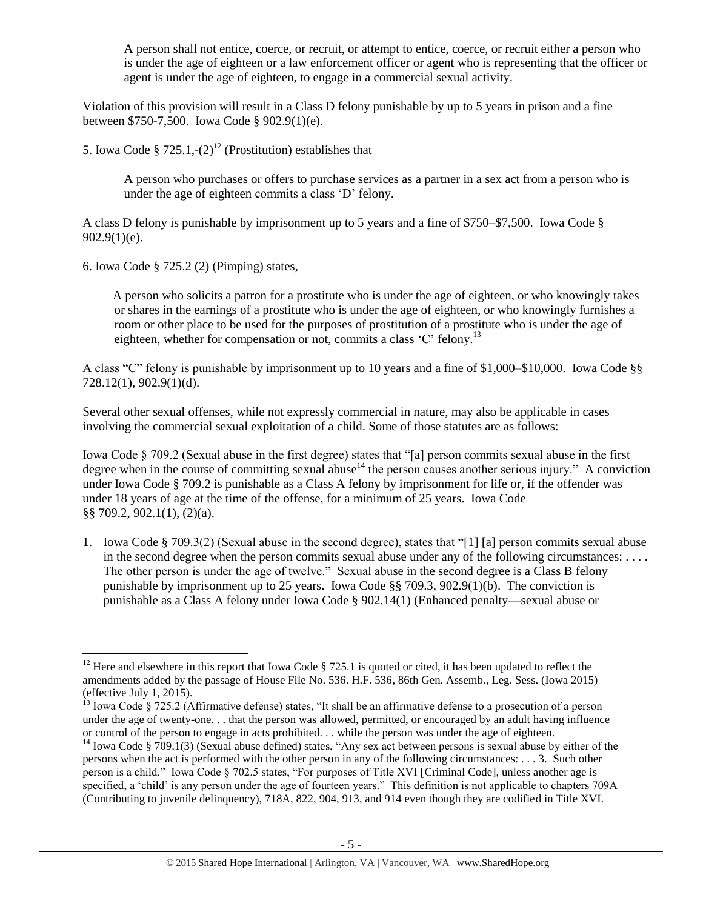> A person shall not entice, coerce, or recruit, or attempt to entice, coerce, or recruit either a person who is under the age of eighteen or a law enforcement officer or agent who is representing that the officer or agent is under the age of eighteen, to engage in a commercial sexual activity.

Violation of this provision will result in a Class D felony punishable by up to 5 years in prison and a fine between $750-7,500. Iowa Code § 902.9(1)(e).

5. Iowa Code § 725.1,-(2)[12] (Prostitution) establishes that

> A person who purchases or offers to purchase services as a partner in a sex act from a person who is under the age of eighteen commits a class 'D' felony.

A class D felony is punishable by imprisonment up to 5 years and a fine of $750–$7,500. Iowa Code § 902.9(1)(e).

6. Iowa Code § 725.2 (2) (Pimping) states,

> A person who solicits a patron for a prostitute who is under the age of eighteen, or who knowingly takes or shares in the earnings of a prostitute who is under the age of eighteen, or who knowingly furnishes a room or other place to be used for the purposes of prostitution of a prostitute who is under the age of eighteen, whether for compensation or not, commits a class 'C' felony.[13]

A class "C" felony is punishable by imprisonment up to 10 years and a fine of $1,000–$10,000. Iowa Code §§ 728.12(1), 902.9(1)(d).

Several other sexual offenses, while not expressly commercial in nature, may also be applicable in cases involving the commercial sexual exploitation of a child. Some of those statutes are as follows:

Iowa Code § 709.2 (Sexual abuse in the first degree) states that "[a] person commits sexual abuse in the first degree when in the course of committing sexual abuse[14] the person causes another serious injury." A conviction under Iowa Code § 709.2 is punishable as a Class A felony by imprisonment for life or, if the offender was under 18 years of age at the time of the offense, for a minimum of 25 years. Iowa Code §§ 709.2, 902.1(1), (2)(a).

1. Iowa Code § 709.3(2) (Sexual abuse in the second degree), states that "[1] [a] person commits sexual abuse in the second degree when the person commits sexual abuse under any of the following circumstances: . . . . The other person is under the age of twelve." Sexual abuse in the second degree is a Class B felony punishable by imprisonment up to 25 years. Iowa Code §§ 709.3, 902.9(1)(b). The conviction is punishable as a Class A felony under Iowa Code § 902.14(1) (Enhanced penalty—sexual abuse or

---

[12] Here and elsewhere in this report that Iowa Code § 725.1 is quoted or cited, it has been updated to reflect the amendments added by the passage of House File No. 536. H.F. 536, 86th Gen. Assemb., Leg. Sess. (Iowa 2015) (effective July 1, 2015).

[13] Iowa Code § 725.2 (Affirmative defense) states, "It shall be an affirmative defense to a prosecution of a person under the age of twenty-one. . . that the person was allowed, permitted, or encouraged by an adult having influence or control of the person to engage in acts prohibited. . . while the person was under the age of eighteen.

[14] Iowa Code § 709.1(3) (Sexual abuse defined) states, "Any sex act between persons is sexual abuse by either of the persons when the act is performed with the other person in any of the following circumstances: . . . 3. Such other person is a child." Iowa Code § 702.5 states, "For purposes of Title XVI [Criminal Code], unless another age is specified, a 'child' is any person under the age of fourteen years." This definition is not applicable to chapters 709A (Contributing to juvenile delinquency), 718A, 822, 904, 913, and 914 even though they are codified in Title XVI.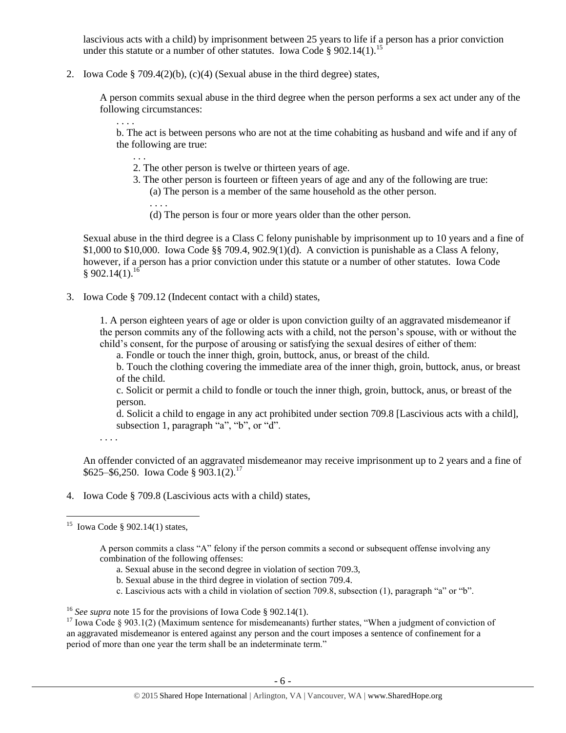lascivious acts with a child) by imprisonment between 25 years to life if a person has a prior conviction under this statute or a number of other statutes. Iowa Code § 902.14(1).[15]

2. Iowa Code § 709.4(2)(b), (c)(4) (Sexual abuse in the third degree) states,

   A person commits sexual abuse in the third degree when the person performs a sex act under any of the following circumstances:

   . . . .

   b. The act is between persons who are not at the time cohabiting as husband and wife and if any of the following are true:

   . . .

   2. The other person is twelve or thirteen years of age.
   3. The other person is fourteen or fifteen years of age and any of the following are true:
      (a) The person is a member of the same household as the other person.
      . . . .
      (d) The person is four or more years older than the other person.

   Sexual abuse in the third degree is a Class C felony punishable by imprisonment up to 10 years and a fine of $1,000 to $10,000. Iowa Code §§ 709.4, 902.9(1)(d). A conviction is punishable as a Class A felony, however, if a person has a prior conviction under this statute or a number of other statutes. Iowa Code § 902.14(1).[16]

3. Iowa Code § 709.12 (Indecent contact with a child) states,

   1. A person eighteen years of age or older is upon conviction guilty of an aggravated misdemeanor if the person commits any of the following acts with a child, not the person's spouse, with or without the child's consent, for the purpose of arousing or satisfying the sexual desires of either of them:

   a. Fondle or touch the inner thigh, groin, buttock, anus, or breast of the child.

   b. Touch the clothing covering the immediate area of the inner thigh, groin, buttock, anus, or breast of the child.

   c. Solicit or permit a child to fondle or touch the inner thigh, groin, buttock, anus, or breast of the person.

   d. Solicit a child to engage in any act prohibited under section 709.8 [Lascivious acts with a child], subsection 1, paragraph "a", "b", or "d".

   . . . .

   An offender convicted of an aggravated misdemeanor may receive imprisonment up to 2 years and a fine of $625–$6,250. Iowa Code § 903.1(2).[17]

4. Iowa Code § 709.8 (Lascivious acts with a child) states,

---

[15] Iowa Code § 902.14(1) states,

> A person commits a class "A" felony if the person commits a second or subsequent offense involving any combination of the following offenses:
>
> a. Sexual abuse in the second degree in violation of section 709.3,
>
> b. Sexual abuse in the third degree in violation of section 709.4.
>
> c. Lascivious acts with a child in violation of section 709.8, subsection (1), paragraph "a" or "b".

[16] *See supra* note 15 for the provisions of Iowa Code § 902.14(1).

[17] Iowa Code § 903.1(2) (Maximum sentence for misdemeanants) further states, "When a judgment of conviction of an aggravated misdemeanor is entered against any person and the court imposes a sentence of confinement for a period of more than one year the term shall be an indeterminate term."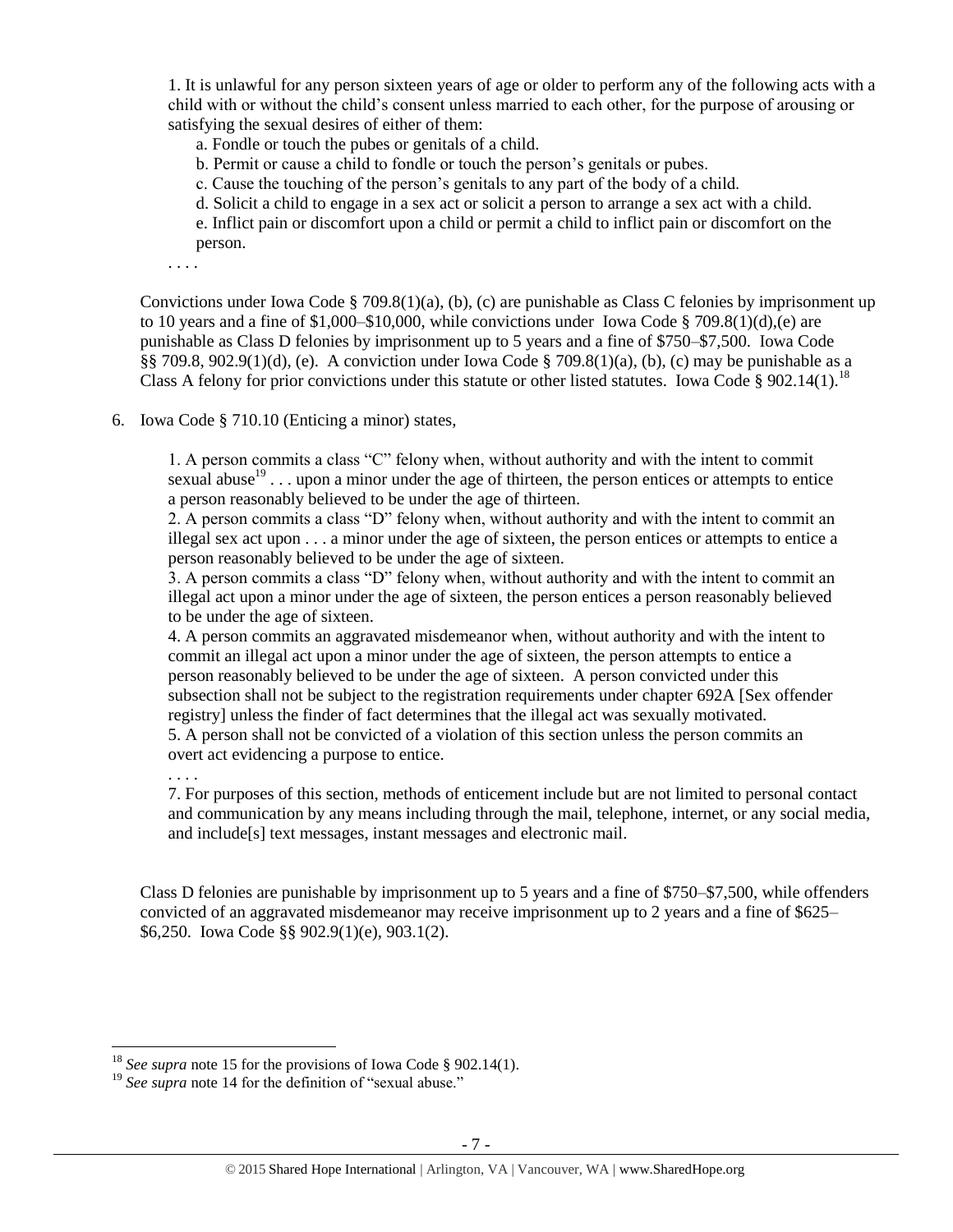> 1. It is unlawful for any person sixteen years of age or older to perform any of the following acts with a child with or without the child's consent unless married to each other, for the purpose of arousing or satisfying the sexual desires of either of them:
>
> a. Fondle or touch the pubes or genitals of a child.
>
> b. Permit or cause a child to fondle or touch the person's genitals or pubes.
>
> c. Cause the touching of the person's genitals to any part of the body of a child.
>
> d. Solicit a child to engage in a sex act or solicit a person to arrange a sex act with a child.
>
> e. Inflict pain or discomfort upon a child or permit a child to inflict pain or discomfort on the person.
>
> . . . .

Convictions under Iowa Code § 709.8(1)(a), (b), (c) are punishable as Class C felonies by imprisonment up to 10 years and a fine of $1,000–$10,000, while convictions under Iowa Code § 709.8(1)(d),(e) are punishable as Class D felonies by imprisonment up to 5 years and a fine of $750–$7,500. Iowa Code §§ 709.8, 902.9(1)(d), (e). A conviction under Iowa Code § 709.8(1)(a), (b), (c) may be punishable as a Class A felony for prior convictions under this statute or other listed statutes. Iowa Code § 902.14(1).[18]

6. Iowa Code § 710.10 (Enticing a minor) states,

> 1. A person commits a class "C" felony when, without authority and with the intent to commit sexual abuse[19] . . . upon a minor under the age of thirteen, the person entices or attempts to entice a person reasonably believed to be under the age of thirteen.
>
> 2. A person commits a class "D" felony when, without authority and with the intent to commit an illegal sex act upon . . . a minor under the age of sixteen, the person entices or attempts to entice a person reasonably believed to be under the age of sixteen.
>
> 3. A person commits a class "D" felony when, without authority and with the intent to commit an illegal act upon a minor under the age of sixteen, the person entices a person reasonably believed to be under the age of sixteen.
>
> 4. A person commits an aggravated misdemeanor when, without authority and with the intent to commit an illegal act upon a minor under the age of sixteen, the person attempts to entice a person reasonably believed to be under the age of sixteen. A person convicted under this subsection shall not be subject to the registration requirements under chapter 692A [Sex offender registry] unless the finder of fact determines that the illegal act was sexually motivated.
>
> 5. A person shall not be convicted of a violation of this section unless the person commits an overt act evidencing a purpose to entice.
>
> . . . .
>
> 7. For purposes of this section, methods of enticement include but are not limited to personal contact and communication by any means including through the mail, telephone, internet, or any social media, and include[s] text messages, instant messages and electronic mail.

Class D felonies are punishable by imprisonment up to 5 years and a fine of $750–$7,500, while offenders convicted of an aggravated misdemeanor may receive imprisonment up to 2 years and a fine of $625–$6,250. Iowa Code §§ 902.9(1)(e), 903.1(2).

---

[18] *See supra* note 15 for the provisions of Iowa Code § 902.14(1).

[19] *See supra* note 14 for the definition of "sexual abuse."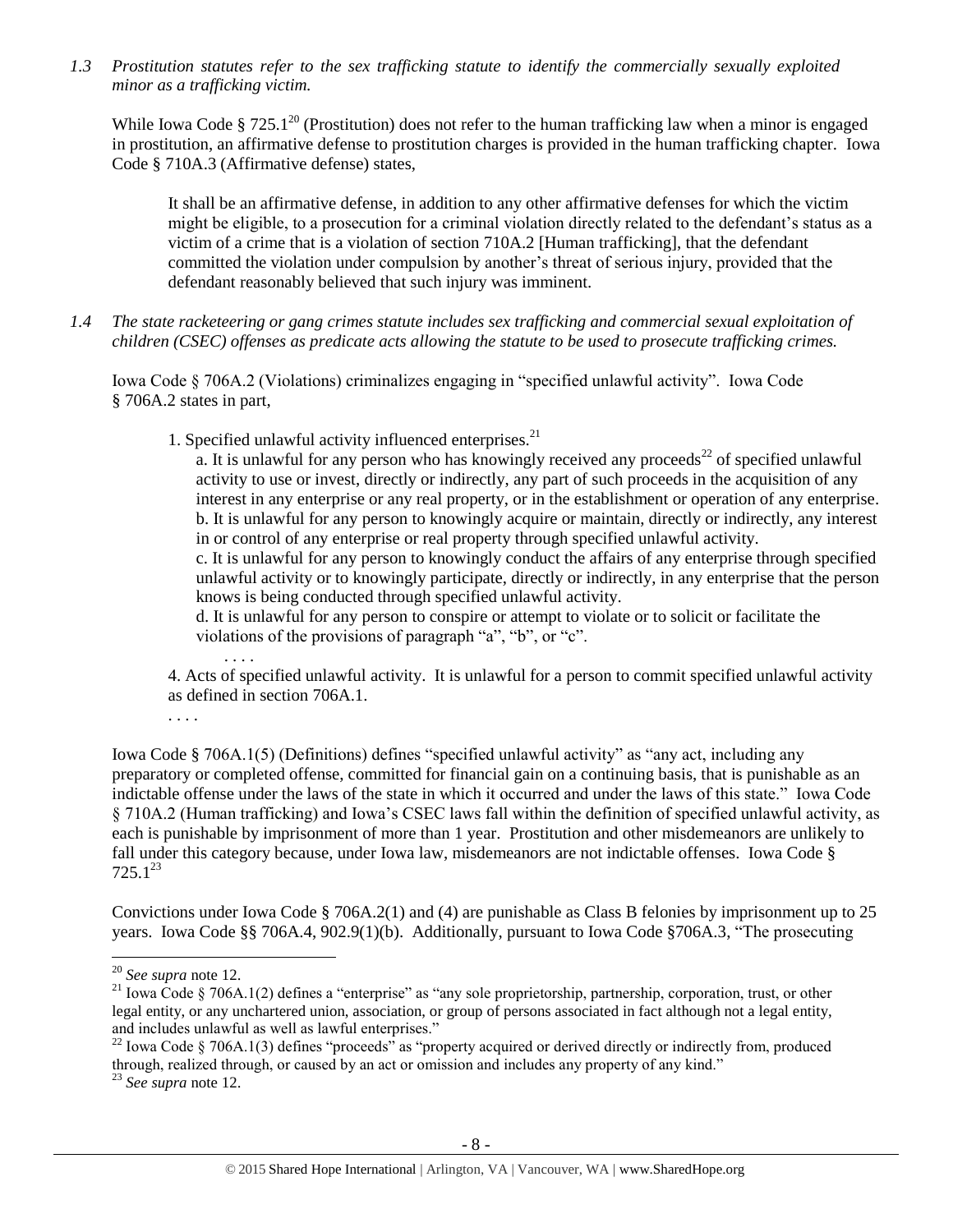*1.3 Prostitution statutes refer to the sex trafficking statute to identify the commercially sexually exploited minor as a trafficking victim.*

While Iowa Code § 725.1[20] (Prostitution) does not refer to the human trafficking law when a minor is engaged in prostitution, an affirmative defense to prostitution charges is provided in the human trafficking chapter. Iowa Code § 710A.3 (Affirmative defense) states,

> It shall be an affirmative defense, in addition to any other affirmative defenses for which the victim might be eligible, to a prosecution for a criminal violation directly related to the defendant's status as a victim of a crime that is a violation of section 710A.2 [Human trafficking], that the defendant committed the violation under compulsion by another's threat of serious injury, provided that the defendant reasonably believed that such injury was imminent.

*1.4 The state racketeering or gang crimes statute includes sex trafficking and commercial sexual exploitation of children (CSEC) offenses as predicate acts allowing the statute to be used to prosecute trafficking crimes.*

Iowa Code § 706A.2 (Violations) criminalizes engaging in "specified unlawful activity". Iowa Code § 706A.2 states in part,

> 1. Specified unlawful activity influenced enterprises.[21]
>
> a. It is unlawful for any person who has knowingly received any proceeds[22] of specified unlawful activity to use or invest, directly or indirectly, any part of such proceeds in the acquisition of any interest in any enterprise or any real property, or in the establishment or operation of any enterprise.
>
> b. It is unlawful for any person to knowingly acquire or maintain, directly or indirectly, any interest in or control of any enterprise or real property through specified unlawful activity.
>
> c. It is unlawful for any person to knowingly conduct the affairs of any enterprise through specified unlawful activity or to knowingly participate, directly or indirectly, in any enterprise that the person knows is being conducted through specified unlawful activity.
>
> d. It is unlawful for any person to conspire or attempt to violate or to solicit or facilitate the violations of the provisions of paragraph "a", "b", or "c".
>
> . . . .
>
> 4. Acts of specified unlawful activity. It is unlawful for a person to commit specified unlawful activity as defined in section 706A.1.
>
> . . . .

Iowa Code § 706A.1(5) (Definitions) defines "specified unlawful activity" as "any act, including any preparatory or completed offense, committed for financial gain on a continuing basis, that is punishable as an indictable offense under the laws of the state in which it occurred and under the laws of this state." Iowa Code § 710A.2 (Human trafficking) and Iowa's CSEC laws fall within the definition of specified unlawful activity, as each is punishable by imprisonment of more than 1 year. Prostitution and other misdemeanors are unlikely to fall under this category because, under Iowa law, misdemeanors are not indictable offenses. Iowa Code § 725.1[23]

Convictions under Iowa Code § 706A.2(1) and (4) are punishable as Class B felonies by imprisonment up to 25 years. Iowa Code §§ 706A.4, 902.9(1)(b). Additionally, pursuant to Iowa Code §706A.3, "The prosecuting

---

[20] *See supra* note 12.

[21] Iowa Code § 706A.1(2) defines a "enterprise" as "any sole proprietorship, partnership, corporation, trust, or other legal entity, or any unchartered union, association, or group of persons associated in fact although not a legal entity, and includes unlawful as well as lawful enterprises."

[22] Iowa Code § 706A.1(3) defines "proceeds" as "property acquired or derived directly or indirectly from, produced through, realized through, or caused by an act or omission and includes any property of any kind."

[23] *See supra* note 12.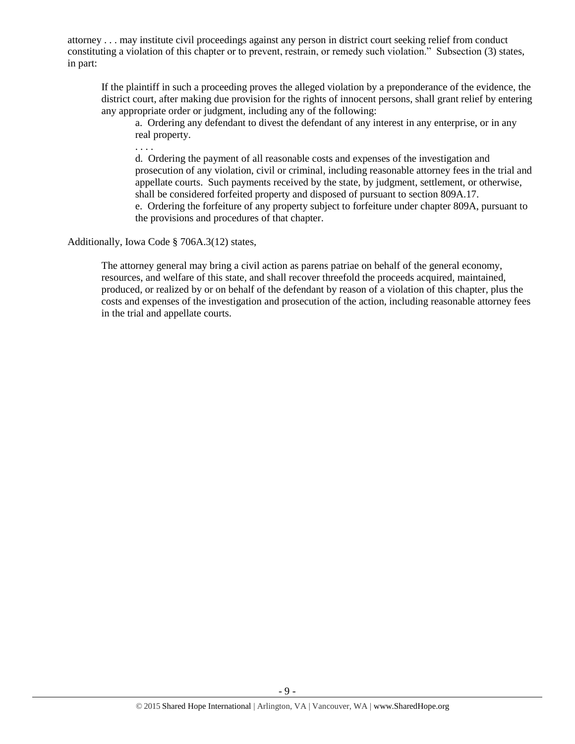attorney . . . may institute civil proceedings against any person in district court seeking relief from conduct constituting a violation of this chapter or to prevent, restrain, or remedy such violation." Subsection (3) states, in part:

> If the plaintiff in such a proceeding proves the alleged violation by a preponderance of the evidence, the district court, after making due provision for the rights of innocent persons, shall grant relief by entering any appropriate order or judgment, including any of the following:
>
> > a. Ordering any defendant to divest the defendant of any interest in any enterprise, or in any real property.
> >
> > . . . .
> >
> > d. Ordering the payment of all reasonable costs and expenses of the investigation and prosecution of any violation, civil or criminal, including reasonable attorney fees in the trial and appellate courts. Such payments received by the state, by judgment, settlement, or otherwise, shall be considered forfeited property and disposed of pursuant to section 809A.17.
> >
> > e. Ordering the forfeiture of any property subject to forfeiture under chapter 809A, pursuant to the provisions and procedures of that chapter.

Additionally, Iowa Code § 706A.3(12) states,

> The attorney general may bring a civil action as parens patriae on behalf of the general economy, resources, and welfare of this state, and shall recover threefold the proceeds acquired, maintained, produced, or realized by or on behalf of the defendant by reason of a violation of this chapter, plus the costs and expenses of the investigation and prosecution of the action, including reasonable attorney fees in the trial and appellate courts.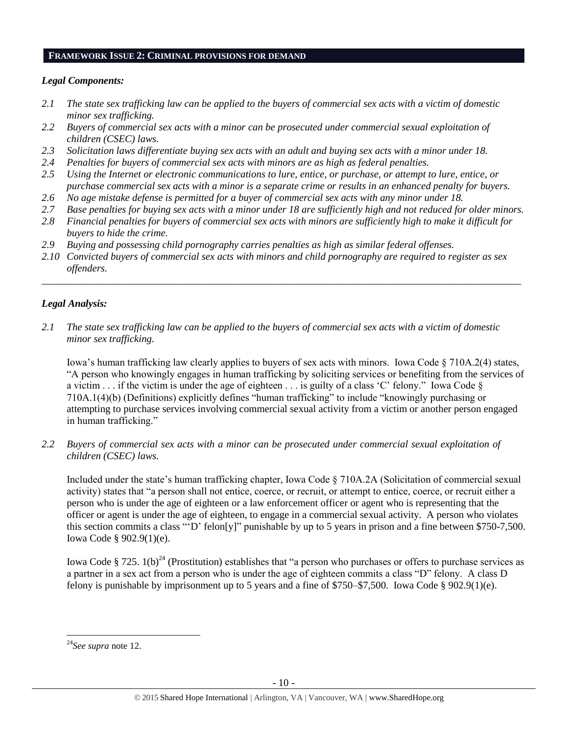## FRAMEWORK ISSUE 2: CRIMINAL PROVISIONS FOR DEMAND

### *Legal Components:*

*2.1 The state sex trafficking law can be applied to the buyers of commercial sex acts with a victim of domestic minor sex trafficking.*

*2.2 Buyers of commercial sex acts with a minor can be prosecuted under commercial sexual exploitation of children (CSEC) laws.*

*2.3 Solicitation laws differentiate buying sex acts with an adult and buying sex acts with a minor under 18.*

*2.4 Penalties for buyers of commercial sex acts with minors are as high as federal penalties.*

*2.5 Using the Internet or electronic communications to lure, entice, or purchase, or attempt to lure, entice, or purchase commercial sex acts with a minor is a separate crime or results in an enhanced penalty for buyers.*

*2.6 No age mistake defense is permitted for a buyer of commercial sex acts with any minor under 18.*

*2.7 Base penalties for buying sex acts with a minor under 18 are sufficiently high and not reduced for older minors.*

*2.8 Financial penalties for buyers of commercial sex acts with minors are sufficiently high to make it difficult for buyers to hide the crime.*

*2.9 Buying and possessing child pornography carries penalties as high as similar federal offenses.*

*2.10 Convicted buyers of commercial sex acts with minors and child pornography are required to register as sex offenders.*

---

### *Legal Analysis:*

*2.1 The state sex trafficking law can be applied to the buyers of commercial sex acts with a victim of domestic minor sex trafficking.*

Iowa's human trafficking law clearly applies to buyers of sex acts with minors. Iowa Code § 710A.2(4) states, "A person who knowingly engages in human trafficking by soliciting services or benefiting from the services of a victim . . . if the victim is under the age of eighteen . . . is guilty of a class 'C' felony." Iowa Code § 710A.1(4)(b) (Definitions) explicitly defines "human trafficking" to include "knowingly purchasing or attempting to purchase services involving commercial sexual activity from a victim or another person engaged in human trafficking."

*2.2 Buyers of commercial sex acts with a minor can be prosecuted under commercial sexual exploitation of children (CSEC) laws.*

Included under the state's human trafficking chapter, Iowa Code § 710A.2A (Solicitation of commercial sexual activity) states that "a person shall not entice, coerce, or recruit, or attempt to entice, coerce, or recruit either a person who is under the age of eighteen or a law enforcement officer or agent who is representing that the officer or agent is under the age of eighteen, to engage in a commercial sexual activity. A person who violates this section commits a class "'D' felon[y]" punishable by up to 5 years in prison and a fine between $750-7,500. Iowa Code § 902.9(1)(e).

Iowa Code § 725. 1(b)[24] (Prostitution) establishes that "a person who purchases or offers to purchase services as a partner in a sex act from a person who is under the age of eighteen commits a class "D" felony. A class D felony is punishable by imprisonment up to 5 years and a fine of $750–$7,500. Iowa Code § 902.9(1)(e).

---

[24] *See supra* note 12.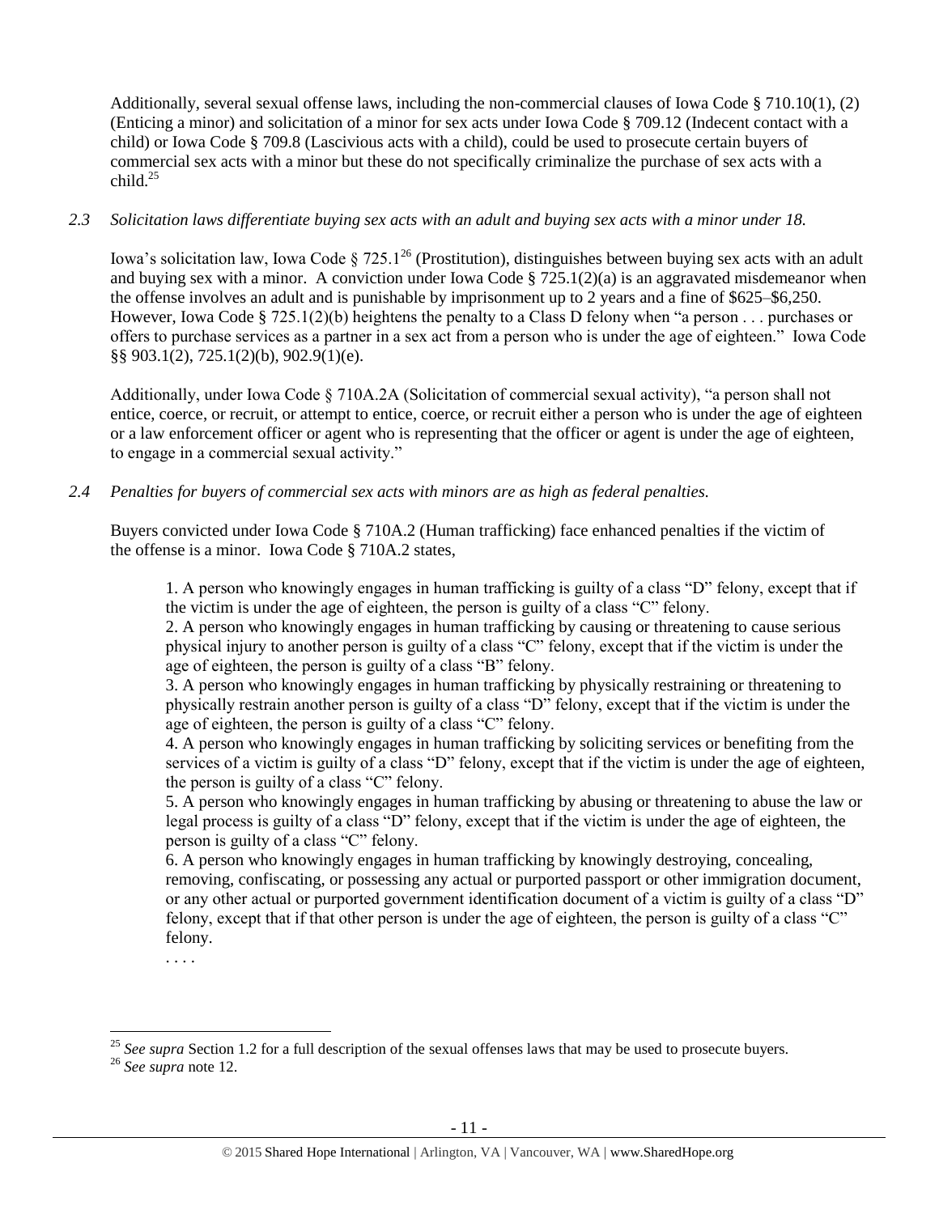Additionally, several sexual offense laws, including the non-commercial clauses of Iowa Code § 710.10(1), (2) (Enticing a minor) and solicitation of a minor for sex acts under Iowa Code § 709.12 (Indecent contact with a child) or Iowa Code § 709.8 (Lascivious acts with a child), could be used to prosecute certain buyers of commercial sex acts with a minor but these do not specifically criminalize the purchase of sex acts with a child.[25]

*2.3 Solicitation laws differentiate buying sex acts with an adult and buying sex acts with a minor under 18.*

Iowa's solicitation law, Iowa Code § 725.1[26] (Prostitution), distinguishes between buying sex acts with an adult and buying sex with a minor. A conviction under Iowa Code § 725.1(2)(a) is an aggravated misdemeanor when the offense involves an adult and is punishable by imprisonment up to 2 years and a fine of $625–$6,250. However, Iowa Code § 725.1(2)(b) heightens the penalty to a Class D felony when "a person . . . purchases or offers to purchase services as a partner in a sex act from a person who is under the age of eighteen." Iowa Code §§ 903.1(2), 725.1(2)(b), 902.9(1)(e).

Additionally, under Iowa Code § 710A.2A (Solicitation of commercial sexual activity), "a person shall not entice, coerce, or recruit, or attempt to entice, coerce, or recruit either a person who is under the age of eighteen or a law enforcement officer or agent who is representing that the officer or agent is under the age of eighteen, to engage in a commercial sexual activity."

*2.4 Penalties for buyers of commercial sex acts with minors are as high as federal penalties.*

Buyers convicted under Iowa Code § 710A.2 (Human trafficking) face enhanced penalties if the victim of the offense is a minor. Iowa Code § 710A.2 states,

> 1. A person who knowingly engages in human trafficking is guilty of a class "D" felony, except that if the victim is under the age of eighteen, the person is guilty of a class "C" felony.
> 2. A person who knowingly engages in human trafficking by causing or threatening to cause serious physical injury to another person is guilty of a class "C" felony, except that if the victim is under the age of eighteen, the person is guilty of a class "B" felony.
> 3. A person who knowingly engages in human trafficking by physically restraining or threatening to physically restrain another person is guilty of a class "D" felony, except that if the victim is under the age of eighteen, the person is guilty of a class "C" felony.
> 4. A person who knowingly engages in human trafficking by soliciting services or benefiting from the services of a victim is guilty of a class "D" felony, except that if the victim is under the age of eighteen, the person is guilty of a class "C" felony.
> 5. A person who knowingly engages in human trafficking by abusing or threatening to abuse the law or legal process is guilty of a class "D" felony, except that if the victim is under the age of eighteen, the person is guilty of a class "C" felony.
> 6. A person who knowingly engages in human trafficking by knowingly destroying, concealing, removing, confiscating, or possessing any actual or purported passport or other immigration document, or any other actual or purported government identification document of a victim is guilty of a class "D" felony, except that if that other person is under the age of eighteen, the person is guilty of a class "C" felony.
>
> . . . .

---

[25] *See supra* Section 1.2 for a full description of the sexual offenses laws that may be used to prosecute buyers.

[26] *See supra* note 12.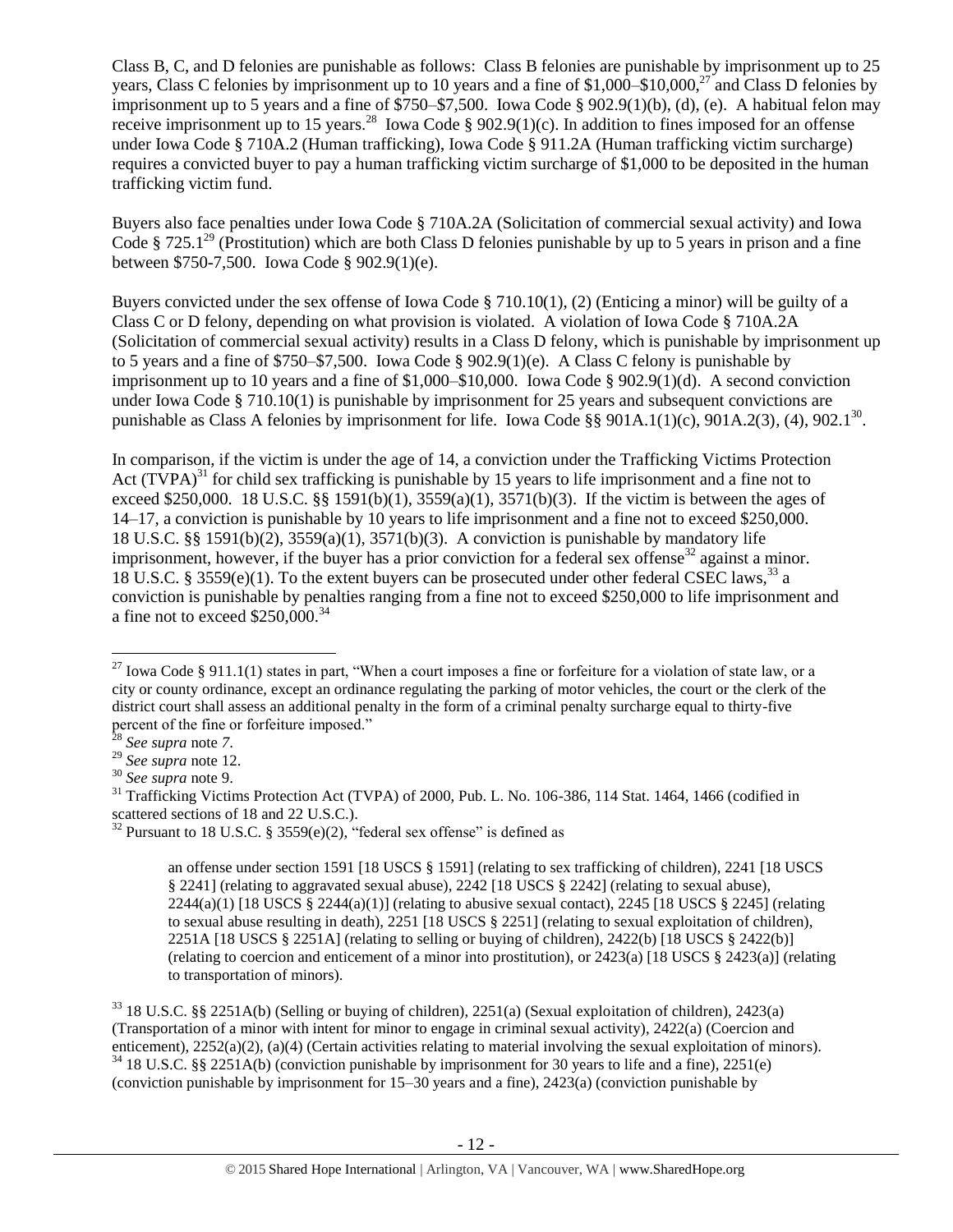Class B, C, and D felonies are punishable as follows: Class B felonies are punishable by imprisonment up to 25 years, Class C felonies by imprisonment up to 10 years and a fine of $1,000–$10,000,[27] and Class D felonies by imprisonment up to 5 years and a fine of $750–$7,500. Iowa Code § 902.9(1)(b), (d), (e). A habitual felon may receive imprisonment up to 15 years.[28] Iowa Code § 902.9(1)(c). In addition to fines imposed for an offense under Iowa Code § 710A.2 (Human trafficking), Iowa Code § 911.2A (Human trafficking victim surcharge) requires a convicted buyer to pay a human trafficking victim surcharge of $1,000 to be deposited in the human trafficking victim fund.

Buyers also face penalties under Iowa Code § 710A.2A (Solicitation of commercial sexual activity) and Iowa Code § 725.1[29] (Prostitution) which are both Class D felonies punishable by up to 5 years in prison and a fine between $750-7,500. Iowa Code § 902.9(1)(e).

Buyers convicted under the sex offense of Iowa Code § 710.10(1), (2) (Enticing a minor) will be guilty of a Class C or D felony, depending on what provision is violated. A violation of Iowa Code § 710A.2A (Solicitation of commercial sexual activity) results in a Class D felony, which is punishable by imprisonment up to 5 years and a fine of $750–$7,500. Iowa Code § 902.9(1)(e). A Class C felony is punishable by imprisonment up to 10 years and a fine of $1,000–$10,000. Iowa Code § 902.9(1)(d). A second conviction under Iowa Code § 710.10(1) is punishable by imprisonment for 25 years and subsequent convictions are punishable as Class A felonies by imprisonment for life. Iowa Code §§ 901A.1(1)(c), 901A.2(3), (4), 902.1[30].

In comparison, if the victim is under the age of 14, a conviction under the Trafficking Victims Protection Act (TVPA)[31] for child sex trafficking is punishable by 15 years to life imprisonment and a fine not to exceed $250,000. 18 U.S.C. §§ 1591(b)(1), 3559(a)(1), 3571(b)(3). If the victim is between the ages of 14–17, a conviction is punishable by 10 years to life imprisonment and a fine not to exceed $250,000. 18 U.S.C. §§ 1591(b)(2), 3559(a)(1), 3571(b)(3). A conviction is punishable by mandatory life imprisonment, however, if the buyer has a prior conviction for a federal sex offense[32] against a minor. 18 U.S.C. § 3559(e)(1). To the extent buyers can be prosecuted under other federal CSEC laws,[33] a conviction is punishable by penalties ranging from a fine not to exceed $250,000 to life imprisonment and a fine not to exceed $250,000.[34]

---

[27] Iowa Code § 911.1(1) states in part, "When a court imposes a fine or forfeiture for a violation of state law, or a city or county ordinance, except an ordinance regulating the parking of motor vehicles, the court or the clerk of the district court shall assess an additional penalty in the form of a criminal penalty surcharge equal to thirty-five percent of the fine or forfeiture imposed."

[28] *See supra* note 7.

[29] *See supra* note 12.

[30] *See supra* note 9.

[31] Trafficking Victims Protection Act (TVPA) of 2000, Pub. L. No. 106-386, 114 Stat. 1464, 1466 (codified in scattered sections of 18 and 22 U.S.C.).

[32] Pursuant to 18 U.S.C. § 3559(e)(2), "federal sex offense" is defined as

> an offense under section 1591 [18 USCS § 1591] (relating to sex trafficking of children), 2241 [18 USCS § 2241] (relating to aggravated sexual abuse), 2242 [18 USCS § 2242] (relating to sexual abuse), 2244(a)(1) [18 USCS § 2244(a)(1)] (relating to abusive sexual contact), 2245 [18 USCS § 2245] (relating to sexual abuse resulting in death), 2251 [18 USCS § 2251] (relating to sexual exploitation of children), 2251A [18 USCS § 2251A] (relating to selling or buying of children), 2422(b) [18 USCS § 2422(b)] (relating to coercion and enticement of a minor into prostitution), or 2423(a) [18 USCS § 2423(a)] (relating to transportation of minors).

[33] 18 U.S.C. §§ 2251A(b) (Selling or buying of children), 2251(a) (Sexual exploitation of children), 2423(a) (Transportation of a minor with intent for minor to engage in criminal sexual activity), 2422(a) (Coercion and enticement), 2252(a)(2), (a)(4) (Certain activities relating to material involving the sexual exploitation of minors).

[34] 18 U.S.C. §§ 2251A(b) (conviction punishable by imprisonment for 30 years to life and a fine), 2251(e) (conviction punishable by imprisonment for 15–30 years and a fine), 2423(a) (conviction punishable by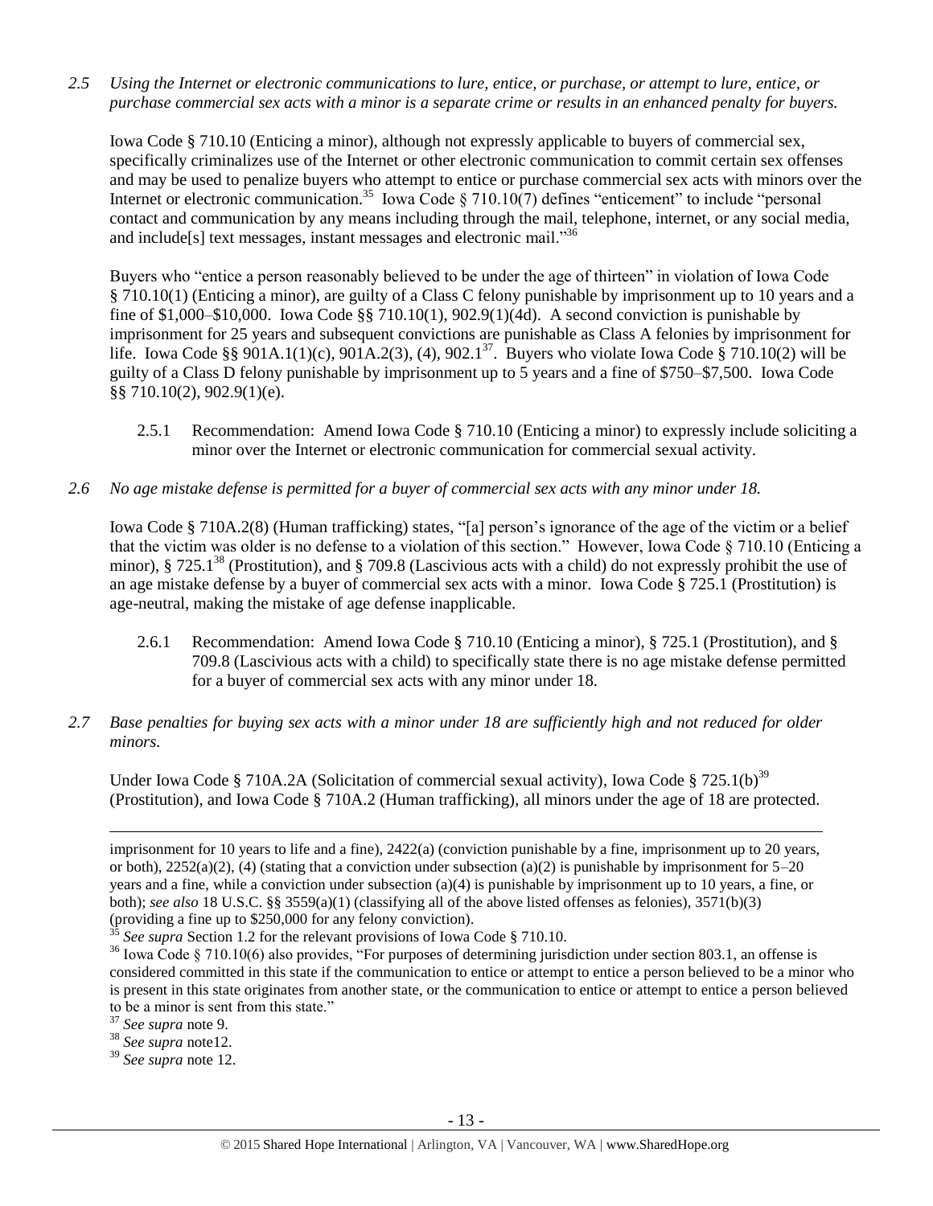*2.5 Using the Internet or electronic communications to lure, entice, or purchase, or attempt to lure, entice, or purchase commercial sex acts with a minor is a separate crime or results in an enhanced penalty for buyers.*

Iowa Code § 710.10 (Enticing a minor), although not expressly applicable to buyers of commercial sex, specifically criminalizes use of the Internet or other electronic communication to commit certain sex offenses and may be used to penalize buyers who attempt to entice or purchase commercial sex acts with minors over the Internet or electronic communication.[35] Iowa Code § 710.10(7) defines "enticement" to include "personal contact and communication by any means including through the mail, telephone, internet, or any social media, and include[s] text messages, instant messages and electronic mail."[36]

Buyers who "entice a person reasonably believed to be under the age of thirteen" in violation of Iowa Code § 710.10(1) (Enticing a minor), are guilty of a Class C felony punishable by imprisonment up to 10 years and a fine of $1,000–$10,000. Iowa Code §§ 710.10(1), 902.9(1)(4d). A second conviction is punishable by imprisonment for 25 years and subsequent convictions are punishable as Class A felonies by imprisonment for life. Iowa Code §§ 901A.1(1)(c), 901A.2(3), (4), 902.1[37]. Buyers who violate Iowa Code § 710.10(2) will be guilty of a Class D felony punishable by imprisonment up to 5 years and a fine of $750–$7,500. Iowa Code §§ 710.10(2), 902.9(1)(e).

2.5.1 Recommendation: Amend Iowa Code § 710.10 (Enticing a minor) to expressly include soliciting a minor over the Internet or electronic communication for commercial sexual activity.

*2.6 No age mistake defense is permitted for a buyer of commercial sex acts with any minor under 18.*

Iowa Code § 710A.2(8) (Human trafficking) states, "[a] person's ignorance of the age of the victim or a belief that the victim was older is no defense to a violation of this section." However, Iowa Code § 710.10 (Enticing a minor), § 725.1[38] (Prostitution), and § 709.8 (Lascivious acts with a child) do not expressly prohibit the use of an age mistake defense by a buyer of commercial sex acts with a minor. Iowa Code § 725.1 (Prostitution) is age-neutral, making the mistake of age defense inapplicable.

2.6.1 Recommendation: Amend Iowa Code § 710.10 (Enticing a minor), § 725.1 (Prostitution), and § 709.8 (Lascivious acts with a child) to specifically state there is no age mistake defense permitted for a buyer of commercial sex acts with any minor under 18.

*2.7 Base penalties for buying sex acts with a minor under 18 are sufficiently high and not reduced for older minors.*

Under Iowa Code § 710A.2A (Solicitation of commercial sexual activity), Iowa Code § 725.1(b)[39] (Prostitution), and Iowa Code § 710A.2 (Human trafficking), all minors under the age of 18 are protected.

---

imprisonment for 10 years to life and a fine), 2422(a) (conviction punishable by a fine, imprisonment up to 20 years, or both), 2252(a)(2), (4) (stating that a conviction under subsection (a)(2) is punishable by imprisonment for 5–20 years and a fine, while a conviction under subsection (a)(4) is punishable by imprisonment up to 10 years, a fine, or both); *see also* 18 U.S.C. §§ 3559(a)(1) (classifying all of the above listed offenses as felonies), 3571(b)(3) (providing a fine up to $250,000 for any felony conviction).

[35] *See supra* Section 1.2 for the relevant provisions of Iowa Code § 710.10.

[36] Iowa Code § 710.10(6) also provides, "For purposes of determining jurisdiction under section 803.1, an offense is considered committed in this state if the communication to entice or attempt to entice a person believed to be a minor who is present in this state originates from another state, or the communication to entice or attempt to entice a person believed to be a minor is sent from this state."

[37] *See supra* note 9.

[38] *See supra* note12.

[39] *See supra* note 12.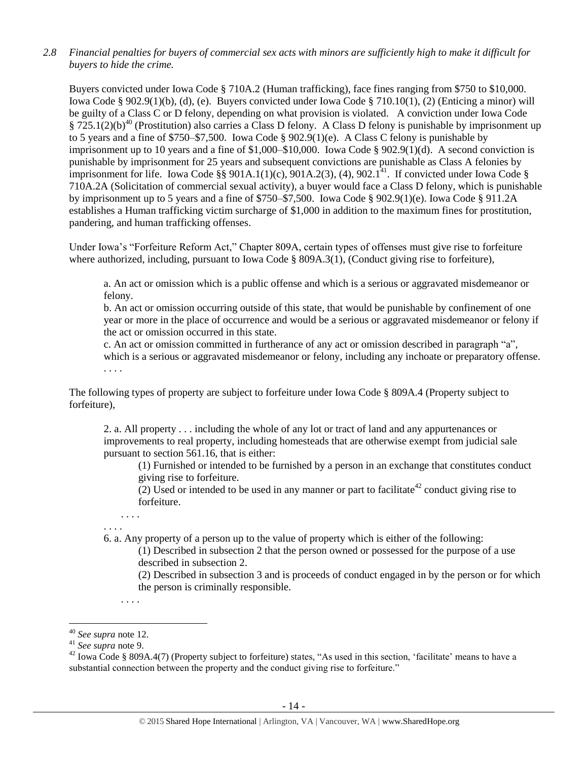*2.8 Financial penalties for buyers of commercial sex acts with minors are sufficiently high to make it difficult for buyers to hide the crime.*

Buyers convicted under Iowa Code § 710A.2 (Human trafficking), face fines ranging from $750 to $10,000. Iowa Code § 902.9(1)(b), (d), (e). Buyers convicted under Iowa Code § 710.10(1), (2) (Enticing a minor) will be guilty of a Class C or D felony, depending on what provision is violated. A conviction under Iowa Code § 725.1(2)(b)[40] (Prostitution) also carries a Class D felony. A Class D felony is punishable by imprisonment up to 5 years and a fine of $750–$7,500. Iowa Code § 902.9(1)(e). A Class C felony is punishable by imprisonment up to 10 years and a fine of $1,000–$10,000. Iowa Code § 902.9(1)(d). A second conviction is punishable by imprisonment for 25 years and subsequent convictions are punishable as Class A felonies by imprisonment for life. Iowa Code §§ 901A.1(1)(c), 901A.2(3), (4), 902.1[41]. If convicted under Iowa Code § 710A.2A (Solicitation of commercial sexual activity), a buyer would face a Class D felony, which is punishable by imprisonment up to 5 years and a fine of $750–$7,500. Iowa Code § 902.9(1)(e). Iowa Code § 911.2A establishes a Human trafficking victim surcharge of $1,000 in addition to the maximum fines for prostitution, pandering, and human trafficking offenses.

Under Iowa's "Forfeiture Reform Act," Chapter 809A, certain types of offenses must give rise to forfeiture where authorized, including, pursuant to Iowa Code § 809A.3(1), (Conduct giving rise to forfeiture),

> a. An act or omission which is a public offense and which is a serious or aggravated misdemeanor or felony.
> b. An act or omission occurring outside of this state, that would be punishable by confinement of one year or more in the place of occurrence and would be a serious or aggravated misdemeanor or felony if the act or omission occurred in this state.
> c. An act or omission committed in furtherance of any act or omission described in paragraph "a", which is a serious or aggravated misdemeanor or felony, including any inchoate or preparatory offense.
> . . . .

The following types of property are subject to forfeiture under Iowa Code § 809A.4 (Property subject to forfeiture),

> 2. a. All property . . . including the whole of any lot or tract of land and any appurtenances or improvements to real property, including homesteads that are otherwise exempt from judicial sale pursuant to section 561.16, that is either:
>
> (1) Furnished or intended to be furnished by a person in an exchange that constitutes conduct giving rise to forfeiture.
> (2) Used or intended to be used in any manner or part to facilitate[42] conduct giving rise to forfeiture.
>
> . . . .
>
> . . . .
>
> 6. a. Any property of a person up to the value of property which is either of the following:
>
> (1) Described in subsection 2 that the person owned or possessed for the purpose of a use described in subsection 2.
> (2) Described in subsection 3 and is proceeds of conduct engaged in by the person or for which the person is criminally responsible.
>
> . . . .

---

[40] *See supra* note 12.

[41] *See supra* note 9.

[42] Iowa Code § 809A.4(7) (Property subject to forfeiture) states, "As used in this section, 'facilitate' means to have a substantial connection between the property and the conduct giving rise to forfeiture."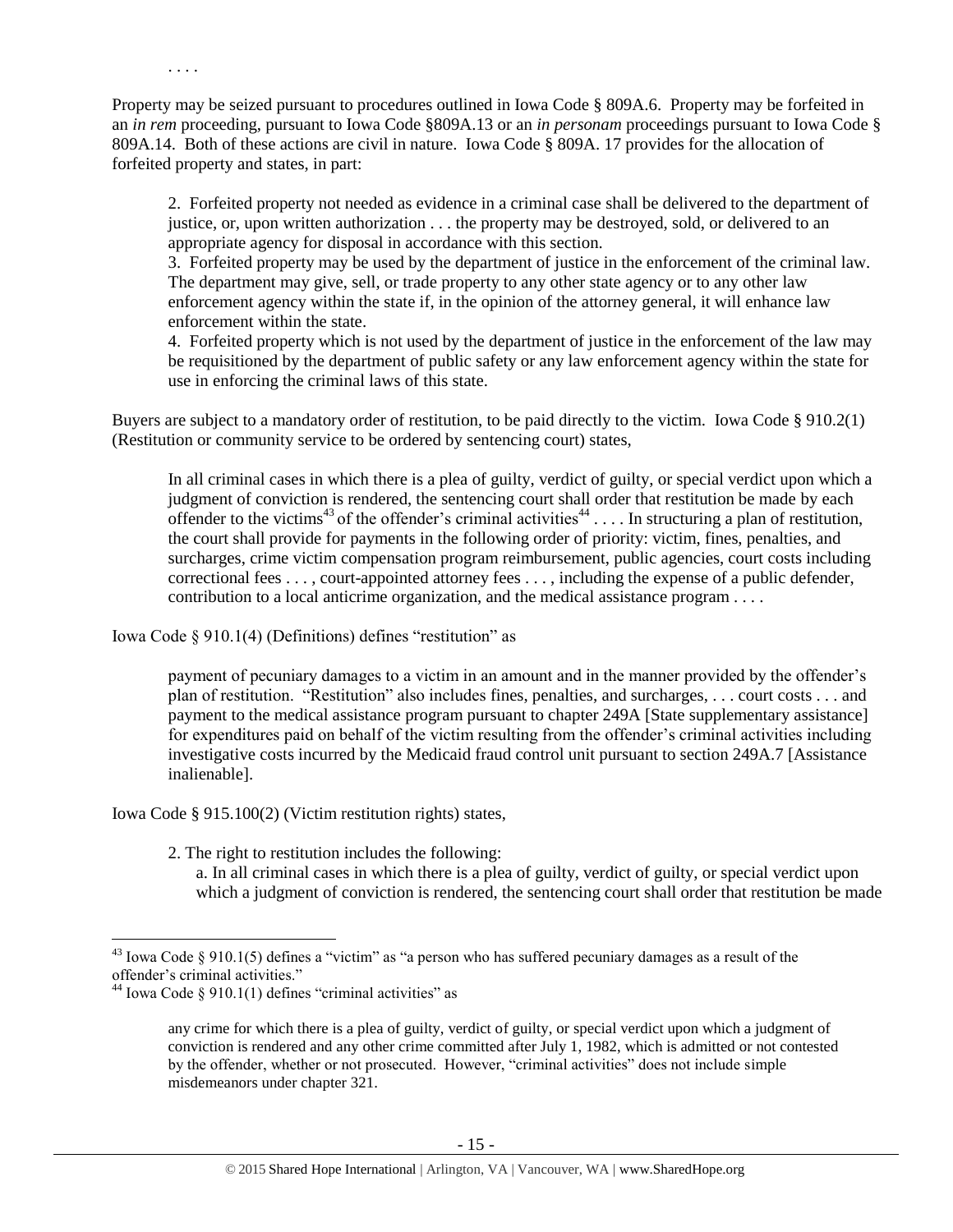. . . .

Property may be seized pursuant to procedures outlined in Iowa Code § 809A.6. Property may be forfeited in an *in rem* proceeding, pursuant to Iowa Code §809A.13 or an *in personam* proceedings pursuant to Iowa Code § 809A.14. Both of these actions are civil in nature. Iowa Code § 809A. 17 provides for the allocation of forfeited property and states, in part:

> 2. Forfeited property not needed as evidence in a criminal case shall be delivered to the department of justice, or, upon written authorization . . . the property may be destroyed, sold, or delivered to an appropriate agency for disposal in accordance with this section.
> 3. Forfeited property may be used by the department of justice in the enforcement of the criminal law. The department may give, sell, or trade property to any other state agency or to any other law enforcement agency within the state if, in the opinion of the attorney general, it will enhance law enforcement within the state.
> 4. Forfeited property which is not used by the department of justice in the enforcement of the law may be requisitioned by the department of public safety or any law enforcement agency within the state for use in enforcing the criminal laws of this state.

Buyers are subject to a mandatory order of restitution, to be paid directly to the victim. Iowa Code § 910.2(1) (Restitution or community service to be ordered by sentencing court) states,

> In all criminal cases in which there is a plea of guilty, verdict of guilty, or special verdict upon which a judgment of conviction is rendered, the sentencing court shall order that restitution be made by each offender to the victims[43] of the offender's criminal activities[44] . . . . In structuring a plan of restitution, the court shall provide for payments in the following order of priority: victim, fines, penalties, and surcharges, crime victim compensation program reimbursement, public agencies, court costs including correctional fees . . . , court-appointed attorney fees . . . , including the expense of a public defender, contribution to a local anticrime organization, and the medical assistance program . . . .

Iowa Code § 910.1(4) (Definitions) defines "restitution" as

> payment of pecuniary damages to a victim in an amount and in the manner provided by the offender's plan of restitution. "Restitution" also includes fines, penalties, and surcharges, . . . court costs . . . and payment to the medical assistance program pursuant to chapter 249A [State supplementary assistance] for expenditures paid on behalf of the victim resulting from the offender's criminal activities including investigative costs incurred by the Medicaid fraud control unit pursuant to section 249A.7 [Assistance inalienable].

Iowa Code § 915.100(2) (Victim restitution rights) states,

> 2. The right to restitution includes the following:
> a. In all criminal cases in which there is a plea of guilty, verdict of guilty, or special verdict upon which a judgment of conviction is rendered, the sentencing court shall order that restitution be made

---

[43] Iowa Code § 910.1(5) defines a "victim" as "a person who has suffered pecuniary damages as a result of the offender's criminal activities."

[44] Iowa Code § 910.1(1) defines "criminal activities" as

> any crime for which there is a plea of guilty, verdict of guilty, or special verdict upon which a judgment of conviction is rendered and any other crime committed after July 1, 1982, which is admitted or not contested by the offender, whether or not prosecuted. However, "criminal activities" does not include simple misdemeanors under chapter 321.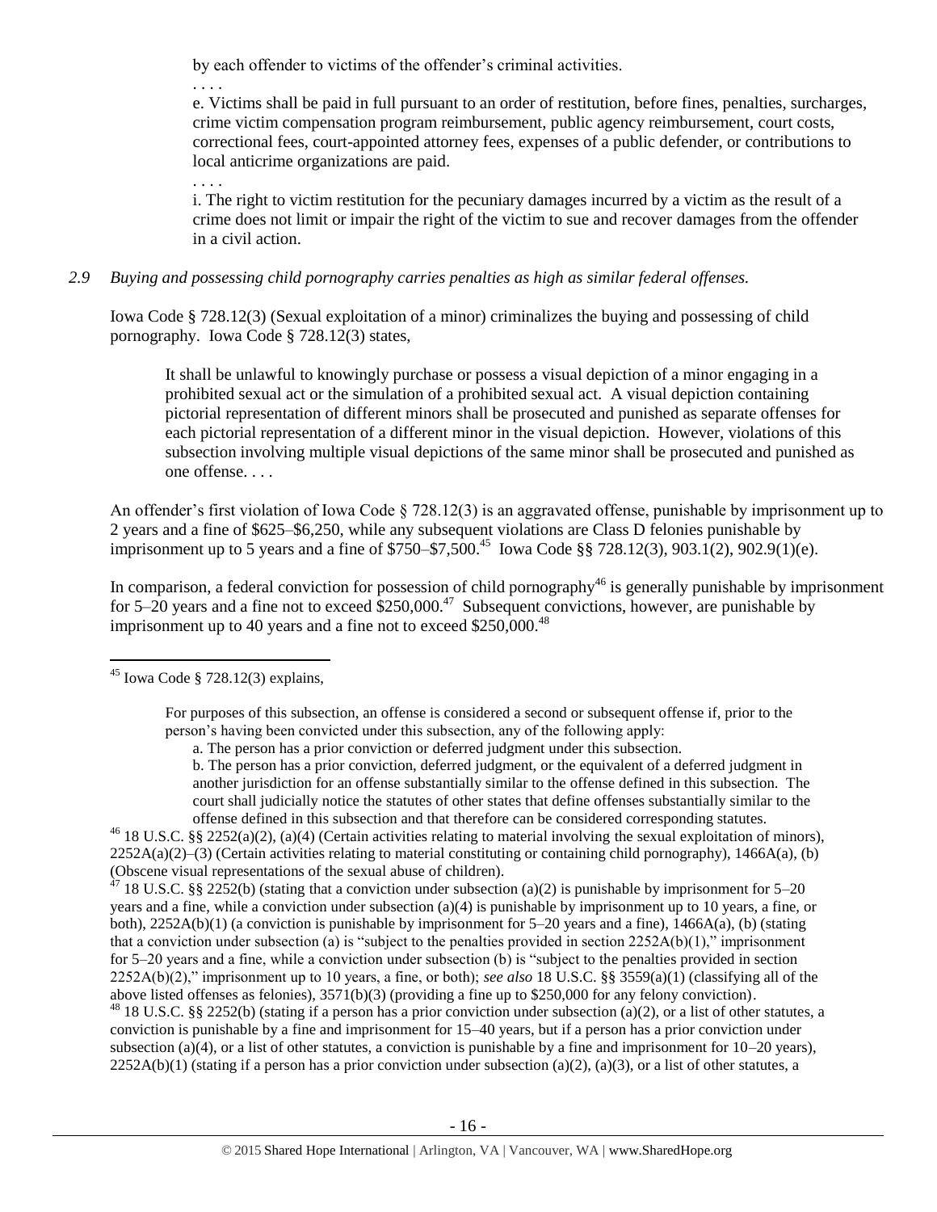by each offender to victims of the offender's criminal activities.

. . . .

e. Victims shall be paid in full pursuant to an order of restitution, before fines, penalties, surcharges, crime victim compensation program reimbursement, public agency reimbursement, court costs, correctional fees, court-appointed attorney fees, expenses of a public defender, or contributions to local anticrime organizations are paid.

. . . .

i. The right to victim restitution for the pecuniary damages incurred by a victim as the result of a crime does not limit or impair the right of the victim to sue and recover damages from the offender in a civil action.

*2.9 Buying and possessing child pornography carries penalties as high as similar federal offenses.*

Iowa Code § 728.12(3) (Sexual exploitation of a minor) criminalizes the buying and possessing of child pornography. Iowa Code § 728.12(3) states,

> It shall be unlawful to knowingly purchase or possess a visual depiction of a minor engaging in a prohibited sexual act or the simulation of a prohibited sexual act. A visual depiction containing pictorial representation of different minors shall be prosecuted and punished as separate offenses for each pictorial representation of a different minor in the visual depiction. However, violations of this subsection involving multiple visual depictions of the same minor shall be prosecuted and punished as one offense. . . .

An offender's first violation of Iowa Code § 728.12(3) is an aggravated offense, punishable by imprisonment up to 2 years and a fine of $625–$6,250, while any subsequent violations are Class D felonies punishable by imprisonment up to 5 years and a fine of $750–$7,500.[45] Iowa Code §§ 728.12(3), 903.1(2), 902.9(1)(e).

In comparison, a federal conviction for possession of child pornography[46] is generally punishable by imprisonment for 5–20 years and a fine not to exceed $250,000.[47] Subsequent convictions, however, are punishable by imprisonment up to 40 years and a fine not to exceed $250,000.[48]

---

[45] Iowa Code § 728.12(3) explains,

> For purposes of this subsection, an offense is considered a second or subsequent offense if, prior to the person's having been convicted under this subsection, any of the following apply:
>
> a. The person has a prior conviction or deferred judgment under this subsection.
>
> b. The person has a prior conviction, deferred judgment, or the equivalent of a deferred judgment in another jurisdiction for an offense substantially similar to the offense defined in this subsection. The court shall judicially notice the statutes of other states that define offenses substantially similar to the offense defined in this subsection and that therefore can be considered corresponding statutes.

[46] 18 U.S.C. §§ 2252(a)(2), (a)(4) (Certain activities relating to material involving the sexual exploitation of minors), 2252A(a)(2)–(3) (Certain activities relating to material constituting or containing child pornography), 1466A(a), (b) (Obscene visual representations of the sexual abuse of children).

[47] 18 U.S.C. §§ 2252(b) (stating that a conviction under subsection (a)(2) is punishable by imprisonment for 5–20 years and a fine, while a conviction under subsection (a)(4) is punishable by imprisonment up to 10 years, a fine, or both), 2252A(b)(1) (a conviction is punishable by imprisonment for 5–20 years and a fine), 1466A(a), (b) (stating that a conviction under subsection (a) is "subject to the penalties provided in section 2252A(b)(1)," imprisonment for 5–20 years and a fine, while a conviction under subsection (b) is "subject to the penalties provided in section 2252A(b)(2)," imprisonment up to 10 years, a fine, or both); *see also* 18 U.S.C. §§ 3559(a)(1) (classifying all of the above listed offenses as felonies), 3571(b)(3) (providing a fine up to $250,000 for any felony conviction).

[48] 18 U.S.C. §§ 2252(b) (stating if a person has a prior conviction under subsection (a)(2), or a list of other statutes, a conviction is punishable by a fine and imprisonment for 15–40 years, but if a person has a prior conviction under subsection (a)(4), or a list of other statutes, a conviction is punishable by a fine and imprisonment for 10–20 years), 2252A(b)(1) (stating if a person has a prior conviction under subsection (a)(2), (a)(3), or a list of other statutes, a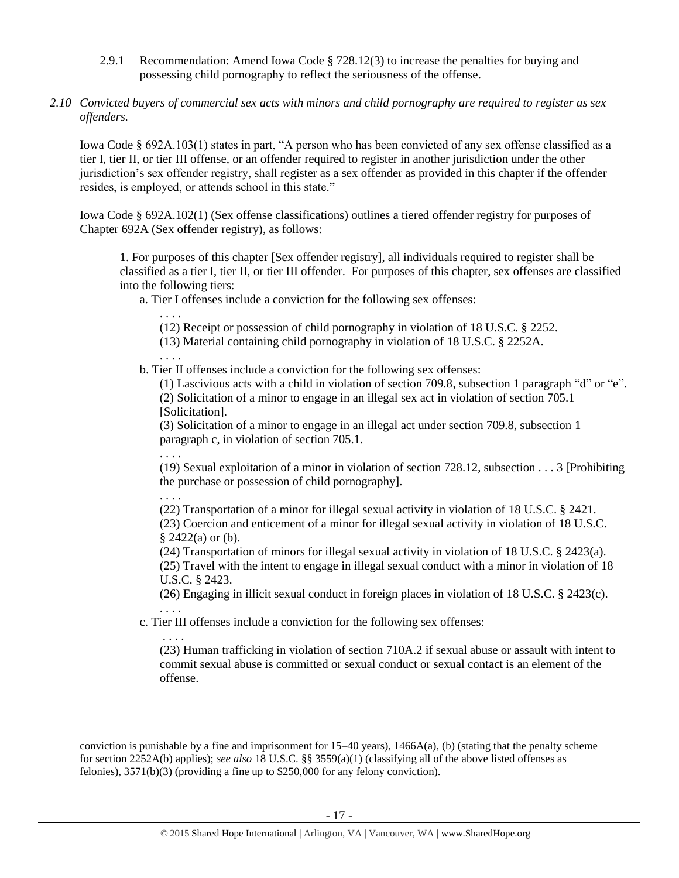2.9.1 Recommendation: Amend Iowa Code § 728.12(3) to increase the penalties for buying and possessing child pornography to reflect the seriousness of the offense.

*2.10 Convicted buyers of commercial sex acts with minors and child pornography are required to register as sex offenders.*

Iowa Code § 692A.103(1) states in part, "A person who has been convicted of any sex offense classified as a tier I, tier II, or tier III offense, or an offender required to register in another jurisdiction under the other jurisdiction's sex offender registry, shall register as a sex offender as provided in this chapter if the offender resides, is employed, or attends school in this state."

Iowa Code § 692A.102(1) (Sex offense classifications) outlines a tiered offender registry for purposes of Chapter 692A (Sex offender registry), as follows:

> 1. For purposes of this chapter [Sex offender registry], all individuals required to register shall be classified as a tier I, tier II, or tier III offender. For purposes of this chapter, sex offenses are classified into the following tiers:
>
> a. Tier I offenses include a conviction for the following sex offenses:
>
> . . . .
>
> (12) Receipt or possession of child pornography in violation of 18 U.S.C. § 2252.
>
> (13) Material containing child pornography in violation of 18 U.S.C. § 2252A.
>
> . . . .
>
> b. Tier II offenses include a conviction for the following sex offenses:
>
> (1) Lascivious acts with a child in violation of section 709.8, subsection 1 paragraph "d" or "e".
>
> (2) Solicitation of a minor to engage in an illegal sex act in violation of section 705.1 [Solicitation].
>
> (3) Solicitation of a minor to engage in an illegal act under section 709.8, subsection 1 paragraph c, in violation of section 705.1.
>
> . . . .
>
> (19) Sexual exploitation of a minor in violation of section 728.12, subsection . . . 3 [Prohibiting the purchase or possession of child pornography].
>
> . . . .
>
> (22) Transportation of a minor for illegal sexual activity in violation of 18 U.S.C. § 2421.
>
> (23) Coercion and enticement of a minor for illegal sexual activity in violation of 18 U.S.C. § 2422(a) or (b).
>
> (24) Transportation of minors for illegal sexual activity in violation of 18 U.S.C. § 2423(a).
>
> (25) Travel with the intent to engage in illegal sexual conduct with a minor in violation of 18 U.S.C. § 2423.
>
> (26) Engaging in illicit sexual conduct in foreign places in violation of 18 U.S.C. § 2423(c).
>
> . . . .
>
> c. Tier III offenses include a conviction for the following sex offenses:
>
> . . . .
>
> (23) Human trafficking in violation of section 710A.2 if sexual abuse or assault with intent to commit sexual abuse is committed or sexual conduct or sexual contact is an element of the offense.

---

conviction is punishable by a fine and imprisonment for 15–40 years), 1466A(a), (b) (stating that the penalty scheme for section 2252A(b) applies); *see also* 18 U.S.C. §§ 3559(a)(1) (classifying all of the above listed offenses as felonies), 3571(b)(3) (providing a fine up to $250,000 for any felony conviction).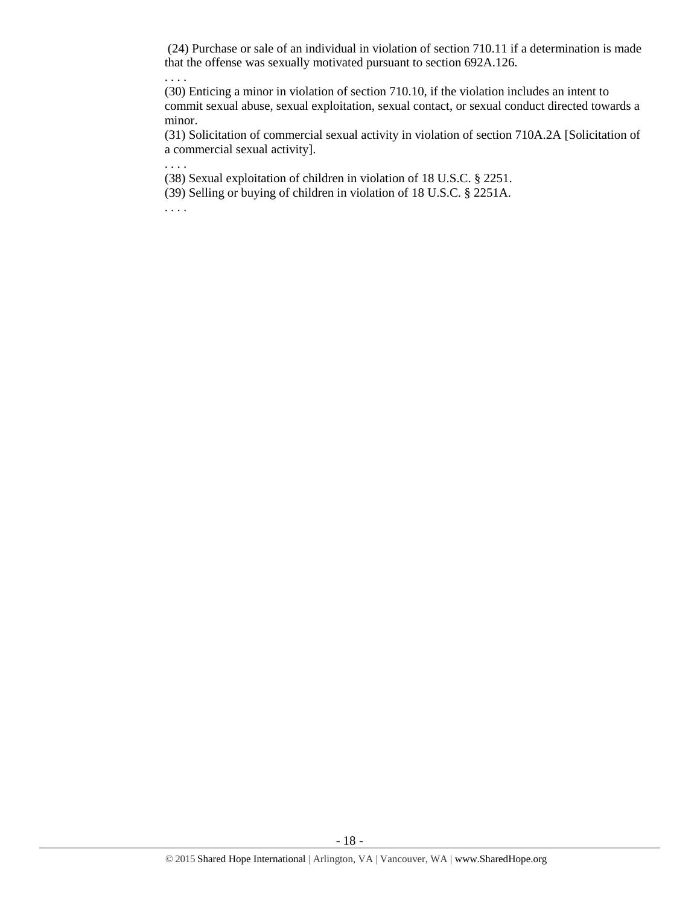(24) Purchase or sale of an individual in violation of section 710.11 if a determination is made that the offense was sexually motivated pursuant to section 692A.126.

. . . .

(30) Enticing a minor in violation of section 710.10, if the violation includes an intent to commit sexual abuse, sexual exploitation, sexual contact, or sexual conduct directed towards a minor.

(31) Solicitation of commercial sexual activity in violation of section 710A.2A [Solicitation of a commercial sexual activity].

. . . .

(38) Sexual exploitation of children in violation of 18 U.S.C. § 2251.

(39) Selling or buying of children in violation of 18 U.S.C. § 2251A.

. . . .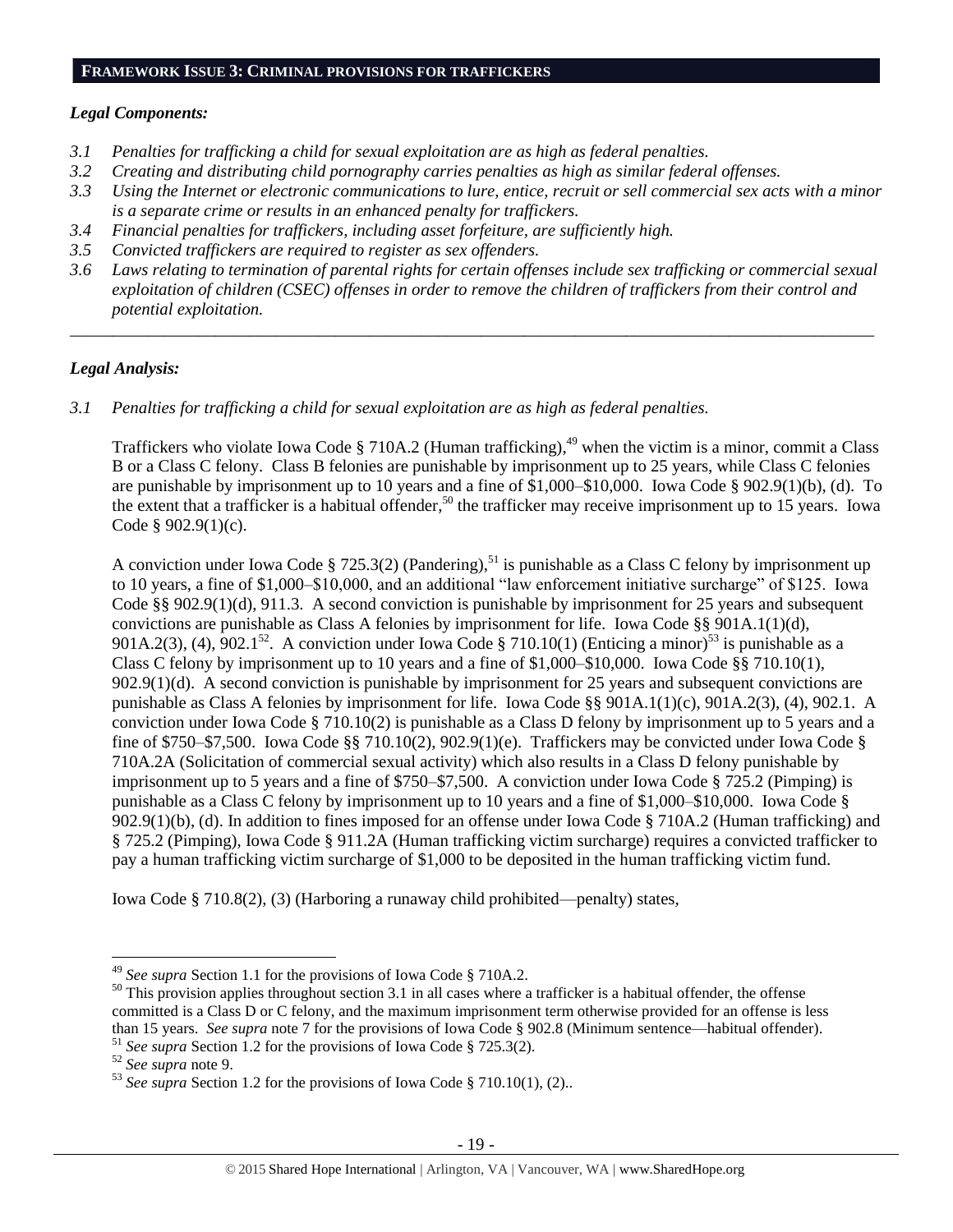## FRAMEWORK ISSUE 3: CRIMINAL PROVISIONS FOR TRAFFICKERS

### *Legal Components:*

*3.1 Penalties for trafficking a child for sexual exploitation are as high as federal penalties.*
*3.2 Creating and distributing child pornography carries penalties as high as similar federal offenses.*
*3.3 Using the Internet or electronic communications to lure, entice, recruit or sell commercial sex acts with a minor is a separate crime or results in an enhanced penalty for traffickers.*
*3.4 Financial penalties for traffickers, including asset forfeiture, are sufficiently high.*
*3.5 Convicted traffickers are required to register as sex offenders.*
*3.6 Laws relating to termination of parental rights for certain offenses include sex trafficking or commercial sexual exploitation of children (CSEC) offenses in order to remove the children of traffickers from their control and potential exploitation.*

---

### *Legal Analysis:*

*3.1 Penalties for trafficking a child for sexual exploitation are as high as federal penalties.*

Traffickers who violate Iowa Code § 710A.2 (Human trafficking),[49] when the victim is a minor, commit a Class B or a Class C felony. Class B felonies are punishable by imprisonment up to 25 years, while Class C felonies are punishable by imprisonment up to 10 years and a fine of $1,000–$10,000. Iowa Code § 902.9(1)(b), (d). To the extent that a trafficker is a habitual offender,[50] the trafficker may receive imprisonment up to 15 years. Iowa Code § 902.9(1)(c).

A conviction under Iowa Code § 725.3(2) (Pandering),[51] is punishable as a Class C felony by imprisonment up to 10 years, a fine of $1,000–$10,000, and an additional "law enforcement initiative surcharge" of $125. Iowa Code §§ 902.9(1)(d), 911.3. A second conviction is punishable by imprisonment for 25 years and subsequent convictions are punishable as Class A felonies by imprisonment for life. Iowa Code §§ 901A.1(1)(d), 901A.2(3), (4), 902.1[52]. A conviction under Iowa Code § 710.10(1) (Enticing a minor)[53] is punishable as a Class C felony by imprisonment up to 10 years and a fine of $1,000–$10,000. Iowa Code §§ 710.10(1), 902.9(1)(d). A second conviction is punishable by imprisonment for 25 years and subsequent convictions are punishable as Class A felonies by imprisonment for life. Iowa Code §§ 901A.1(1)(c), 901A.2(3), (4), 902.1. A conviction under Iowa Code § 710.10(2) is punishable as a Class D felony by imprisonment up to 5 years and a fine of $750–$7,500. Iowa Code §§ 710.10(2), 902.9(1)(e). Traffickers may be convicted under Iowa Code § 710A.2A (Solicitation of commercial sexual activity) which also results in a Class D felony punishable by imprisonment up to 5 years and a fine of $750–$7,500. A conviction under Iowa Code § 725.2 (Pimping) is punishable as a Class C felony by imprisonment up to 10 years and a fine of $1,000–$10,000. Iowa Code § 902.9(1)(b), (d). In addition to fines imposed for an offense under Iowa Code § 710A.2 (Human trafficking) and § 725.2 (Pimping), Iowa Code § 911.2A (Human trafficking victim surcharge) requires a convicted trafficker to pay a human trafficking victim surcharge of $1,000 to be deposited in the human trafficking victim fund.

Iowa Code § 710.8(2), (3) (Harboring a runaway child prohibited—penalty) states,

---

[49] *See supra* Section 1.1 for the provisions of Iowa Code § 710A.2.
[50] This provision applies throughout section 3.1 in all cases where a trafficker is a habitual offender, the offense committed is a Class D or C felony, and the maximum imprisonment term otherwise provided for an offense is less than 15 years. *See supra* note 7 for the provisions of Iowa Code § 902.8 (Minimum sentence—habitual offender).
[51] *See supra* Section 1.2 for the provisions of Iowa Code § 725.3(2).
[52] *See supra* note 9.
[53] *See supra* Section 1.2 for the provisions of Iowa Code § 710.10(1), (2)..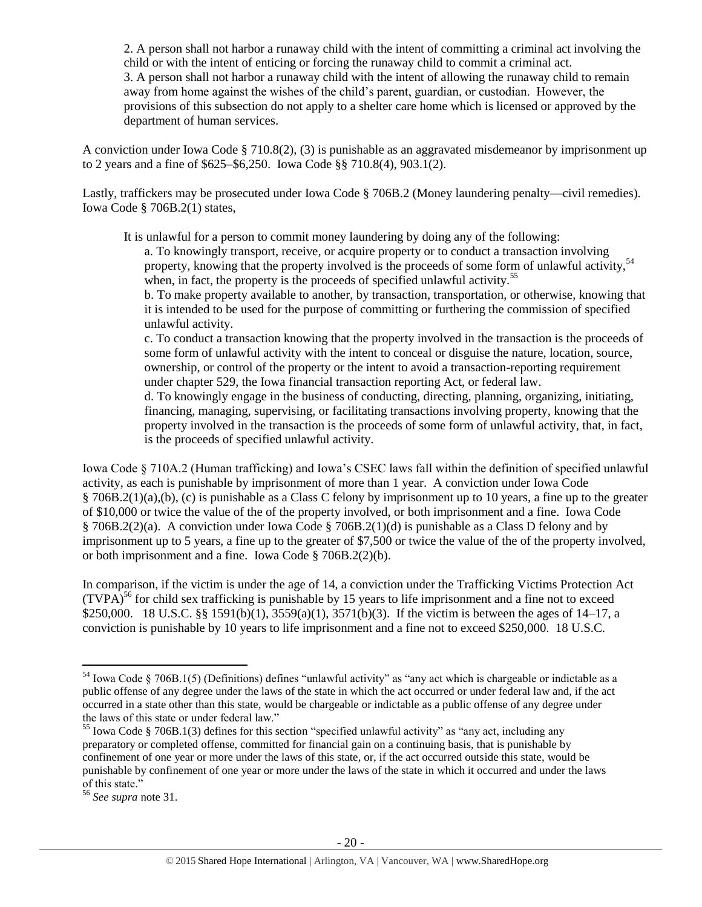> 2. A person shall not harbor a runaway child with the intent of committing a criminal act involving the child or with the intent of enticing or forcing the runaway child to commit a criminal act.
> 3. A person shall not harbor a runaway child with the intent of allowing the runaway child to remain away from home against the wishes of the child's parent, guardian, or custodian. However, the provisions of this subsection do not apply to a shelter care home which is licensed or approved by the department of human services.

A conviction under Iowa Code § 710.8(2), (3) is punishable as an aggravated misdemeanor by imprisonment up to 2 years and a fine of $625–$6,250. Iowa Code §§ 710.8(4), 903.1(2).

Lastly, traffickers may be prosecuted under Iowa Code § 706B.2 (Money laundering penalty—civil remedies). Iowa Code § 706B.2(1) states,

> It is unlawful for a person to commit money laundering by doing any of the following:
>
> a. To knowingly transport, receive, or acquire property or to conduct a transaction involving property, knowing that the property involved is the proceeds of some form of unlawful activity,[54] when, in fact, the property is the proceeds of specified unlawful activity.[55]
>
> b. To make property available to another, by transaction, transportation, or otherwise, knowing that it is intended to be used for the purpose of committing or furthering the commission of specified unlawful activity.
>
> c. To conduct a transaction knowing that the property involved in the transaction is the proceeds of some form of unlawful activity with the intent to conceal or disguise the nature, location, source, ownership, or control of the property or the intent to avoid a transaction-reporting requirement under chapter 529, the Iowa financial transaction reporting Act, or federal law.
>
> d. To knowingly engage in the business of conducting, directing, planning, organizing, initiating, financing, managing, supervising, or facilitating transactions involving property, knowing that the property involved in the transaction is the proceeds of some form of unlawful activity, that, in fact, is the proceeds of specified unlawful activity.

Iowa Code § 710A.2 (Human trafficking) and Iowa's CSEC laws fall within the definition of specified unlawful activity, as each is punishable by imprisonment of more than 1 year. A conviction under Iowa Code § 706B.2(1)(a),(b), (c) is punishable as a Class C felony by imprisonment up to 10 years, a fine up to the greater of $10,000 or twice the value of the of the property involved, or both imprisonment and a fine. Iowa Code § 706B.2(2)(a). A conviction under Iowa Code § 706B.2(1)(d) is punishable as a Class D felony and by imprisonment up to 5 years, a fine up to the greater of $7,500 or twice the value of the of the property involved, or both imprisonment and a fine. Iowa Code § 706B.2(2)(b).

In comparison, if the victim is under the age of 14, a conviction under the Trafficking Victims Protection Act (TVPA)[56] for child sex trafficking is punishable by 15 years to life imprisonment and a fine not to exceed $250,000. 18 U.S.C. §§ 1591(b)(1), 3559(a)(1), 3571(b)(3). If the victim is between the ages of 14–17, a conviction is punishable by 10 years to life imprisonment and a fine not to exceed $250,000. 18 U.S.C.

---

[54] Iowa Code § 706B.1(5) (Definitions) defines "unlawful activity" as "any act which is chargeable or indictable as a public offense of any degree under the laws of the state in which the act occurred or under federal law and, if the act occurred in a state other than this state, would be chargeable or indictable as a public offense of any degree under the laws of this state or under federal law."

[55] Iowa Code § 706B.1(3) defines for this section "specified unlawful activity" as "any act, including any preparatory or completed offense, committed for financial gain on a continuing basis, that is punishable by confinement of one year or more under the laws of this state, or, if the act occurred outside this state, would be punishable by confinement of one year or more under the laws of the state in which it occurred and under the laws of this state."

[56] *See supra* note 31.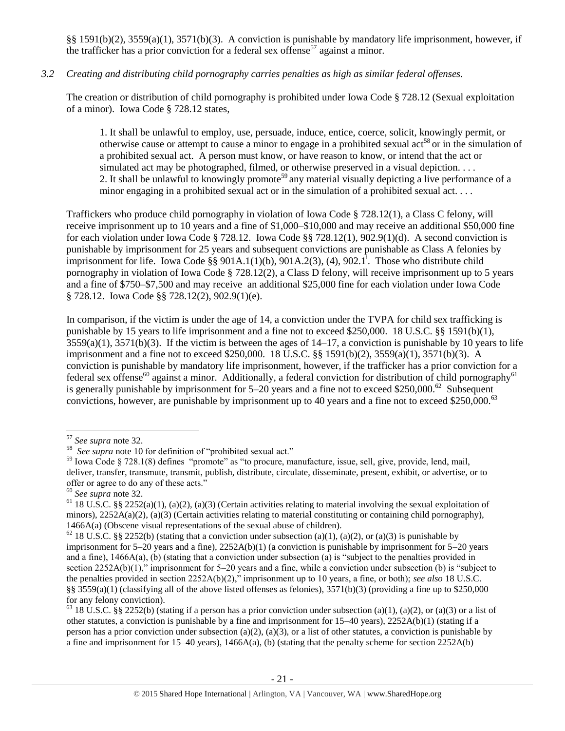§§ 1591(b)(2), 3559(a)(1), 3571(b)(3). A conviction is punishable by mandatory life imprisonment, however, if the trafficker has a prior conviction for a federal sex offense[57] against a minor.

*3.2 Creating and distributing child pornography carries penalties as high as similar federal offenses.*

The creation or distribution of child pornography is prohibited under Iowa Code § 728.12 (Sexual exploitation of a minor). Iowa Code § 728.12 states,

> 1. It shall be unlawful to employ, use, persuade, induce, entice, coerce, solicit, knowingly permit, or otherwise cause or attempt to cause a minor to engage in a prohibited sexual act[58] or in the simulation of a prohibited sexual act. A person must know, or have reason to know, or intend that the act or simulated act may be photographed, filmed, or otherwise preserved in a visual depiction. . . .
> 2. It shall be unlawful to knowingly promote[59] any material visually depicting a live performance of a minor engaging in a prohibited sexual act or in the simulation of a prohibited sexual act. . . .

Traffickers who produce child pornography in violation of Iowa Code § 728.12(1), a Class C felony, will receive imprisonment up to 10 years and a fine of $1,000–$10,000 and may receive an additional $50,000 fine for each violation under Iowa Code § 728.12. Iowa Code §§ 728.12(1), 902.9(1)(d). A second conviction is punishable by imprisonment for 25 years and subsequent convictions are punishable as Class A felonies by imprisonment for life. Iowa Code §§ 901A.1(1)(b), 901A.2(3), (4), 902.1[i]. Those who distribute child pornography in violation of Iowa Code § 728.12(2), a Class D felony, will receive imprisonment up to 5 years and a fine of $750–$7,500 and may receive an additional $25,000 fine for each violation under Iowa Code § 728.12. Iowa Code §§ 728.12(2), 902.9(1)(e).

In comparison, if the victim is under the age of 14, a conviction under the TVPA for child sex trafficking is punishable by 15 years to life imprisonment and a fine not to exceed $250,000. 18 U.S.C. §§ 1591(b)(1), 3559(a)(1), 3571(b)(3). If the victim is between the ages of 14–17, a conviction is punishable by 10 years to life imprisonment and a fine not to exceed $250,000. 18 U.S.C. §§ 1591(b)(2), 3559(a)(1), 3571(b)(3). A conviction is punishable by mandatory life imprisonment, however, if the trafficker has a prior conviction for a federal sex offense[60] against a minor. Additionally, a federal conviction for distribution of child pornography[61] is generally punishable by imprisonment for 5–20 years and a fine not to exceed $250,000.[62] Subsequent convictions, however, are punishable by imprisonment up to 40 years and a fine not to exceed $250,000.[63]

---

[57] *See supra* note 32.

[58] *See supra* note 10 for definition of "prohibited sexual act."

[59] Iowa Code § 728.1(8) defines "promote" as "to procure, manufacture, issue, sell, give, provide, lend, mail, deliver, transfer, transmute, transmit, publish, distribute, circulate, disseminate, present, exhibit, or advertise, or to offer or agree to do any of these acts."

[60] *See supra* note 32.

[61] 18 U.S.C. §§ 2252(a)(1), (a)(2), (a)(3) (Certain activities relating to material involving the sexual exploitation of minors), 2252A(a)(2), (a)(3) (Certain activities relating to material constituting or containing child pornography), 1466A(a) (Obscene visual representations of the sexual abuse of children).

[62] 18 U.S.C. §§ 2252(b) (stating that a conviction under subsection (a)(1), (a)(2), or (a)(3) is punishable by imprisonment for 5–20 years and a fine), 2252A(b)(1) (a conviction is punishable by imprisonment for 5–20 years and a fine), 1466A(a), (b) (stating that a conviction under subsection (a) is "subject to the penalties provided in section 2252A(b)(1)," imprisonment for 5–20 years and a fine, while a conviction under subsection (b) is "subject to the penalties provided in section 2252A(b)(2)," imprisonment up to 10 years, a fine, or both); *see also* 18 U.S.C. §§ 3559(a)(1) (classifying all of the above listed offenses as felonies), 3571(b)(3) (providing a fine up to $250,000 for any felony conviction).

[63] 18 U.S.C. §§ 2252(b) (stating if a person has a prior conviction under subsection (a)(1), (a)(2), or (a)(3) or a list of other statutes, a conviction is punishable by a fine and imprisonment for 15–40 years), 2252A(b)(1) (stating if a person has a prior conviction under subsection (a)(2), (a)(3), or a list of other statutes, a conviction is punishable by a fine and imprisonment for 15–40 years), 1466A(a), (b) (stating that the penalty scheme for section 2252A(b)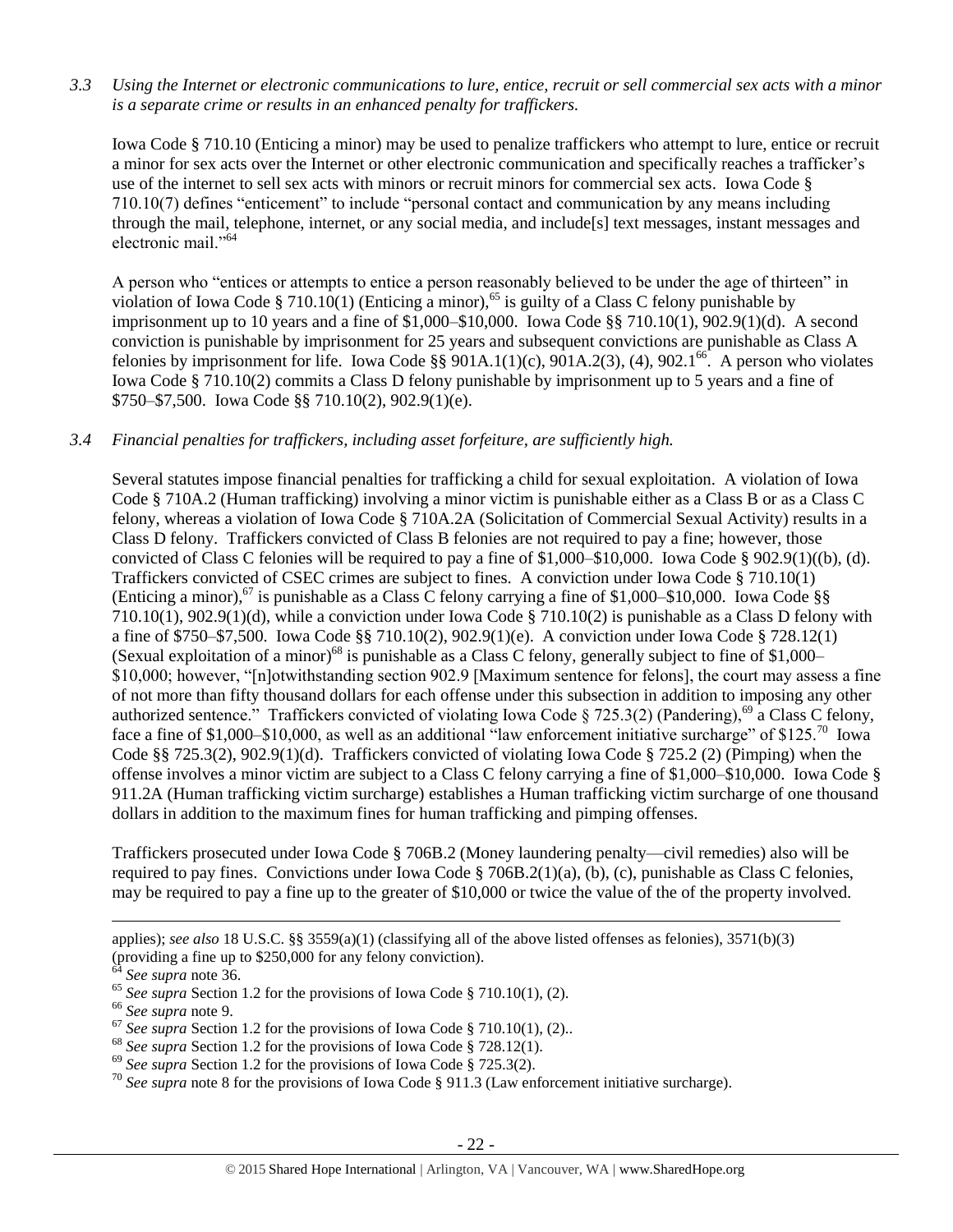*3.3 Using the Internet or electronic communications to lure, entice, recruit or sell commercial sex acts with a minor is a separate crime or results in an enhanced penalty for traffickers.*

Iowa Code § 710.10 (Enticing a minor) may be used to penalize traffickers who attempt to lure, entice or recruit a minor for sex acts over the Internet or other electronic communication and specifically reaches a trafficker's use of the internet to sell sex acts with minors or recruit minors for commercial sex acts. Iowa Code § 710.10(7) defines "enticement" to include "personal contact and communication by any means including through the mail, telephone, internet, or any social media, and include[s] text messages, instant messages and electronic mail."[64]

A person who "entices or attempts to entice a person reasonably believed to be under the age of thirteen" in violation of Iowa Code § 710.10(1) (Enticing a minor),[65] is guilty of a Class C felony punishable by imprisonment up to 10 years and a fine of $1,000–$10,000. Iowa Code §§ 710.10(1), 902.9(1)(d). A second conviction is punishable by imprisonment for 25 years and subsequent convictions are punishable as Class A felonies by imprisonment for life. Iowa Code §§ 901A.1(1)(c), 901A.2(3), (4), 902.1[66]. A person who violates Iowa Code § 710.10(2) commits a Class D felony punishable by imprisonment up to 5 years and a fine of $750–$7,500. Iowa Code §§ 710.10(2), 902.9(1)(e).

*3.4 Financial penalties for traffickers, including asset forfeiture, are sufficiently high.*

Several statutes impose financial penalties for trafficking a child for sexual exploitation. A violation of Iowa Code § 710A.2 (Human trafficking) involving a minor victim is punishable either as a Class B or as a Class C felony, whereas a violation of Iowa Code § 710A.2A (Solicitation of Commercial Sexual Activity) results in a Class D felony. Traffickers convicted of Class B felonies are not required to pay a fine; however, those convicted of Class C felonies will be required to pay a fine of $1,000–$10,000. Iowa Code § 902.9(1)((b), (d). Traffickers convicted of CSEC crimes are subject to fines. A conviction under Iowa Code § 710.10(1) (Enticing a minor),[67] is punishable as a Class C felony carrying a fine of $1,000–$10,000. Iowa Code §§ 710.10(1), 902.9(1)(d), while a conviction under Iowa Code § 710.10(2) is punishable as a Class D felony with a fine of $750–$7,500. Iowa Code §§ 710.10(2), 902.9(1)(e). A conviction under Iowa Code § 728.12(1) (Sexual exploitation of a minor)[68] is punishable as a Class C felony, generally subject to fine of $1,000–$10,000; however, "[n]otwithstanding section 902.9 [Maximum sentence for felons], the court may assess a fine of not more than fifty thousand dollars for each offense under this subsection in addition to imposing any other authorized sentence." Traffickers convicted of violating Iowa Code § 725.3(2) (Pandering),[69] a Class C felony, face a fine of $1,000–$10,000, as well as an additional "law enforcement initiative surcharge" of $125.[70] Iowa Code §§ 725.3(2), 902.9(1)(d). Traffickers convicted of violating Iowa Code § 725.2 (2) (Pimping) when the offense involves a minor victim are subject to a Class C felony carrying a fine of $1,000–$10,000. Iowa Code § 911.2A (Human trafficking victim surcharge) establishes a Human trafficking victim surcharge of one thousand dollars in addition to the maximum fines for human trafficking and pimping offenses.

Traffickers prosecuted under Iowa Code § 706B.2 (Money laundering penalty—civil remedies) also will be required to pay fines. Convictions under Iowa Code § 706B.2(1)(a), (b), (c), punishable as Class C felonies, may be required to pay a fine up to the greater of $10,000 or twice the value of the of the property involved.

---

applies); *see also* 18 U.S.C. §§ 3559(a)(1) (classifying all of the above listed offenses as felonies), 3571(b)(3) (providing a fine up to $250,000 for any felony conviction).

[64] *See supra* note 36.

[65] *See supra* Section 1.2 for the provisions of Iowa Code § 710.10(1), (2).

[66] *See supra* note 9.

[67] *See supra* Section 1.2 for the provisions of Iowa Code § 710.10(1), (2)..

[68] *See supra* Section 1.2 for the provisions of Iowa Code § 728.12(1).

[69] *See supra* Section 1.2 for the provisions of Iowa Code § 725.3(2).

[70] *See supra* note 8 for the provisions of Iowa Code § 911.3 (Law enforcement initiative surcharge).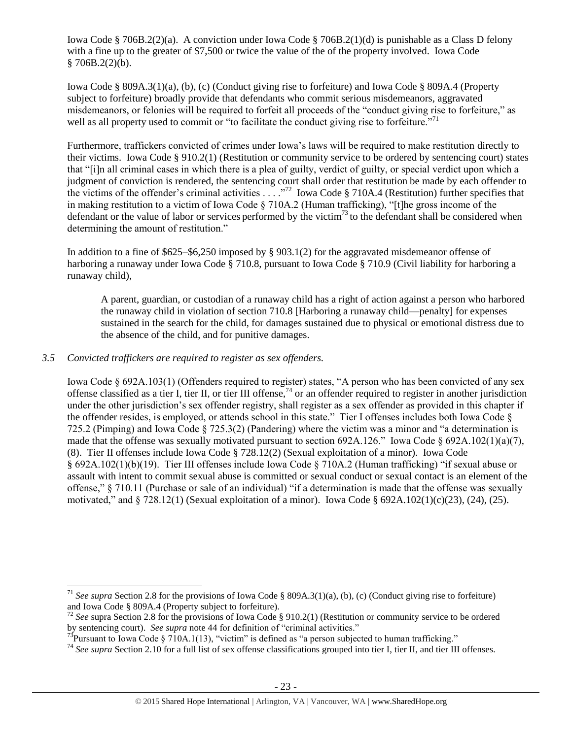Iowa Code § 706B.2(2)(a). A conviction under Iowa Code § 706B.2(1)(d) is punishable as a Class D felony with a fine up to the greater of $7,500 or twice the value of the of the property involved. Iowa Code § 706B.2(2)(b).

Iowa Code § 809A.3(1)(a), (b), (c) (Conduct giving rise to forfeiture) and Iowa Code § 809A.4 (Property subject to forfeiture) broadly provide that defendants who commit serious misdemeanors, aggravated misdemeanors, or felonies will be required to forfeit all proceeds of the "conduct giving rise to forfeiture," as well as all property used to commit or "to facilitate the conduct giving rise to forfeiture."[71]

Furthermore, traffickers convicted of crimes under Iowa's laws will be required to make restitution directly to their victims. Iowa Code § 910.2(1) (Restitution or community service to be ordered by sentencing court) states that "[i]n all criminal cases in which there is a plea of guilty, verdict of guilty, or special verdict upon which a judgment of conviction is rendered, the sentencing court shall order that restitution be made by each offender to the victims of the offender's criminal activities . . . ."[72] Iowa Code § 710A.4 (Restitution) further specifies that in making restitution to a victim of Iowa Code § 710A.2 (Human trafficking), "[t]he gross income of the defendant or the value of labor or services performed by the victim[73] to the defendant shall be considered when determining the amount of restitution."

In addition to a fine of $625–$6,250 imposed by § 903.1(2) for the aggravated misdemeanor offense of harboring a runaway under Iowa Code § 710.8, pursuant to Iowa Code § 710.9 (Civil liability for harboring a runaway child),

> A parent, guardian, or custodian of a runaway child has a right of action against a person who harbored the runaway child in violation of section 710.8 [Harboring a runaway child—penalty] for expenses sustained in the search for the child, for damages sustained due to physical or emotional distress due to the absence of the child, and for punitive damages.

*3.5 Convicted traffickers are required to register as sex offenders.*

Iowa Code § 692A.103(1) (Offenders required to register) states, "A person who has been convicted of any sex offense classified as a tier I, tier II, or tier III offense,[74] or an offender required to register in another jurisdiction under the other jurisdiction's sex offender registry, shall register as a sex offender as provided in this chapter if the offender resides, is employed, or attends school in this state." Tier I offenses includes both Iowa Code § 725.2 (Pimping) and Iowa Code § 725.3(2) (Pandering) where the victim was a minor and "a determination is made that the offense was sexually motivated pursuant to section 692A.126." Iowa Code § 692A.102(1)(a)(7), (8). Tier II offenses include Iowa Code § 728.12(2) (Sexual exploitation of a minor). Iowa Code § 692A.102(1)(b)(19). Tier III offenses include Iowa Code § 710A.2 (Human trafficking) "if sexual abuse or assault with intent to commit sexual abuse is committed or sexual conduct or sexual contact is an element of the offense," § 710.11 (Purchase or sale of an individual) "if a determination is made that the offense was sexually motivated," and § 728.12(1) (Sexual exploitation of a minor). Iowa Code § 692A.102(1)(c)(23), (24), (25).

---

[71] *See supra* Section 2.8 for the provisions of Iowa Code § 809A.3(1)(a), (b), (c) (Conduct giving rise to forfeiture) and Iowa Code § 809A.4 (Property subject to forfeiture).

[72] *See* supra Section 2.8 for the provisions of Iowa Code § 910.2(1) (Restitution or community service to be ordered by sentencing court). *See supra* note 44 for definition of "criminal activities."

[73] Pursuant to Iowa Code § 710A.1(13), "victim" is defined as "a person subjected to human trafficking."

[74] *See supra* Section 2.10 for a full list of sex offense classifications grouped into tier I, tier II, and tier III offenses.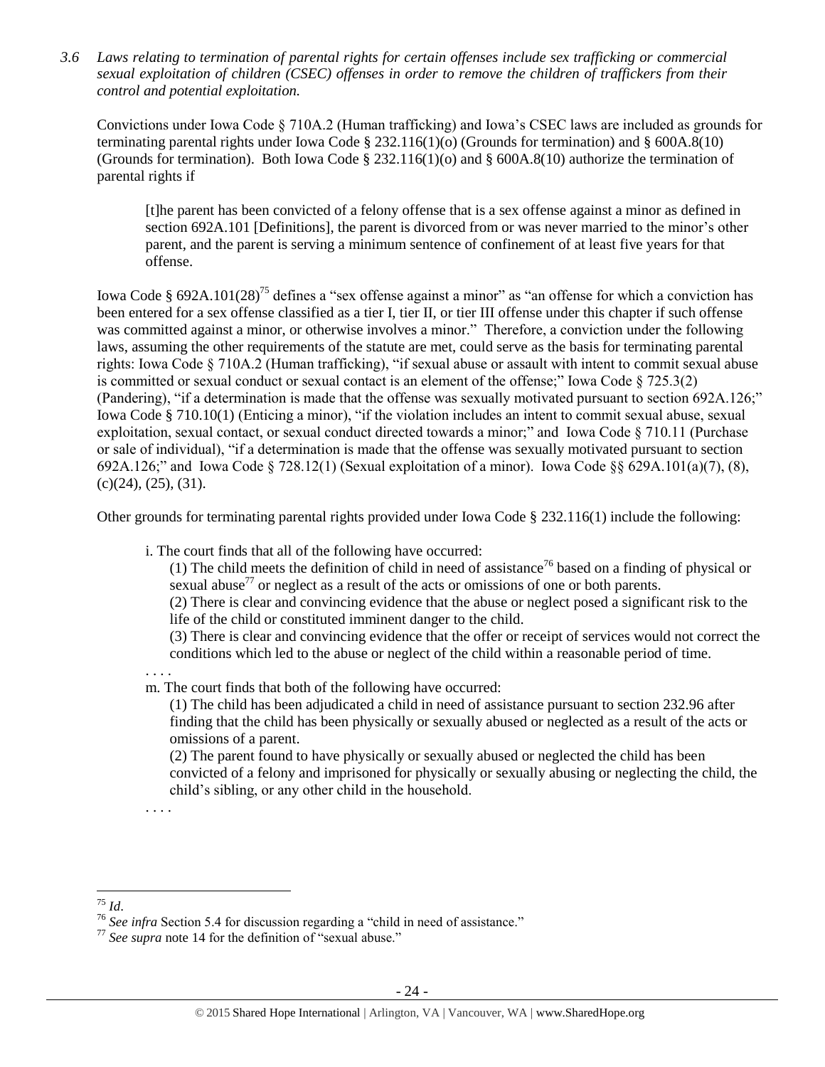*3.6 Laws relating to termination of parental rights for certain offenses include sex trafficking or commercial sexual exploitation of children (CSEC) offenses in order to remove the children of traffickers from their control and potential exploitation.*

Convictions under Iowa Code § 710A.2 (Human trafficking) and Iowa's CSEC laws are included as grounds for terminating parental rights under Iowa Code § 232.116(1)(o) (Grounds for termination) and § 600A.8(10) (Grounds for termination). Both Iowa Code § 232.116(1)(o) and § 600A.8(10) authorize the termination of parental rights if

> [t]he parent has been convicted of a felony offense that is a sex offense against a minor as defined in section 692A.101 [Definitions], the parent is divorced from or was never married to the minor's other parent, and the parent is serving a minimum sentence of confinement of at least five years for that offense.

Iowa Code § 692A.101(28)[75] defines a "sex offense against a minor" as "an offense for which a conviction has been entered for a sex offense classified as a tier I, tier II, or tier III offense under this chapter if such offense was committed against a minor, or otherwise involves a minor." Therefore, a conviction under the following laws, assuming the other requirements of the statute are met, could serve as the basis for terminating parental rights: Iowa Code § 710A.2 (Human trafficking), "if sexual abuse or assault with intent to commit sexual abuse is committed or sexual conduct or sexual contact is an element of the offense;" Iowa Code § 725.3(2) (Pandering), "if a determination is made that the offense was sexually motivated pursuant to section 692A.126;" Iowa Code § 710.10(1) (Enticing a minor), "if the violation includes an intent to commit sexual abuse, sexual exploitation, sexual contact, or sexual conduct directed towards a minor;" and Iowa Code § 710.11 (Purchase or sale of individual), "if a determination is made that the offense was sexually motivated pursuant to section 692A.126;" and Iowa Code § 728.12(1) (Sexual exploitation of a minor). Iowa Code §§ 629A.101(a)(7), (8), (c)(24), (25), (31).

Other grounds for terminating parental rights provided under Iowa Code § 232.116(1) include the following:

> i. The court finds that all of the following have occurred:
>
> > (1) The child meets the definition of child in need of assistance[76] based on a finding of physical or sexual abuse[77] or neglect as a result of the acts or omissions of one or both parents.
> >
> > (2) There is clear and convincing evidence that the abuse or neglect posed a significant risk to the life of the child or constituted imminent danger to the child.
> >
> > (3) There is clear and convincing evidence that the offer or receipt of services would not correct the conditions which led to the abuse or neglect of the child within a reasonable period of time.
>
> . . . .
>
> m. The court finds that both of the following have occurred:
>
> > (1) The child has been adjudicated a child in need of assistance pursuant to section 232.96 after finding that the child has been physically or sexually abused or neglected as a result of the acts or omissions of a parent.
> >
> > (2) The parent found to have physically or sexually abused or neglected the child has been convicted of a felony and imprisoned for physically or sexually abusing or neglecting the child, the child's sibling, or any other child in the household.
>
> . . . .

---

[75] *Id*.

[76] *See infra* Section 5.4 for discussion regarding a "child in need of assistance."

[77] *See supra* note 14 for the definition of "sexual abuse."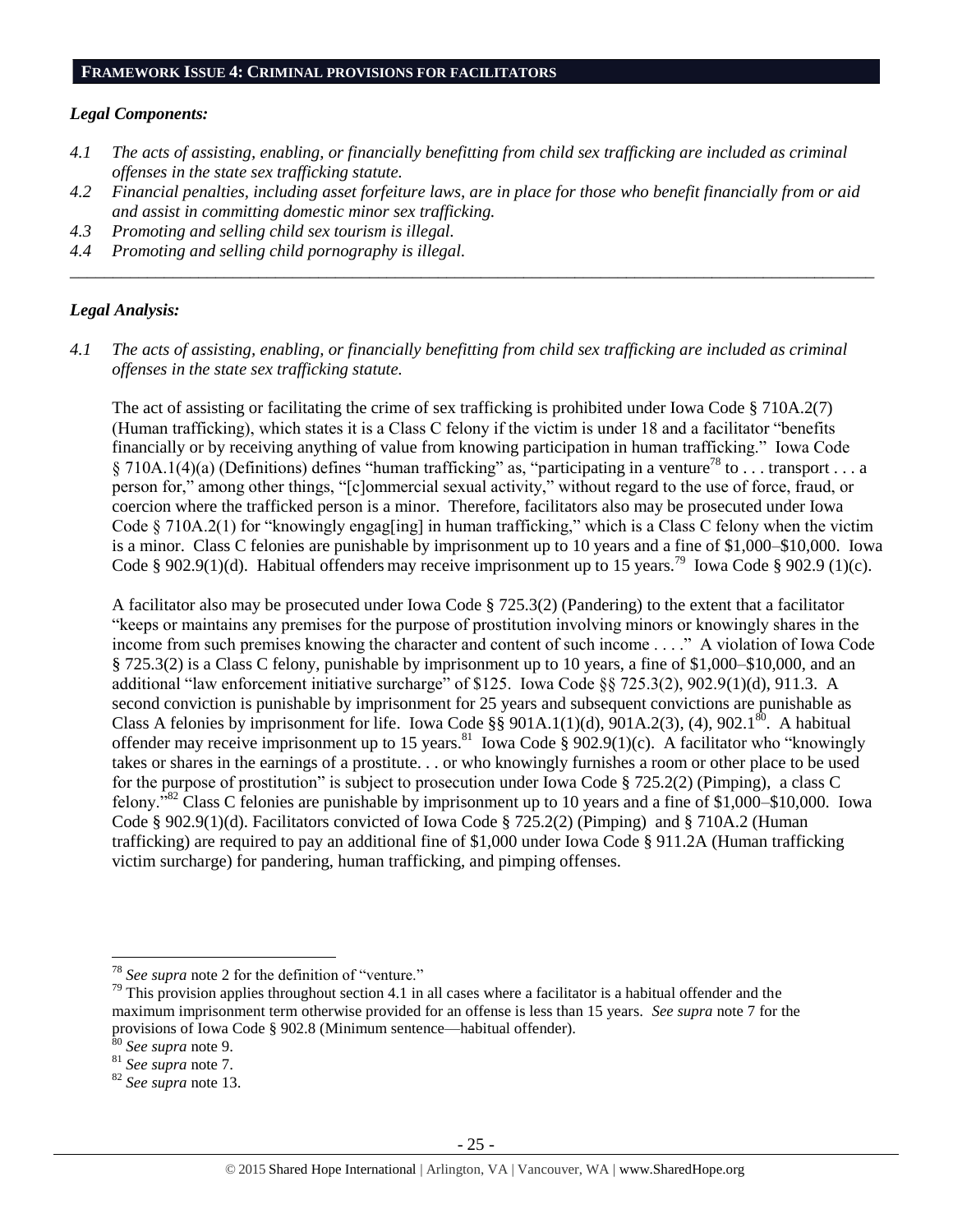## FRAMEWORK ISSUE 4: CRIMINAL PROVISIONS FOR FACILITATORS

### *Legal Components:*

*4.1 The acts of assisting, enabling, or financially benefitting from child sex trafficking are included as criminal offenses in the state sex trafficking statute.*

*4.2 Financial penalties, including asset forfeiture laws, are in place for those who benefit financially from or aid and assist in committing domestic minor sex trafficking.*

*4.3 Promoting and selling child sex tourism is illegal.*

*4.4 Promoting and selling child pornography is illegal.*

---

### *Legal Analysis:*

*4.1 The acts of assisting, enabling, or financially benefitting from child sex trafficking are included as criminal offenses in the state sex trafficking statute.*

The act of assisting or facilitating the crime of sex trafficking is prohibited under Iowa Code § 710A.2(7) (Human trafficking), which states it is a Class C felony if the victim is under 18 and a facilitator "benefits financially or by receiving anything of value from knowing participation in human trafficking." Iowa Code § 710A.1(4)(a) (Definitions) defines "human trafficking" as, "participating in a venture[78] to . . . transport . . . a person for," among other things, "[c]ommercial sexual activity," without regard to the use of force, fraud, or coercion where the trafficked person is a minor. Therefore, facilitators also may be prosecuted under Iowa Code § 710A.2(1) for "knowingly engag[ing] in human trafficking," which is a Class C felony when the victim is a minor. Class C felonies are punishable by imprisonment up to 10 years and a fine of $1,000–$10,000. Iowa Code § 902.9(1)(d). Habitual offenders may receive imprisonment up to 15 years.[79] Iowa Code § 902.9 (1)(c).

A facilitator also may be prosecuted under Iowa Code § 725.3(2) (Pandering) to the extent that a facilitator "keeps or maintains any premises for the purpose of prostitution involving minors or knowingly shares in the income from such premises knowing the character and content of such income . . . ." A violation of Iowa Code § 725.3(2) is a Class C felony, punishable by imprisonment up to 10 years, a fine of $1,000–$10,000, and an additional "law enforcement initiative surcharge" of $125. Iowa Code §§ 725.3(2), 902.9(1)(d), 911.3. A second conviction is punishable by imprisonment for 25 years and subsequent convictions are punishable as Class A felonies by imprisonment for life. Iowa Code §§ 901A.1(1)(d), 901A.2(3), (4), 902.1[80]. A habitual offender may receive imprisonment up to 15 years.[81] Iowa Code § 902.9(1)(c). A facilitator who "knowingly takes or shares in the earnings of a prostitute. . . or who knowingly furnishes a room or other place to be used for the purpose of prostitution" is subject to prosecution under Iowa Code § 725.2(2) (Pimping), a class C felony."[82] Class C felonies are punishable by imprisonment up to 10 years and a fine of $1,000–$10,000. Iowa Code § 902.9(1)(d). Facilitators convicted of Iowa Code § 725.2(2) (Pimping) and § 710A.2 (Human trafficking) are required to pay an additional fine of $1,000 under Iowa Code § 911.2A (Human trafficking victim surcharge) for pandering, human trafficking, and pimping offenses.

---

[78] *See supra* note 2 for the definition of "venture."

[79] This provision applies throughout section 4.1 in all cases where a facilitator is a habitual offender and the maximum imprisonment term otherwise provided for an offense is less than 15 years. *See supra* note 7 for the provisions of Iowa Code § 902.8 (Minimum sentence—habitual offender).

[80] *See supra* note 9.

[81] *See supra* note 7.

[82] *See supra* note 13.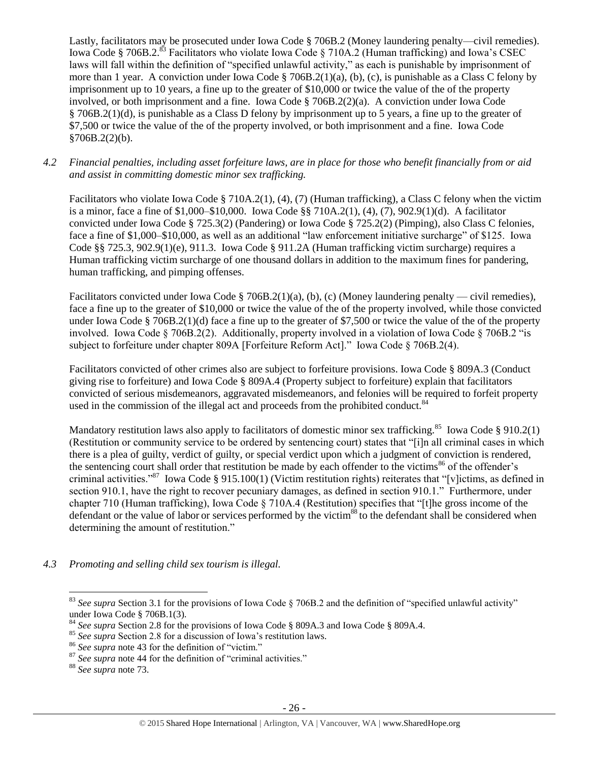Lastly, facilitators may be prosecuted under Iowa Code § 706B.2 (Money laundering penalty—civil remedies). Iowa Code § 706B.2.[83] Facilitators who violate Iowa Code § 710A.2 (Human trafficking) and Iowa's CSEC laws will fall within the definition of "specified unlawful activity," as each is punishable by imprisonment of more than 1 year. A conviction under Iowa Code § 706B.2(1)(a), (b), (c), is punishable as a Class C felony by imprisonment up to 10 years, a fine up to the greater of $10,000 or twice the value of the of the property involved, or both imprisonment and a fine. Iowa Code § 706B.2(2)(a). A conviction under Iowa Code § 706B.2(1)(d), is punishable as a Class D felony by imprisonment up to 5 years, a fine up to the greater of $7,500 or twice the value of the of the property involved, or both imprisonment and a fine. Iowa Code §706B.2(2)(b).

*4.2 Financial penalties, including asset forfeiture laws, are in place for those who benefit financially from or aid and assist in committing domestic minor sex trafficking.*

Facilitators who violate Iowa Code § 710A.2(1), (4), (7) (Human trafficking), a Class C felony when the victim is a minor, face a fine of $1,000–$10,000. Iowa Code §§ 710A.2(1), (4), (7), 902.9(1)(d). A facilitator convicted under Iowa Code § 725.3(2) (Pandering) or Iowa Code § 725.2(2) (Pimping), also Class C felonies, face a fine of $1,000–$10,000, as well as an additional "law enforcement initiative surcharge" of $125. Iowa Code §§ 725.3, 902.9(1)(e), 911.3. Iowa Code § 911.2A (Human trafficking victim surcharge) requires a Human trafficking victim surcharge of one thousand dollars in addition to the maximum fines for pandering, human trafficking, and pimping offenses.

Facilitators convicted under Iowa Code § 706B.2(1)(a), (b), (c) (Money laundering penalty — civil remedies), face a fine up to the greater of $10,000 or twice the value of the of the property involved, while those convicted under Iowa Code § 706B.2(1)(d) face a fine up to the greater of $7,500 or twice the value of the of the property involved. Iowa Code § 706B.2(2). Additionally, property involved in a violation of Iowa Code § 706B.2 "is subject to forfeiture under chapter 809A [Forfeiture Reform Act]." Iowa Code § 706B.2(4).

Facilitators convicted of other crimes also are subject to forfeiture provisions. Iowa Code § 809A.3 (Conduct giving rise to forfeiture) and Iowa Code § 809A.4 (Property subject to forfeiture) explain that facilitators convicted of serious misdemeanors, aggravated misdemeanors, and felonies will be required to forfeit property used in the commission of the illegal act and proceeds from the prohibited conduct.[84]

Mandatory restitution laws also apply to facilitators of domestic minor sex trafficking.[85] Iowa Code § 910.2(1) (Restitution or community service to be ordered by sentencing court) states that "[i]n all criminal cases in which there is a plea of guilty, verdict of guilty, or special verdict upon which a judgment of conviction is rendered, the sentencing court shall order that restitution be made by each offender to the victims[86] of the offender's criminal activities."[87] Iowa Code § 915.100(1) (Victim restitution rights) reiterates that "[v]ictims, as defined in section 910.1, have the right to recover pecuniary damages, as defined in section 910.1." Furthermore, under chapter 710 (Human trafficking), Iowa Code § 710A.4 (Restitution) specifies that "[t]he gross income of the defendant or the value of labor or services performed by the victim[88] to the defendant shall be considered when determining the amount of restitution."

*4.3 Promoting and selling child sex tourism is illegal.*

---

[83] *See supra* Section 3.1 for the provisions of Iowa Code § 706B.2 and the definition of "specified unlawful activity" under Iowa Code § 706B.1(3).

[84] *See supra* Section 2.8 for the provisions of Iowa Code § 809A.3 and Iowa Code § 809A.4.

[85] *See supra* Section 2.8 for a discussion of Iowa's restitution laws.

[86] *See supra* note 43 for the definition of "victim."

[87] *See supra* note 44 for the definition of "criminal activities."

[88] *See supra* note 73.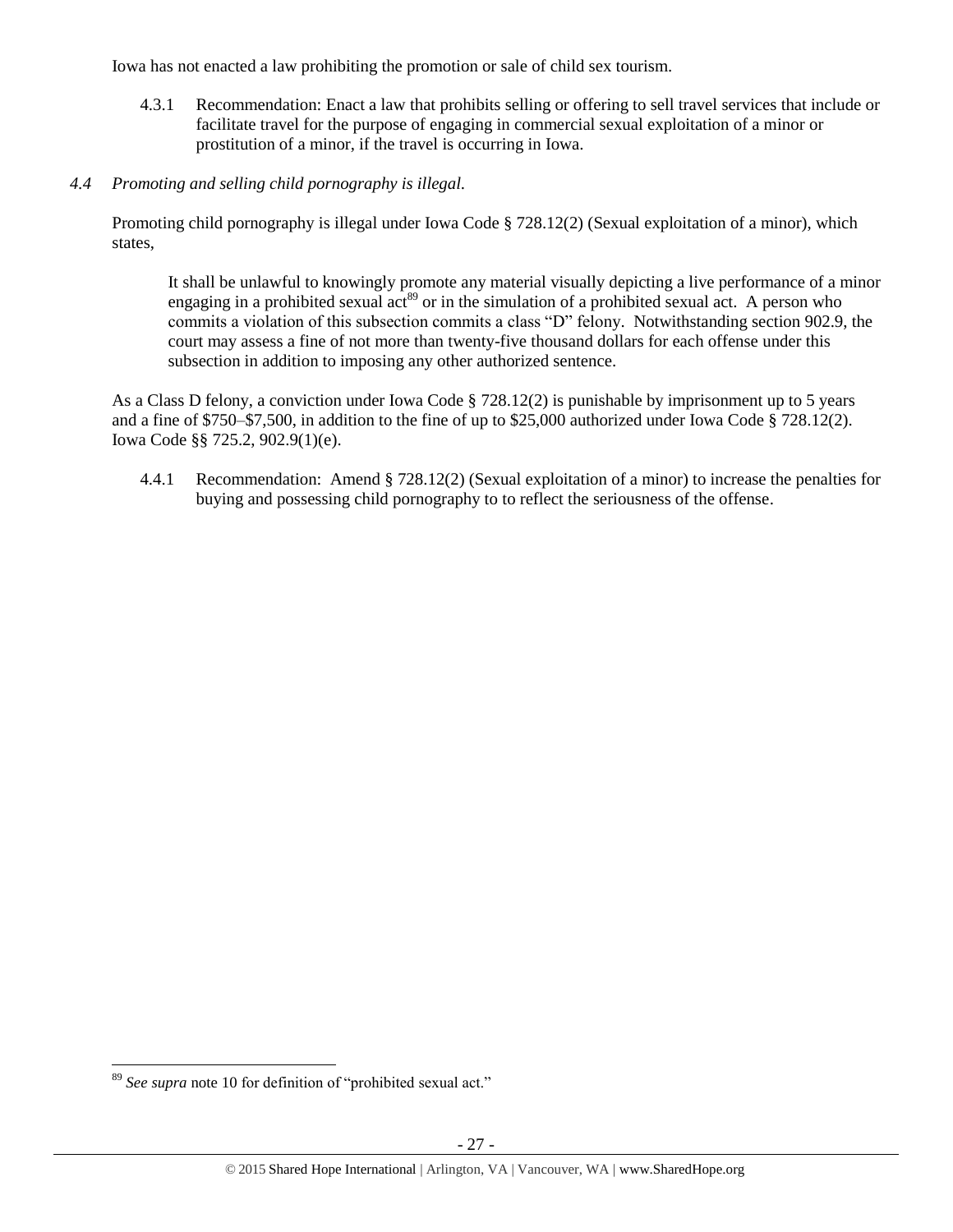Iowa has not enacted a law prohibiting the promotion or sale of child sex tourism.

4.3.1 Recommendation: Enact a law that prohibits selling or offering to sell travel services that include or facilitate travel for the purpose of engaging in commercial sexual exploitation of a minor or prostitution of a minor, if the travel is occurring in Iowa.

*4.4 Promoting and selling child pornography is illegal.*

Promoting child pornography is illegal under Iowa Code § 728.12(2) (Sexual exploitation of a minor), which states,

> It shall be unlawful to knowingly promote any material visually depicting a live performance of a minor engaging in a prohibited sexual act[89] or in the simulation of a prohibited sexual act. A person who commits a violation of this subsection commits a class "D" felony. Notwithstanding section 902.9, the court may assess a fine of not more than twenty-five thousand dollars for each offense under this subsection in addition to imposing any other authorized sentence.

As a Class D felony, a conviction under Iowa Code § 728.12(2) is punishable by imprisonment up to 5 years and a fine of $750–$7,500, in addition to the fine of up to $25,000 authorized under Iowa Code § 728.12(2). Iowa Code §§ 725.2, 902.9(1)(e).

4.4.1 Recommendation: Amend § 728.12(2) (Sexual exploitation of a minor) to increase the penalties for buying and possessing child pornography to to reflect the seriousness of the offense.

---

[89] *See supra* note 10 for definition of "prohibited sexual act."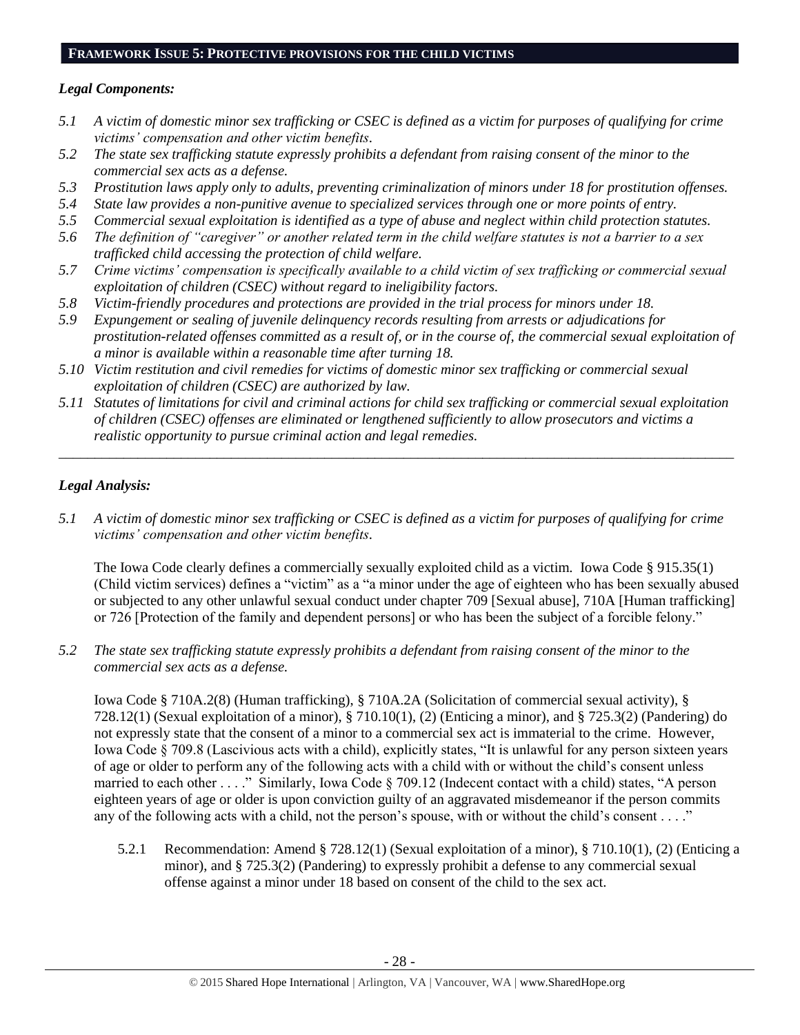## FRAMEWORK ISSUE 5: PROTECTIVE PROVISIONS FOR THE CHILD VICTIMS

### *Legal Components:*

*5.1 A victim of domestic minor sex trafficking or CSEC is defined as a victim for purposes of qualifying for crime victims' compensation and other victim benefits.*

*5.2 The state sex trafficking statute expressly prohibits a defendant from raising consent of the minor to the commercial sex acts as a defense.*

*5.3 Prostitution laws apply only to adults, preventing criminalization of minors under 18 for prostitution offenses.*

*5.4 State law provides a non-punitive avenue to specialized services through one or more points of entry.*

*5.5 Commercial sexual exploitation is identified as a type of abuse and neglect within child protection statutes.*

*5.6 The definition of "caregiver" or another related term in the child welfare statutes is not a barrier to a sex trafficked child accessing the protection of child welfare.*

*5.7 Crime victims' compensation is specifically available to a child victim of sex trafficking or commercial sexual exploitation of children (CSEC) without regard to ineligibility factors.*

*5.8 Victim-friendly procedures and protections are provided in the trial process for minors under 18.*

*5.9 Expungement or sealing of juvenile delinquency records resulting from arrests or adjudications for prostitution-related offenses committed as a result of, or in the course of, the commercial sexual exploitation of a minor is available within a reasonable time after turning 18.*

*5.10 Victim restitution and civil remedies for victims of domestic minor sex trafficking or commercial sexual exploitation of children (CSEC) are authorized by law.*

*5.11 Statutes of limitations for civil and criminal actions for child sex trafficking or commercial sexual exploitation of children (CSEC) offenses are eliminated or lengthened sufficiently to allow prosecutors and victims a realistic opportunity to pursue criminal action and legal remedies.*

---

### *Legal Analysis:*

*5.1 A victim of domestic minor sex trafficking or CSEC is defined as a victim for purposes of qualifying for crime victims' compensation and other victim benefits.*

The Iowa Code clearly defines a commercially sexually exploited child as a victim. Iowa Code § 915.35(1) (Child victim services) defines a "victim" as a "a minor under the age of eighteen who has been sexually abused or subjected to any other unlawful sexual conduct under chapter 709 [Sexual abuse], 710A [Human trafficking] or 726 [Protection of the family and dependent persons] or who has been the subject of a forcible felony."

*5.2 The state sex trafficking statute expressly prohibits a defendant from raising consent of the minor to the commercial sex acts as a defense.*

Iowa Code § 710A.2(8) (Human trafficking), § 710A.2A (Solicitation of commercial sexual activity), § 728.12(1) (Sexual exploitation of a minor), § 710.10(1), (2) (Enticing a minor), and § 725.3(2) (Pandering) do not expressly state that the consent of a minor to a commercial sex act is immaterial to the crime. However, Iowa Code § 709.8 (Lascivious acts with a child), explicitly states, "It is unlawful for any person sixteen years of age or older to perform any of the following acts with a child with or without the child's consent unless married to each other . . . ." Similarly, Iowa Code § 709.12 (Indecent contact with a child) states, "A person eighteen years of age or older is upon conviction guilty of an aggravated misdemeanor if the person commits any of the following acts with a child, not the person's spouse, with or without the child's consent . . . ."

5.2.1 Recommendation: Amend § 728.12(1) (Sexual exploitation of a minor), § 710.10(1), (2) (Enticing a minor), and § 725.3(2) (Pandering) to expressly prohibit a defense to any commercial sexual offense against a minor under 18 based on consent of the child to the sex act.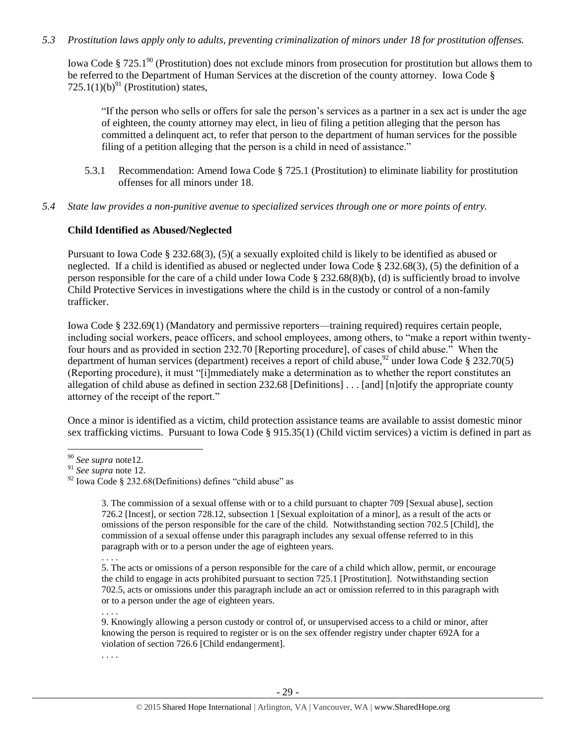*5.3 Prostitution laws apply only to adults, preventing criminalization of minors under 18 for prostitution offenses.*

Iowa Code § 725.1[90] (Prostitution) does not exclude minors from prosecution for prostitution but allows them to be referred to the Department of Human Services at the discretion of the county attorney. Iowa Code § 725.1(1)(b)[91] (Prostitution) states,

> "If the person who sells or offers for sale the person's services as a partner in a sex act is under the age of eighteen, the county attorney may elect, in lieu of filing a petition alleging that the person has committed a delinquent act, to refer that person to the department of human services for the possible filing of a petition alleging that the person is a child in need of assistance."

5.3.1 Recommendation: Amend Iowa Code § 725.1 (Prostitution) to eliminate liability for prostitution offenses for all minors under 18.

*5.4 State law provides a non-punitive avenue to specialized services through one or more points of entry.*

**Child Identified as Abused/Neglected**

Pursuant to Iowa Code § 232.68(3), (5)( a sexually exploited child is likely to be identified as abused or neglected. If a child is identified as abused or neglected under Iowa Code § 232.68(3), (5) the definition of a person responsible for the care of a child under Iowa Code § 232.68(8)(b), (d) is sufficiently broad to involve Child Protective Services in investigations where the child is in the custody or control of a non-family trafficker.

Iowa Code § 232.69(1) (Mandatory and permissive reporters—training required) requires certain people, including social workers, peace officers, and school employees, among others, to "make a report within twenty-four hours and as provided in section 232.70 [Reporting procedure], of cases of child abuse." When the department of human services (department) receives a report of child abuse,[92] under Iowa Code § 232.70(5) (Reporting procedure), it must "[i]mmediately make a determination as to whether the report constitutes an allegation of child abuse as defined in section 232.68 [Definitions] . . . [and] [n]otify the appropriate county attorney of the receipt of the report."

Once a minor is identified as a victim, child protection assistance teams are available to assist domestic minor sex trafficking victims. Pursuant to Iowa Code § 915.35(1) (Child victim services) a victim is defined in part as

---

[90] *See supra* note12.

[91] *See supra* note 12.

[92] Iowa Code § 232.68(Definitions) defines "child abuse" as

> 3. The commission of a sexual offense with or to a child pursuant to chapter 709 [Sexual abuse], section 726.2 [Incest], or section 728.12, subsection 1 [Sexual exploitation of a minor], as a result of the acts or omissions of the person responsible for the care of the child. Notwithstanding section 702.5 [Child], the commission of a sexual offense under this paragraph includes any sexual offense referred to in this paragraph with or to a person under the age of eighteen years.
>
> . . . .
>
> 5. The acts or omissions of a person responsible for the care of a child which allow, permit, or encourage the child to engage in acts prohibited pursuant to section 725.1 [Prostitution]. Notwithstanding section 702.5, acts or omissions under this paragraph include an act or omission referred to in this paragraph with or to a person under the age of eighteen years.
>
> . . . .
>
> 9. Knowingly allowing a person custody or control of, or unsupervised access to a child or minor, after knowing the person is required to register or is on the sex offender registry under chapter 692A for a violation of section 726.6 [Child endangerment].
>
> . . . .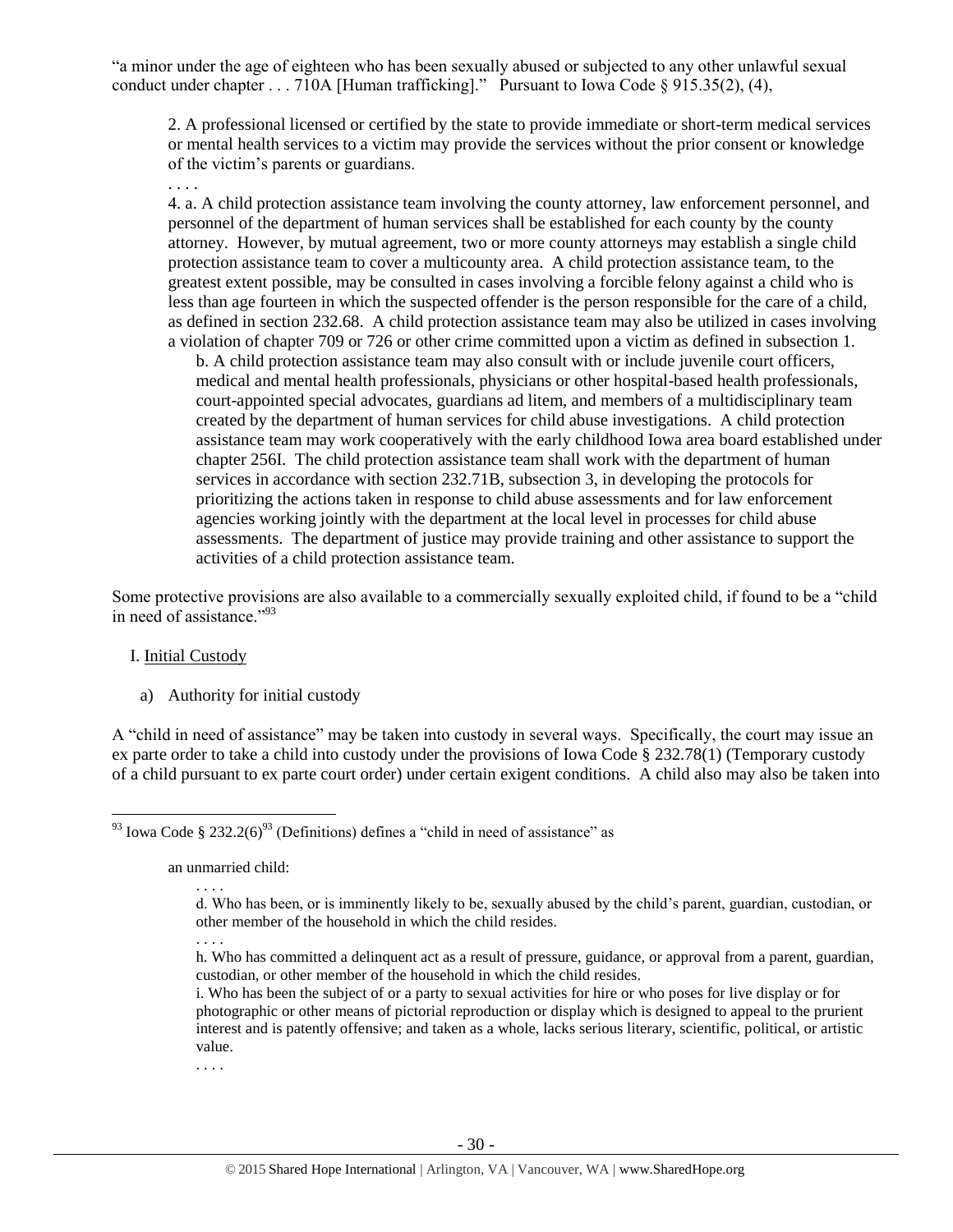"a minor under the age of eighteen who has been sexually abused or subjected to any other unlawful sexual conduct under chapter . . . 710A [Human trafficking]." Pursuant to Iowa Code § 915.35(2), (4),

> 2. A professional licensed or certified by the state to provide immediate or short-term medical services or mental health services to a victim may provide the services without the prior consent or knowledge of the victim's parents or guardians.
>
> . . . .
>
> 4. a. A child protection assistance team involving the county attorney, law enforcement personnel, and personnel of the department of human services shall be established for each county by the county attorney. However, by mutual agreement, two or more county attorneys may establish a single child protection assistance team to cover a multicounty area. A child protection assistance team, to the greatest extent possible, may be consulted in cases involving a forcible felony against a child who is less than age fourteen in which the suspected offender is the person responsible for the care of a child, as defined in section 232.68. A child protection assistance team may also be utilized in cases involving a violation of chapter 709 or 726 or other crime committed upon a victim as defined in subsection 1.
>
> > b. A child protection assistance team may also consult with or include juvenile court officers, medical and mental health professionals, physicians or other hospital-based health professionals, court-appointed special advocates, guardians ad litem, and members of a multidisciplinary team created by the department of human services for child abuse investigations. A child protection assistance team may work cooperatively with the early childhood Iowa area board established under chapter 256I. The child protection assistance team shall work with the department of human services in accordance with section 232.71B, subsection 3, in developing the protocols for prioritizing the actions taken in response to child abuse assessments and for law enforcement agencies working jointly with the department at the local level in processes for child abuse assessments. The department of justice may provide training and other assistance to support the activities of a child protection assistance team.

Some protective provisions are also available to a commercially sexually exploited child, if found to be a "child in need of assistance."[93]

I. Initial Custody

a) Authority for initial custody

A "child in need of assistance" may be taken into custody in several ways. Specifically, the court may issue an ex parte order to take a child into custody under the provisions of Iowa Code § 232.78(1) (Temporary custody of a child pursuant to ex parte court order) under certain exigent conditions. A child also may also be taken into

---

[93] Iowa Code § 232.2(6)[93] (Definitions) defines a "child in need of assistance" as

> an unmarried child:
>
> . . . .
>
> d. Who has been, or is imminently likely to be, sexually abused by the child's parent, guardian, custodian, or other member of the household in which the child resides.
>
> . . . .
>
> h. Who has committed a delinquent act as a result of pressure, guidance, or approval from a parent, guardian, custodian, or other member of the household in which the child resides.
>
> i. Who has been the subject of or a party to sexual activities for hire or who poses for live display or for photographic or other means of pictorial reproduction or display which is designed to appeal to the prurient interest and is patently offensive; and taken as a whole, lacks serious literary, scientific, political, or artistic value.
>
> . . . .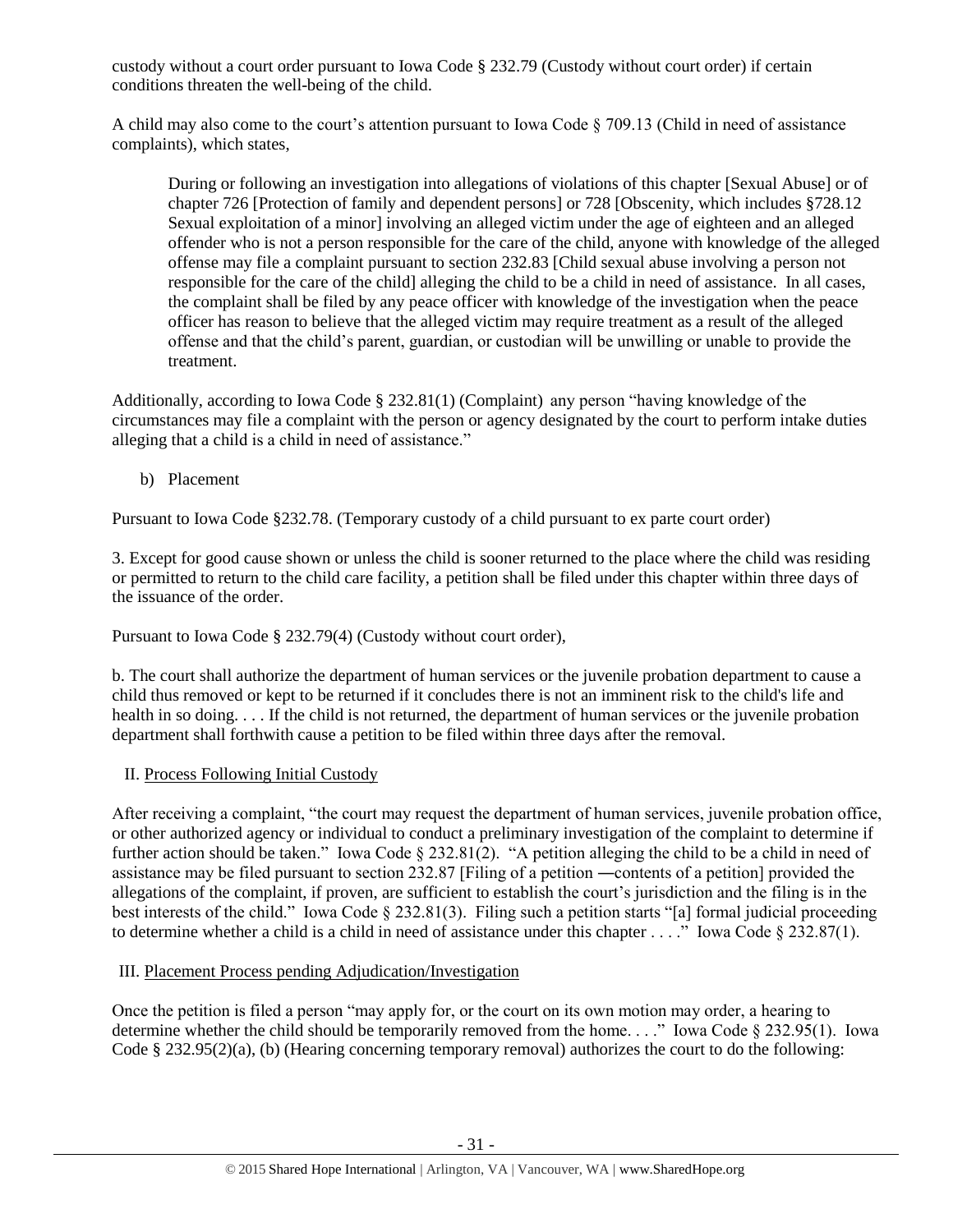custody without a court order pursuant to Iowa Code § 232.79 (Custody without court order) if certain conditions threaten the well-being of the child.

A child may also come to the court's attention pursuant to Iowa Code § 709.13 (Child in need of assistance complaints), which states,

> During or following an investigation into allegations of violations of this chapter [Sexual Abuse] or of chapter 726 [Protection of family and dependent persons] or 728 [Obscenity, which includes §728.12 Sexual exploitation of a minor] involving an alleged victim under the age of eighteen and an alleged offender who is not a person responsible for the care of the child, anyone with knowledge of the alleged offense may file a complaint pursuant to section 232.83 [Child sexual abuse involving a person not responsible for the care of the child] alleging the child to be a child in need of assistance. In all cases, the complaint shall be filed by any peace officer with knowledge of the investigation when the peace officer has reason to believe that the alleged victim may require treatment as a result of the alleged offense and that the child's parent, guardian, or custodian will be unwilling or unable to provide the treatment.

Additionally, according to Iowa Code § 232.81(1) (Complaint) any person "having knowledge of the circumstances may file a complaint with the person or agency designated by the court to perform intake duties alleging that a child is a child in need of assistance."

b) Placement

Pursuant to Iowa Code §232.78. (Temporary custody of a child pursuant to ex parte court order)

3. Except for good cause shown or unless the child is sooner returned to the place where the child was residing or permitted to return to the child care facility, a petition shall be filed under this chapter within three days of the issuance of the order.

Pursuant to Iowa Code § 232.79(4) (Custody without court order),

b. The court shall authorize the department of human services or the juvenile probation department to cause a child thus removed or kept to be returned if it concludes there is not an imminent risk to the child's life and health in so doing. . . . If the child is not returned, the department of human services or the juvenile probation department shall forthwith cause a petition to be filed within three days after the removal.

II. Process Following Initial Custody

After receiving a complaint, "the court may request the department of human services, juvenile probation office, or other authorized agency or individual to conduct a preliminary investigation of the complaint to determine if further action should be taken." Iowa Code § 232.81(2). "A petition alleging the child to be a child in need of assistance may be filed pursuant to section 232.87 [Filing of a petition ―contents of a petition] provided the allegations of the complaint, if proven, are sufficient to establish the court's jurisdiction and the filing is in the best interests of the child." Iowa Code § 232.81(3). Filing such a petition starts "[a] formal judicial proceeding to determine whether a child is a child in need of assistance under this chapter . . . ." Iowa Code § 232.87(1).

III. Placement Process pending Adjudication/Investigation

Once the petition is filed a person "may apply for, or the court on its own motion may order, a hearing to determine whether the child should be temporarily removed from the home. . . ." Iowa Code § 232.95(1). Iowa Code § 232.95(2)(a), (b) (Hearing concerning temporary removal) authorizes the court to do the following: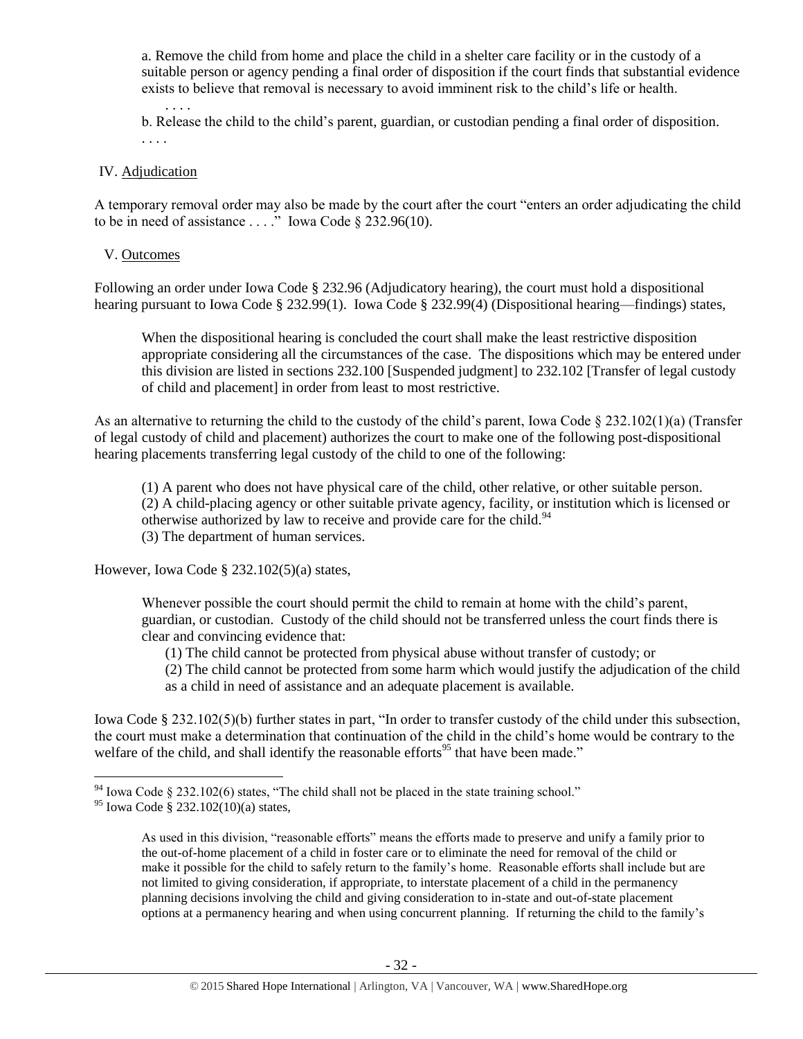> a. Remove the child from home and place the child in a shelter care facility or in the custody of a suitable person or agency pending a final order of disposition if the court finds that substantial evidence exists to believe that removal is necessary to avoid imminent risk to the child's life or health.
>
> . . . .
>
> b. Release the child to the child's parent, guardian, or custodian pending a final order of disposition.
>
> . . . .

IV. Adjudication

A temporary removal order may also be made by the court after the court "enters an order adjudicating the child to be in need of assistance . . . ." Iowa Code § 232.96(10).

V. Outcomes

Following an order under Iowa Code § 232.96 (Adjudicatory hearing), the court must hold a dispositional hearing pursuant to Iowa Code § 232.99(1). Iowa Code § 232.99(4) (Dispositional hearing—findings) states,

> When the dispositional hearing is concluded the court shall make the least restrictive disposition appropriate considering all the circumstances of the case. The dispositions which may be entered under this division are listed in sections 232.100 [Suspended judgment] to 232.102 [Transfer of legal custody of child and placement] in order from least to most restrictive.

As an alternative to returning the child to the custody of the child's parent, Iowa Code § 232.102(1)(a) (Transfer of legal custody of child and placement) authorizes the court to make one of the following post-dispositional hearing placements transferring legal custody of the child to one of the following:

> (1) A parent who does not have physical care of the child, other relative, or other suitable person.
> (2) A child-placing agency or other suitable private agency, facility, or institution which is licensed or otherwise authorized by law to receive and provide care for the child.[94]
> (3) The department of human services.

However, Iowa Code § 232.102(5)(a) states,

> Whenever possible the court should permit the child to remain at home with the child's parent, guardian, or custodian. Custody of the child should not be transferred unless the court finds there is clear and convincing evidence that:
>
> (1) The child cannot be protected from physical abuse without transfer of custody; or
> (2) The child cannot be protected from some harm which would justify the adjudication of the child as a child in need of assistance and an adequate placement is available.

Iowa Code § 232.102(5)(b) further states in part, "In order to transfer custody of the child under this subsection, the court must make a determination that continuation of the child in the child's home would be contrary to the welfare of the child, and shall identify the reasonable efforts[95] that have been made."

---

[94] Iowa Code § 232.102(6) states, "The child shall not be placed in the state training school."

[95] Iowa Code § 232.102(10)(a) states,

> As used in this division, "reasonable efforts" means the efforts made to preserve and unify a family prior to the out-of-home placement of a child in foster care or to eliminate the need for removal of the child or make it possible for the child to safely return to the family's home. Reasonable efforts shall include but are not limited to giving consideration, if appropriate, to interstate placement of a child in the permanency planning decisions involving the child and giving consideration to in-state and out-of-state placement options at a permanency hearing and when using concurrent planning. If returning the child to the family's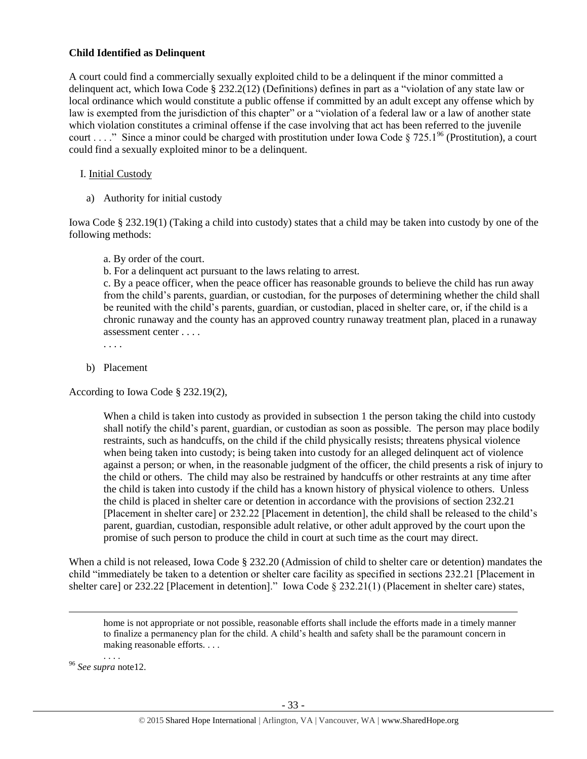**Child Identified as Delinquent**

A court could find a commercially sexually exploited child to be a delinquent if the minor committed a delinquent act, which Iowa Code § 232.2(12) (Definitions) defines in part as a "violation of any state law or local ordinance which would constitute a public offense if committed by an adult except any offense which by law is exempted from the jurisdiction of this chapter" or a "violation of a federal law or a law of another state which violation constitutes a criminal offense if the case involving that act has been referred to the juvenile court . . . ." Since a minor could be charged with prostitution under Iowa Code § 725.1[96] (Prostitution), a court could find a sexually exploited minor to be a delinquent.

I. Initial Custody

a) Authority for initial custody

Iowa Code § 232.19(1) (Taking a child into custody) states that a child may be taken into custody by one of the following methods:

> a. By order of the court.
>
> b. For a delinquent act pursuant to the laws relating to arrest.
>
> c. By a peace officer, when the peace officer has reasonable grounds to believe the child has run away from the child's parents, guardian, or custodian, for the purposes of determining whether the child shall be reunited with the child's parents, guardian, or custodian, placed in shelter care, or, if the child is a chronic runaway and the county has an approved country runaway treatment plan, placed in a runaway assessment center . . . .
>
> . . . .

b) Placement

According to Iowa Code § 232.19(2),

> When a child is taken into custody as provided in subsection 1 the person taking the child into custody shall notify the child's parent, guardian, or custodian as soon as possible. The person may place bodily restraints, such as handcuffs, on the child if the child physically resists; threatens physical violence when being taken into custody; is being taken into custody for an alleged delinquent act of violence against a person; or when, in the reasonable judgment of the officer, the child presents a risk of injury to the child or others. The child may also be restrained by handcuffs or other restraints at any time after the child is taken into custody if the child has a known history of physical violence to others. Unless the child is placed in shelter care or detention in accordance with the provisions of section 232.21 [Placement in shelter care] or 232.22 [Placement in detention], the child shall be released to the child's parent, guardian, custodian, responsible adult relative, or other adult approved by the court upon the promise of such person to produce the child in court at such time as the court may direct.

When a child is not released, Iowa Code § 232.20 (Admission of child to shelter care or detention) mandates the child "immediately be taken to a detention or shelter care facility as specified in sections 232.21 [Placement in shelter care] or 232.22 [Placement in detention]." Iowa Code § 232.21(1) (Placement in shelter care) states,

---

> home is not appropriate or not possible, reasonable efforts shall include the efforts made in a timely manner to finalize a permanency plan for the child. A child's health and safety shall be the paramount concern in making reasonable efforts. . . .
>
> . . . .

[96] *See supra* note12.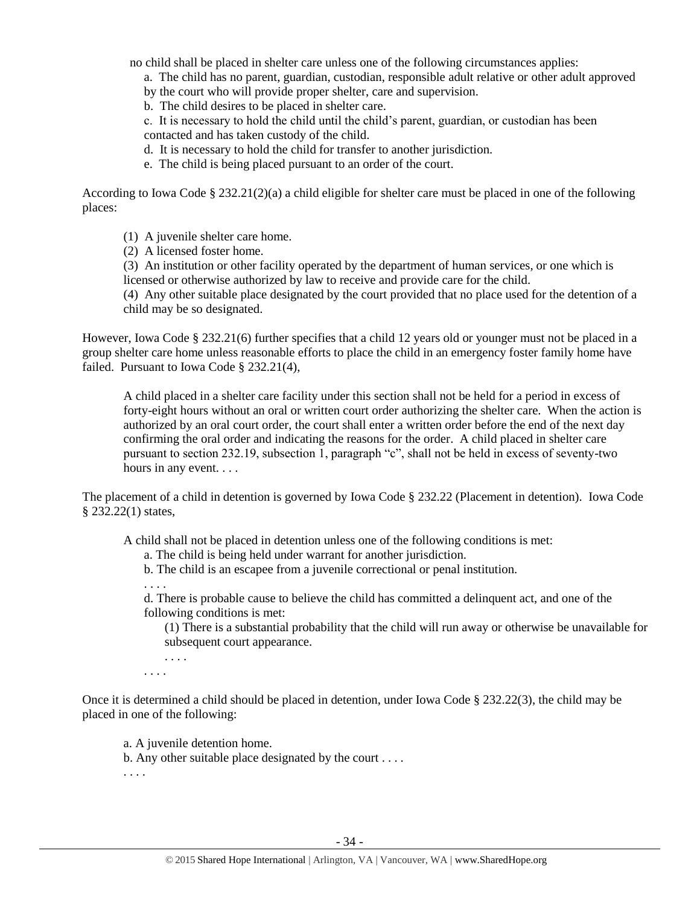no child shall be placed in shelter care unless one of the following circumstances applies:

> a. The child has no parent, guardian, custodian, responsible adult relative or other adult approved by the court who will provide proper shelter, care and supervision.
> b. The child desires to be placed in shelter care.
> c. It is necessary to hold the child until the child's parent, guardian, or custodian has been contacted and has taken custody of the child.
> d. It is necessary to hold the child for transfer to another jurisdiction.
> e. The child is being placed pursuant to an order of the court.

According to Iowa Code § 232.21(2)(a) a child eligible for shelter care must be placed in one of the following places:

> (1) A juvenile shelter care home.
> (2) A licensed foster home.
> (3) An institution or other facility operated by the department of human services, or one which is licensed or otherwise authorized by law to receive and provide care for the child.
> (4) Any other suitable place designated by the court provided that no place used for the detention of a child may be so designated.

However, Iowa Code § 232.21(6) further specifies that a child 12 years old or younger must not be placed in a group shelter care home unless reasonable efforts to place the child in an emergency foster family home have failed. Pursuant to Iowa Code § 232.21(4),

> A child placed in a shelter care facility under this section shall not be held for a period in excess of forty-eight hours without an oral or written court order authorizing the shelter care. When the action is authorized by an oral court order, the court shall enter a written order before the end of the next day confirming the oral order and indicating the reasons for the order. A child placed in shelter care pursuant to section 232.19, subsection 1, paragraph "c", shall not be held in excess of seventy-two hours in any event. . . .

The placement of a child in detention is governed by Iowa Code § 232.22 (Placement in detention). Iowa Code § 232.22(1) states,

> A child shall not be placed in detention unless one of the following conditions is met:
>
> a. The child is being held under warrant for another jurisdiction.
> b. The child is an escapee from a juvenile correctional or penal institution.
> . . . .
> d. There is probable cause to believe the child has committed a delinquent act, and one of the following conditions is met:
>
> (1) There is a substantial probability that the child will run away or otherwise be unavailable for subsequent court appearance.
> . . . .
>
> . . . .

Once it is determined a child should be placed in detention, under Iowa Code § 232.22(3), the child may be placed in one of the following:

> a. A juvenile detention home.
> b. Any other suitable place designated by the court . . . .
> . . . .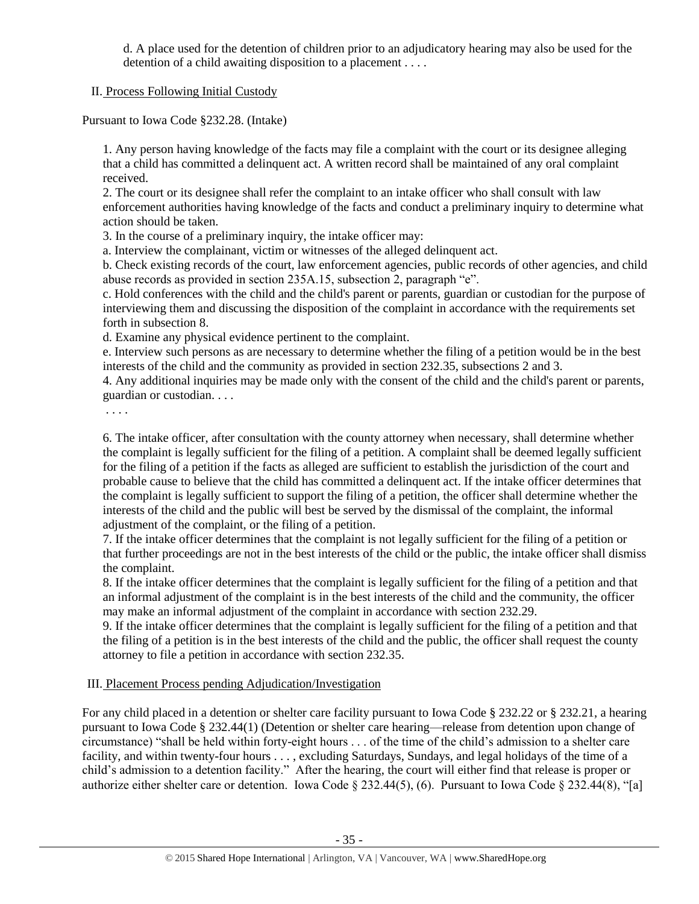d. A place used for the detention of children prior to an adjudicatory hearing may also be used for the detention of a child awaiting disposition to a placement . . . .

II. Process Following Initial Custody

Pursuant to Iowa Code §232.28. (Intake)

1. Any person having knowledge of the facts may file a complaint with the court or its designee alleging that a child has committed a delinquent act. A written record shall be maintained of any oral complaint received.
2. The court or its designee shall refer the complaint to an intake officer who shall consult with law enforcement authorities having knowledge of the facts and conduct a preliminary inquiry to determine what action should be taken.
3. In the course of a preliminary inquiry, the intake officer may:
a. Interview the complainant, victim or witnesses of the alleged delinquent act.
b. Check existing records of the court, law enforcement agencies, public records of other agencies, and child abuse records as provided in section 235A.15, subsection 2, paragraph "e".
c. Hold conferences with the child and the child's parent or parents, guardian or custodian for the purpose of interviewing them and discussing the disposition of the complaint in accordance with the requirements set forth in subsection 8.
d. Examine any physical evidence pertinent to the complaint.
e. Interview such persons as are necessary to determine whether the filing of a petition would be in the best interests of the child and the community as provided in section 232.35, subsections 2 and 3.
4. Any additional inquiries may be made only with the consent of the child and the child's parent or parents, guardian or custodian. . . .
. . . .

6. The intake officer, after consultation with the county attorney when necessary, shall determine whether the complaint is legally sufficient for the filing of a petition. A complaint shall be deemed legally sufficient for the filing of a petition if the facts as alleged are sufficient to establish the jurisdiction of the court and probable cause to believe that the child has committed a delinquent act. If the intake officer determines that the complaint is legally sufficient to support the filing of a petition, the officer shall determine whether the interests of the child and the public will best be served by the dismissal of the complaint, the informal adjustment of the complaint, or the filing of a petition.
7. If the intake officer determines that the complaint is not legally sufficient for the filing of a petition or that further proceedings are not in the best interests of the child or the public, the intake officer shall dismiss the complaint.
8. If the intake officer determines that the complaint is legally sufficient for the filing of a petition and that an informal adjustment of the complaint is in the best interests of the child and the community, the officer may make an informal adjustment of the complaint in accordance with section 232.29.
9. If the intake officer determines that the complaint is legally sufficient for the filing of a petition and that the filing of a petition is in the best interests of the child and the public, the officer shall request the county attorney to file a petition in accordance with section 232.35.

III. Placement Process pending Adjudication/Investigation

For any child placed in a detention or shelter care facility pursuant to Iowa Code § 232.22 or § 232.21, a hearing pursuant to Iowa Code § 232.44(1) (Detention or shelter care hearing—release from detention upon change of circumstance) "shall be held within forty-eight hours . . . of the time of the child's admission to a shelter care facility, and within twenty-four hours . . . , excluding Saturdays, Sundays, and legal holidays of the time of a child's admission to a detention facility." After the hearing, the court will either find that release is proper or authorize either shelter care or detention. Iowa Code § 232.44(5), (6). Pursuant to Iowa Code § 232.44(8), "[a]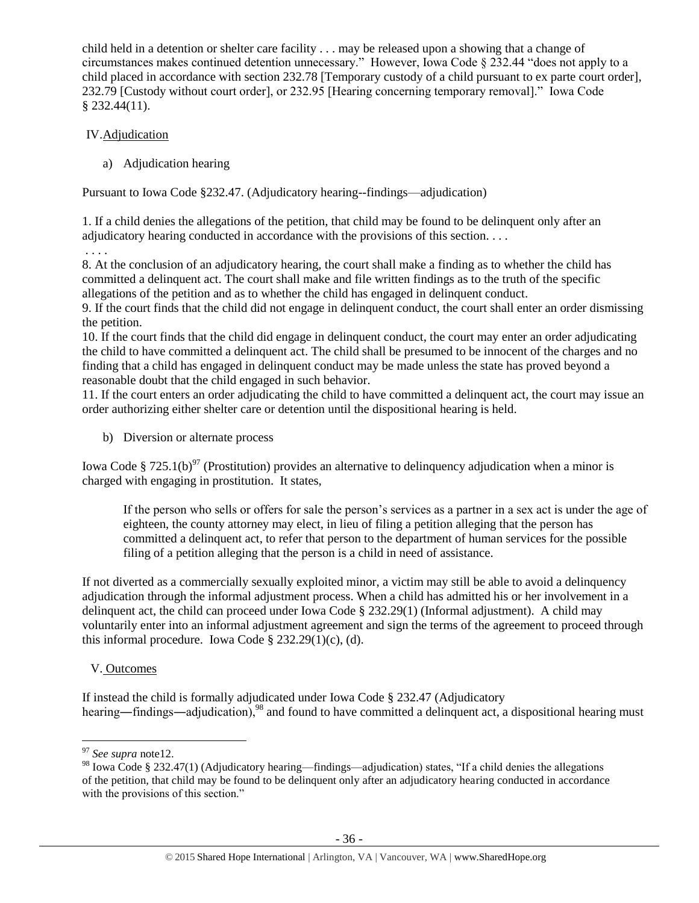child held in a detention or shelter care facility . . . may be released upon a showing that a change of circumstances makes continued detention unnecessary." However, Iowa Code § 232.44 "does not apply to a child placed in accordance with section 232.78 [Temporary custody of a child pursuant to ex parte court order], 232.79 [Custody without court order], or 232.95 [Hearing concerning temporary removal]." Iowa Code § 232.44(11).

IV. Adjudication

a) Adjudication hearing

Pursuant to Iowa Code §232.47. (Adjudicatory hearing--findings—adjudication)

1. If a child denies the allegations of the petition, that child may be found to be delinquent only after an adjudicatory hearing conducted in accordance with the provisions of this section. . . .

. . . .

8. At the conclusion of an adjudicatory hearing, the court shall make a finding as to whether the child has committed a delinquent act. The court shall make and file written findings as to the truth of the specific allegations of the petition and as to whether the child has engaged in delinquent conduct.

9. If the court finds that the child did not engage in delinquent conduct, the court shall enter an order dismissing the petition.

10. If the court finds that the child did engage in delinquent conduct, the court may enter an order adjudicating the child to have committed a delinquent act. The child shall be presumed to be innocent of the charges and no finding that a child has engaged in delinquent conduct may be made unless the state has proved beyond a reasonable doubt that the child engaged in such behavior.

11. If the court enters an order adjudicating the child to have committed a delinquent act, the court may issue an order authorizing either shelter care or detention until the dispositional hearing is held.

b) Diversion or alternate process

Iowa Code § 725.1(b)[97] (Prostitution) provides an alternative to delinquency adjudication when a minor is charged with engaging in prostitution. It states,

> If the person who sells or offers for sale the person's services as a partner in a sex act is under the age of eighteen, the county attorney may elect, in lieu of filing a petition alleging that the person has committed a delinquent act, to refer that person to the department of human services for the possible filing of a petition alleging that the person is a child in need of assistance.

If not diverted as a commercially sexually exploited minor, a victim may still be able to avoid a delinquency adjudication through the informal adjustment process. When a child has admitted his or her involvement in a delinquent act, the child can proceed under Iowa Code § 232.29(1) (Informal adjustment). A child may voluntarily enter into an informal adjustment agreement and sign the terms of the agreement to proceed through this informal procedure. Iowa Code § 232.29(1)(c), (d).

V. Outcomes

If instead the child is formally adjudicated under Iowa Code § 232.47 (Adjudicatory hearing―findings―adjudication),[98] and found to have committed a delinquent act, a dispositional hearing must

---

[97] *See supra* note12.

[98] Iowa Code § 232.47(1) (Adjudicatory hearing—findings—adjudication) states, "If a child denies the allegations of the petition, that child may be found to be delinquent only after an adjudicatory hearing conducted in accordance with the provisions of this section."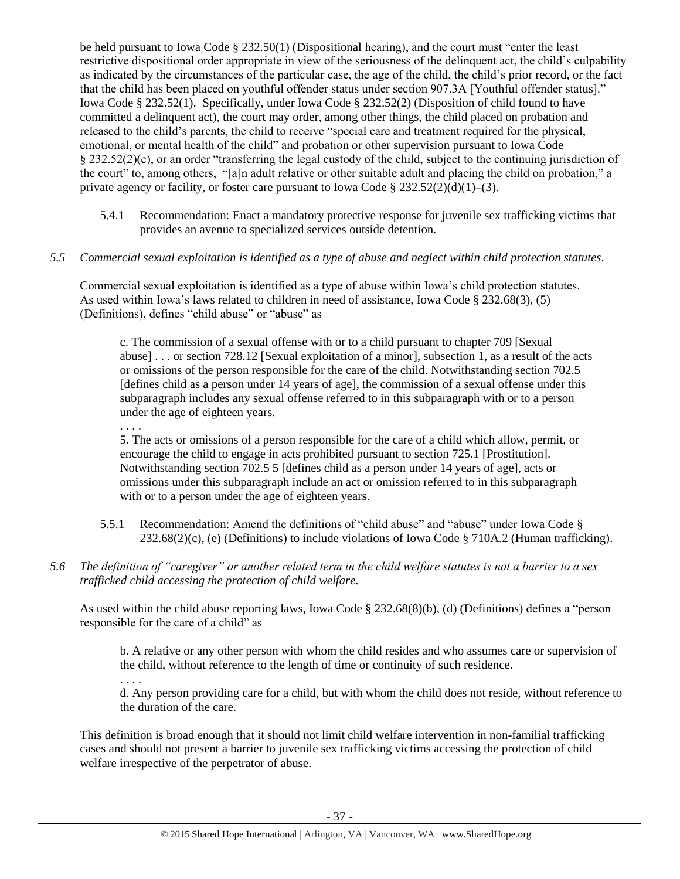be held pursuant to Iowa Code § 232.50(1) (Dispositional hearing), and the court must "enter the least restrictive dispositional order appropriate in view of the seriousness of the delinquent act, the child's culpability as indicated by the circumstances of the particular case, the age of the child, the child's prior record, or the fact that the child has been placed on youthful offender status under section 907.3A [Youthful offender status]." Iowa Code § 232.52(1). Specifically, under Iowa Code § 232.52(2) (Disposition of child found to have committed a delinquent act), the court may order, among other things, the child placed on probation and released to the child's parents, the child to receive "special care and treatment required for the physical, emotional, or mental health of the child" and probation or other supervision pursuant to Iowa Code § 232.52(2)(c), or an order "transferring the legal custody of the child, subject to the continuing jurisdiction of the court" to, among others, "[a]n adult relative or other suitable adult and placing the child on probation," a private agency or facility, or foster care pursuant to Iowa Code § 232.52(2)(d)(1)–(3).

5.4.1 Recommendation: Enact a mandatory protective response for juvenile sex trafficking victims that provides an avenue to specialized services outside detention.

*5.5 Commercial sexual exploitation is identified as a type of abuse and neglect within child protection statutes.*

Commercial sexual exploitation is identified as a type of abuse within Iowa's child protection statutes. As used within Iowa's laws related to children in need of assistance, Iowa Code § 232.68(3), (5) (Definitions), defines "child abuse" or "abuse" as

> c. The commission of a sexual offense with or to a child pursuant to chapter 709 [Sexual abuse] . . . or section 728.12 [Sexual exploitation of a minor], subsection 1, as a result of the acts or omissions of the person responsible for the care of the child. Notwithstanding section 702.5 [defines child as a person under 14 years of age], the commission of a sexual offense under this subparagraph includes any sexual offense referred to in this subparagraph with or to a person under the age of eighteen years.
>
> . . . .
>
> 5. The acts or omissions of a person responsible for the care of a child which allow, permit, or encourage the child to engage in acts prohibited pursuant to section 725.1 [Prostitution]. Notwithstanding section 702.5 5 [defines child as a person under 14 years of age], acts or omissions under this subparagraph include an act or omission referred to in this subparagraph with or to a person under the age of eighteen years.

5.5.1 Recommendation: Amend the definitions of "child abuse" and "abuse" under Iowa Code § 232.68(2)(c), (e) (Definitions) to include violations of Iowa Code § 710A.2 (Human trafficking).

*5.6 The definition of "caregiver" or another related term in the child welfare statutes is not a barrier to a sex trafficked child accessing the protection of child welfare.*

As used within the child abuse reporting laws, Iowa Code § 232.68(8)(b), (d) (Definitions) defines a "person responsible for the care of a child" as

> b. A relative or any other person with whom the child resides and who assumes care or supervision of the child, without reference to the length of time or continuity of such residence.
>
> . . . .
>
> d. Any person providing care for a child, but with whom the child does not reside, without reference to the duration of the care.

This definition is broad enough that it should not limit child welfare intervention in non-familial trafficking cases and should not present a barrier to juvenile sex trafficking victims accessing the protection of child welfare irrespective of the perpetrator of abuse.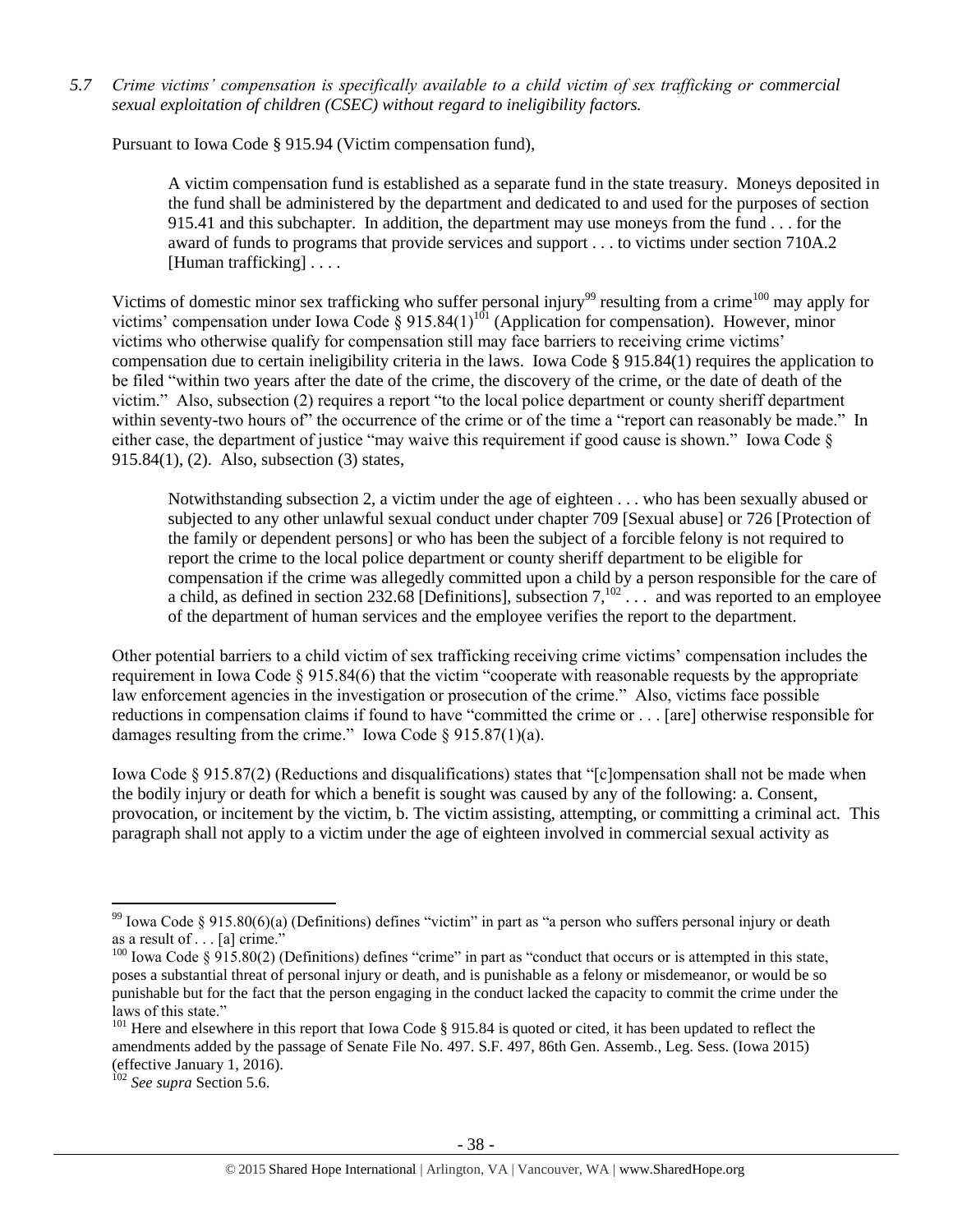*5.7 Crime victims' compensation is specifically available to a child victim of sex trafficking or commercial sexual exploitation of children (CSEC) without regard to ineligibility factors.*

Pursuant to Iowa Code § 915.94 (Victim compensation fund),

> A victim compensation fund is established as a separate fund in the state treasury. Moneys deposited in the fund shall be administered by the department and dedicated to and used for the purposes of section 915.41 and this subchapter. In addition, the department may use moneys from the fund . . . for the award of funds to programs that provide services and support . . . to victims under section 710A.2 [Human trafficking] . . . .

Victims of domestic minor sex trafficking who suffer personal injury[99] resulting from a crime[100] may apply for victims' compensation under Iowa Code § 915.84(1)[101] (Application for compensation). However, minor victims who otherwise qualify for compensation still may face barriers to receiving crime victims' compensation due to certain ineligibility criteria in the laws. Iowa Code § 915.84(1) requires the application to be filed "within two years after the date of the crime, the discovery of the crime, or the date of death of the victim." Also, subsection (2) requires a report "to the local police department or county sheriff department within seventy-two hours of" the occurrence of the crime or of the time a "report can reasonably be made." In either case, the department of justice "may waive this requirement if good cause is shown." Iowa Code § 915.84(1), (2). Also, subsection (3) states,

> Notwithstanding subsection 2, a victim under the age of eighteen . . . who has been sexually abused or subjected to any other unlawful sexual conduct under chapter 709 [Sexual abuse] or 726 [Protection of the family or dependent persons] or who has been the subject of a forcible felony is not required to report the crime to the local police department or county sheriff department to be eligible for compensation if the crime was allegedly committed upon a child by a person responsible for the care of a child, as defined in section 232.68 [Definitions], subsection 7,[102] . . . and was reported to an employee of the department of human services and the employee verifies the report to the department.

Other potential barriers to a child victim of sex trafficking receiving crime victims' compensation includes the requirement in Iowa Code § 915.84(6) that the victim "cooperate with reasonable requests by the appropriate law enforcement agencies in the investigation or prosecution of the crime." Also, victims face possible reductions in compensation claims if found to have "committed the crime or . . . [are] otherwise responsible for damages resulting from the crime." Iowa Code § 915.87(1)(a).

Iowa Code § 915.87(2) (Reductions and disqualifications) states that "[c]ompensation shall not be made when the bodily injury or death for which a benefit is sought was caused by any of the following: a. Consent, provocation, or incitement by the victim, b. The victim assisting, attempting, or committing a criminal act. This paragraph shall not apply to a victim under the age of eighteen involved in commercial sexual activity as

---

[99] Iowa Code § 915.80(6)(a) (Definitions) defines "victim" in part as "a person who suffers personal injury or death as a result of . . . [a] crime."

[100] Iowa Code § 915.80(2) (Definitions) defines "crime" in part as "conduct that occurs or is attempted in this state, poses a substantial threat of personal injury or death, and is punishable as a felony or misdemeanor, or would be so punishable but for the fact that the person engaging in the conduct lacked the capacity to commit the crime under the laws of this state."

[101] Here and elsewhere in this report that Iowa Code § 915.84 is quoted or cited, it has been updated to reflect the amendments added by the passage of Senate File No. 497. S.F. 497, 86th Gen. Assemb., Leg. Sess. (Iowa 2015) (effective January 1, 2016).

[102] *See supra* Section 5.6.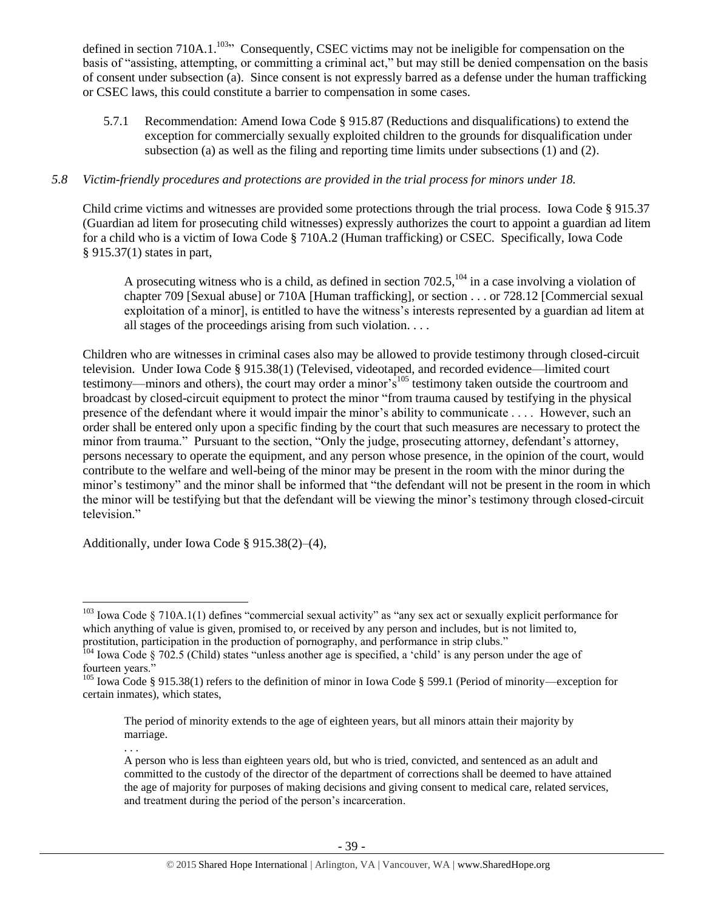defined in section 710A.1.[103]" Consequently, CSEC victims may not be ineligible for compensation on the basis of "assisting, attempting, or committing a criminal act," but may still be denied compensation on the basis of consent under subsection (a). Since consent is not expressly barred as a defense under the human trafficking or CSEC laws, this could constitute a barrier to compensation in some cases.

5.7.1 Recommendation: Amend Iowa Code § 915.87 (Reductions and disqualifications) to extend the exception for commercially sexually exploited children to the grounds for disqualification under subsection (a) as well as the filing and reporting time limits under subsections (1) and (2).

*5.8 Victim-friendly procedures and protections are provided in the trial process for minors under 18.*

Child crime victims and witnesses are provided some protections through the trial process. Iowa Code § 915.37 (Guardian ad litem for prosecuting child witnesses) expressly authorizes the court to appoint a guardian ad litem for a child who is a victim of Iowa Code § 710A.2 (Human trafficking) or CSEC. Specifically, Iowa Code § 915.37(1) states in part,

> A prosecuting witness who is a child, as defined in section 702.5,[104] in a case involving a violation of chapter 709 [Sexual abuse] or 710A [Human trafficking], or section . . . or 728.12 [Commercial sexual exploitation of a minor], is entitled to have the witness's interests represented by a guardian ad litem at all stages of the proceedings arising from such violation. . . .

Children who are witnesses in criminal cases also may be allowed to provide testimony through closed-circuit television. Under Iowa Code § 915.38(1) (Televised, videotaped, and recorded evidence—limited court testimony—minors and others), the court may order a minor's[105] testimony taken outside the courtroom and broadcast by closed-circuit equipment to protect the minor "from trauma caused by testifying in the physical presence of the defendant where it would impair the minor's ability to communicate . . . . However, such an order shall be entered only upon a specific finding by the court that such measures are necessary to protect the minor from trauma." Pursuant to the section, "Only the judge, prosecuting attorney, defendant's attorney, persons necessary to operate the equipment, and any person whose presence, in the opinion of the court, would contribute to the welfare and well-being of the minor may be present in the room with the minor during the minor's testimony" and the minor shall be informed that "the defendant will not be present in the room in which the minor will be testifying but that the defendant will be viewing the minor's testimony through closed-circuit television."

Additionally, under Iowa Code § 915.38(2)–(4),

---

[103] Iowa Code § 710A.1(1) defines "commercial sexual activity" as "any sex act or sexually explicit performance for which anything of value is given, promised to, or received by any person and includes, but is not limited to, prostitution, participation in the production of pornography, and performance in strip clubs."

[104] Iowa Code § 702.5 (Child) states "unless another age is specified, a 'child' is any person under the age of fourteen years."

[105] Iowa Code § 915.38(1) refers to the definition of minor in Iowa Code § 599.1 (Period of minority—exception for certain inmates), which states,

> The period of minority extends to the age of eighteen years, but all minors attain their majority by marriage.
>
> . . .
>
> A person who is less than eighteen years old, but who is tried, convicted, and sentenced as an adult and committed to the custody of the director of the department of corrections shall be deemed to have attained the age of majority for purposes of making decisions and giving consent to medical care, related services, and treatment during the period of the person's incarceration.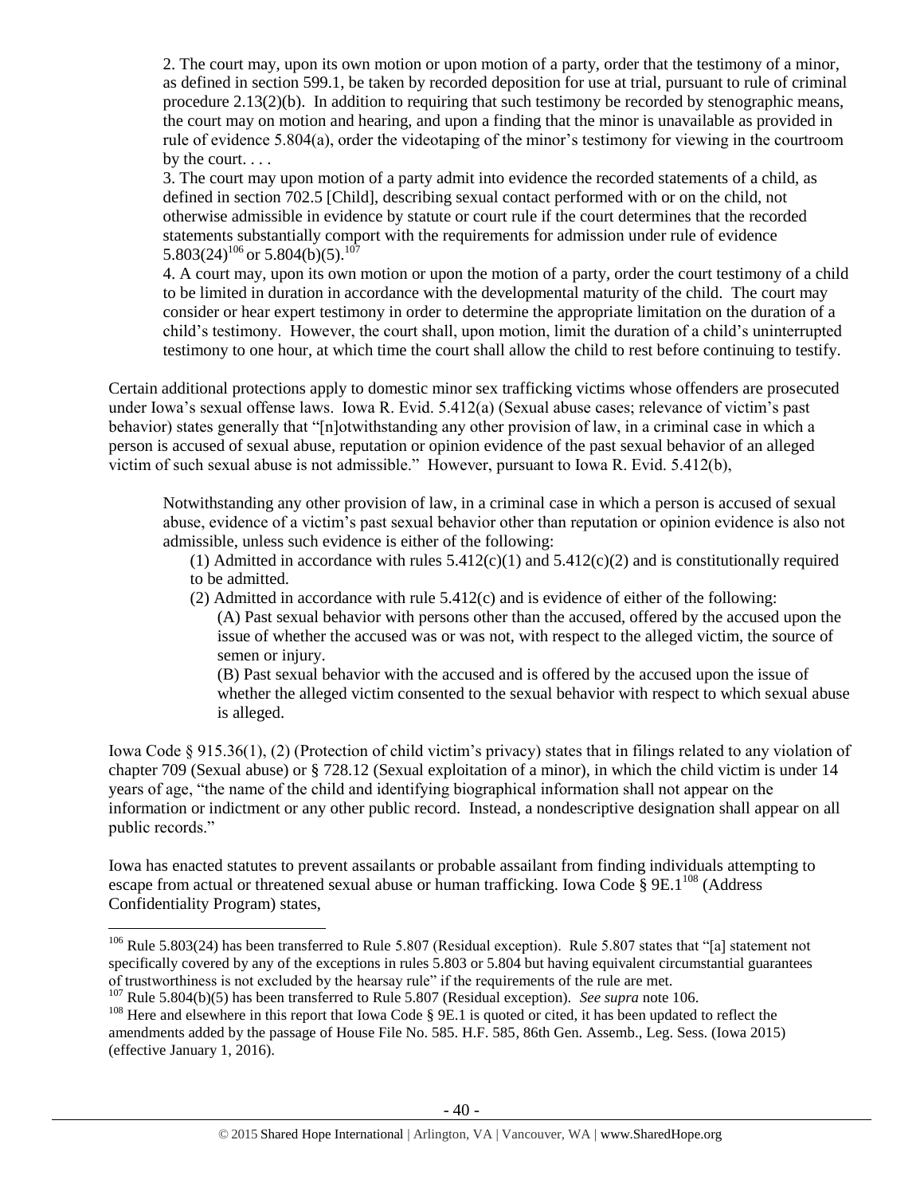> 2. The court may, upon its own motion or upon motion of a party, order that the testimony of a minor, as defined in section 599.1, be taken by recorded deposition for use at trial, pursuant to rule of criminal procedure 2.13(2)(b). In addition to requiring that such testimony be recorded by stenographic means, the court may on motion and hearing, and upon a finding that the minor is unavailable as provided in rule of evidence 5.804(a), order the videotaping of the minor's testimony for viewing in the courtroom by the court. . . .
>
> 3. The court may upon motion of a party admit into evidence the recorded statements of a child, as defined in section 702.5 [Child], describing sexual contact performed with or on the child, not otherwise admissible in evidence by statute or court rule if the court determines that the recorded statements substantially comport with the requirements for admission under rule of evidence 5.803(24)[106] or 5.804(b)(5).[107]
>
> 4. A court may, upon its own motion or upon the motion of a party, order the court testimony of a child to be limited in duration in accordance with the developmental maturity of the child. The court may consider or hear expert testimony in order to determine the appropriate limitation on the duration of a child's testimony. However, the court shall, upon motion, limit the duration of a child's uninterrupted testimony to one hour, at which time the court shall allow the child to rest before continuing to testify.

Certain additional protections apply to domestic minor sex trafficking victims whose offenders are prosecuted under Iowa's sexual offense laws. Iowa R. Evid. 5.412(a) (Sexual abuse cases; relevance of victim's past behavior) states generally that "[n]otwithstanding any other provision of law, in a criminal case in which a person is accused of sexual abuse, reputation or opinion evidence of the past sexual behavior of an alleged victim of such sexual abuse is not admissible." However, pursuant to Iowa R. Evid. 5.412(b),

> Notwithstanding any other provision of law, in a criminal case in which a person is accused of sexual abuse, evidence of a victim's past sexual behavior other than reputation or opinion evidence is also not admissible, unless such evidence is either of the following:
>
> (1) Admitted in accordance with rules 5.412(c)(1) and 5.412(c)(2) and is constitutionally required to be admitted.
>
> (2) Admitted in accordance with rule 5.412(c) and is evidence of either of the following:
>
> (A) Past sexual behavior with persons other than the accused, offered by the accused upon the issue of whether the accused was or was not, with respect to the alleged victim, the source of semen or injury.
>
> (B) Past sexual behavior with the accused and is offered by the accused upon the issue of whether the alleged victim consented to the sexual behavior with respect to which sexual abuse is alleged.

Iowa Code § 915.36(1), (2) (Protection of child victim's privacy) states that in filings related to any violation of chapter 709 (Sexual abuse) or § 728.12 (Sexual exploitation of a minor), in which the child victim is under 14 years of age, "the name of the child and identifying biographical information shall not appear on the information or indictment or any other public record. Instead, a nondescriptive designation shall appear on all public records."

Iowa has enacted statutes to prevent assailants or probable assailant from finding individuals attempting to escape from actual or threatened sexual abuse or human trafficking. Iowa Code § 9E.1[108] (Address Confidentiality Program) states,

---

[106] Rule 5.803(24) has been transferred to Rule 5.807 (Residual exception). Rule 5.807 states that "[a] statement not specifically covered by any of the exceptions in rules 5.803 or 5.804 but having equivalent circumstantial guarantees of trustworthiness is not excluded by the hearsay rule" if the requirements of the rule are met.

[107] Rule 5.804(b)(5) has been transferred to Rule 5.807 (Residual exception). *See supra* note 106.

[108] Here and elsewhere in this report that Iowa Code § 9E.1 is quoted or cited, it has been updated to reflect the amendments added by the passage of House File No. 585. H.F. 585, 86th Gen. Assemb., Leg. Sess. (Iowa 2015) (effective January 1, 2016).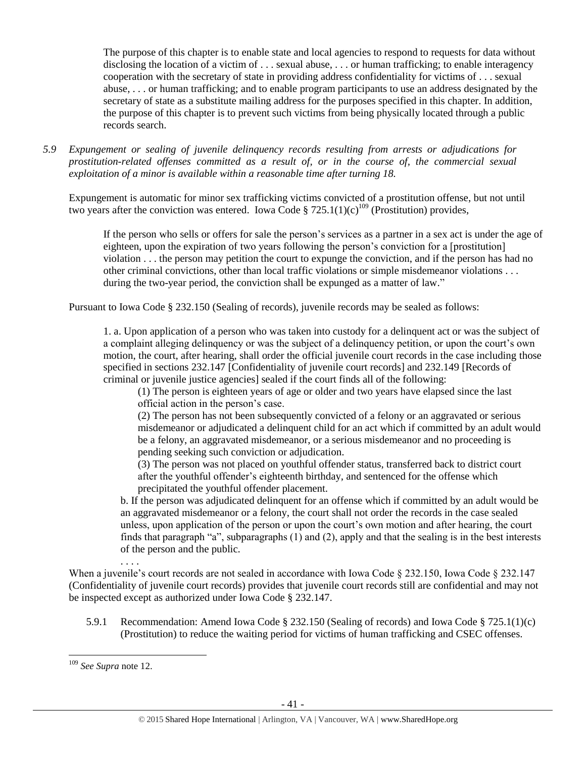> The purpose of this chapter is to enable state and local agencies to respond to requests for data without disclosing the location of a victim of . . . sexual abuse, . . . or human trafficking; to enable interagency cooperation with the secretary of state in providing address confidentiality for victims of . . . sexual abuse, . . . or human trafficking; and to enable program participants to use an address designated by the secretary of state as a substitute mailing address for the purposes specified in this chapter. In addition, the purpose of this chapter is to prevent such victims from being physically located through a public records search.

*5.9 Expungement or sealing of juvenile delinquency records resulting from arrests or adjudications for prostitution-related offenses committed as a result of, or in the course of, the commercial sexual exploitation of a minor is available within a reasonable time after turning 18.*

Expungement is automatic for minor sex trafficking victims convicted of a prostitution offense, but not until two years after the conviction was entered. Iowa Code § 725.1(1)(c)[109] (Prostitution) provides,

> If the person who sells or offers for sale the person's services as a partner in a sex act is under the age of eighteen, upon the expiration of two years following the person's conviction for a [prostitution] violation . . . the person may petition the court to expunge the conviction, and if the person has had no other criminal convictions, other than local traffic violations or simple misdemeanor violations . . . during the two-year period, the conviction shall be expunged as a matter of law."

Pursuant to Iowa Code § 232.150 (Sealing of records), juvenile records may be sealed as follows:

> 1. a. Upon application of a person who was taken into custody for a delinquent act or was the subject of a complaint alleging delinquency or was the subject of a delinquency petition, or upon the court's own motion, the court, after hearing, shall order the official juvenile court records in the case including those specified in sections 232.147 [Confidentiality of juvenile court records] and 232.149 [Records of criminal or juvenile justice agencies] sealed if the court finds all of the following:
>
> (1) The person is eighteen years of age or older and two years have elapsed since the last official action in the person's case.
>
> (2) The person has not been subsequently convicted of a felony or an aggravated or serious misdemeanor or adjudicated a delinquent child for an act which if committed by an adult would be a felony, an aggravated misdemeanor, or a serious misdemeanor and no proceeding is pending seeking such conviction or adjudication.
>
> (3) The person was not placed on youthful offender status, transferred back to district court after the youthful offender's eighteenth birthday, and sentenced for the offense which precipitated the youthful offender placement.
>
> b. If the person was adjudicated delinquent for an offense which if committed by an adult would be an aggravated misdemeanor or a felony, the court shall not order the records in the case sealed unless, upon application of the person or upon the court's own motion and after hearing, the court finds that paragraph "a", subparagraphs (1) and (2), apply and that the sealing is in the best interests of the person and the public.
>
> . . . .

When a juvenile's court records are not sealed in accordance with Iowa Code § 232.150, Iowa Code § 232.147 (Confidentiality of juvenile court records) provides that juvenile court records still are confidential and may not be inspected except as authorized under Iowa Code § 232.147.

5.9.1 Recommendation: Amend Iowa Code § 232.150 (Sealing of records) and Iowa Code § 725.1(1)(c) (Prostitution) to reduce the waiting period for victims of human trafficking and CSEC offenses.

---

[109] *See Supra* note 12.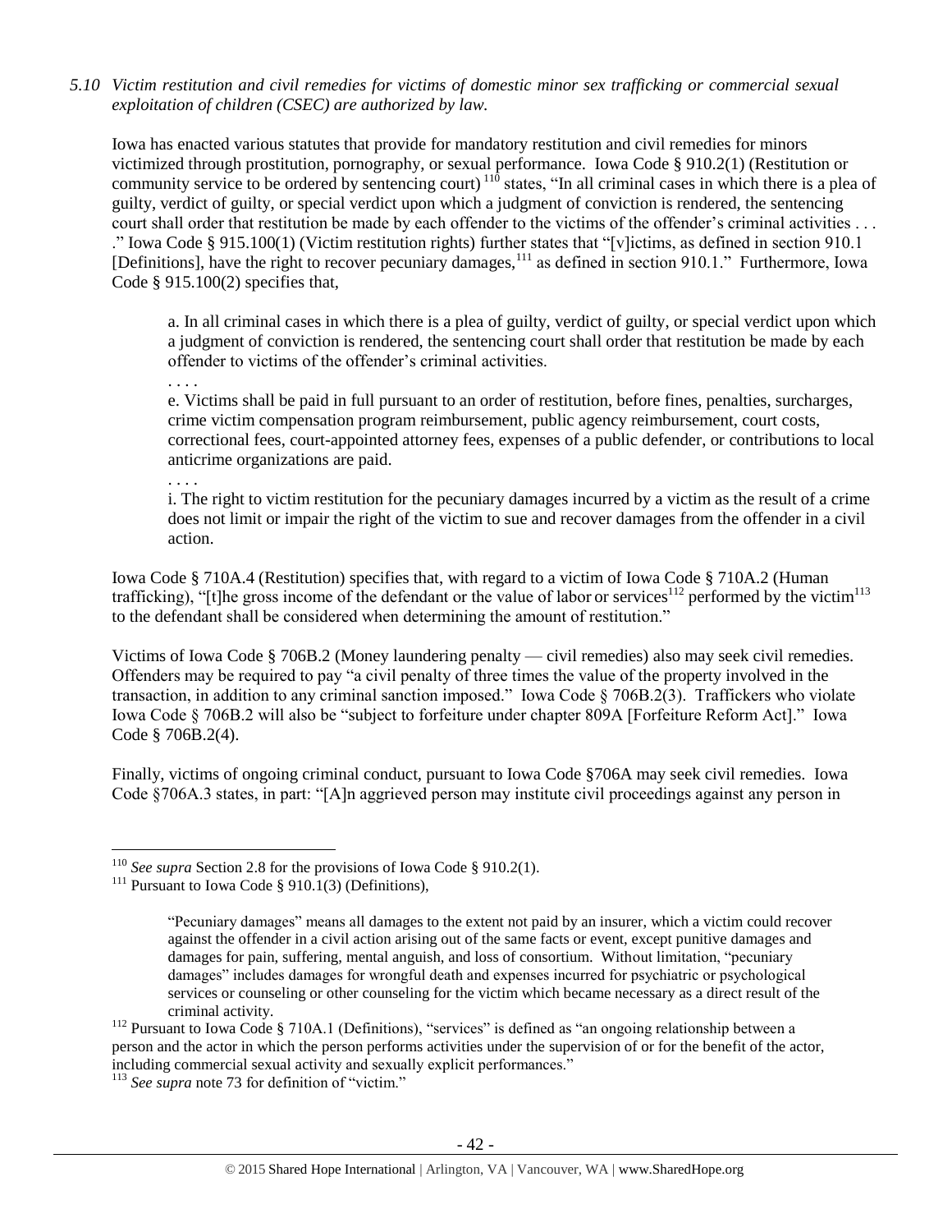*5.10 Victim restitution and civil remedies for victims of domestic minor sex trafficking or commercial sexual exploitation of children (CSEC) are authorized by law.*

Iowa has enacted various statutes that provide for mandatory restitution and civil remedies for minors victimized through prostitution, pornography, or sexual performance. Iowa Code § 910.2(1) (Restitution or community service to be ordered by sentencing court) [110] states, "In all criminal cases in which there is a plea of guilty, verdict of guilty, or special verdict upon which a judgment of conviction is rendered, the sentencing court shall order that restitution be made by each offender to the victims of the offender's criminal activities . . . ." Iowa Code § 915.100(1) (Victim restitution rights) further states that "[v]ictims, as defined in section 910.1 [Definitions], have the right to recover pecuniary damages,[111] as defined in section 910.1." Furthermore, Iowa Code § 915.100(2) specifies that,

> a. In all criminal cases in which there is a plea of guilty, verdict of guilty, or special verdict upon which a judgment of conviction is rendered, the sentencing court shall order that restitution be made by each offender to victims of the offender's criminal activities.
>
> . . . .
>
> e. Victims shall be paid in full pursuant to an order of restitution, before fines, penalties, surcharges, crime victim compensation program reimbursement, public agency reimbursement, court costs, correctional fees, court-appointed attorney fees, expenses of a public defender, or contributions to local anticrime organizations are paid.
>
> . . . .
>
> i. The right to victim restitution for the pecuniary damages incurred by a victim as the result of a crime does not limit or impair the right of the victim to sue and recover damages from the offender in a civil action.

Iowa Code § 710A.4 (Restitution) specifies that, with regard to a victim of Iowa Code § 710A.2 (Human trafficking), "[t]he gross income of the defendant or the value of labor or services[112] performed by the victim[113] to the defendant shall be considered when determining the amount of restitution."

Victims of Iowa Code § 706B.2 (Money laundering penalty — civil remedies) also may seek civil remedies. Offenders may be required to pay "a civil penalty of three times the value of the property involved in the transaction, in addition to any criminal sanction imposed." Iowa Code § 706B.2(3). Traffickers who violate Iowa Code § 706B.2 will also be "subject to forfeiture under chapter 809A [Forfeiture Reform Act]." Iowa Code § 706B.2(4).

Finally, victims of ongoing criminal conduct, pursuant to Iowa Code §706A may seek civil remedies. Iowa Code §706A.3 states, in part: "[A]n aggrieved person may institute civil proceedings against any person in

---

[110] *See supra* Section 2.8 for the provisions of Iowa Code § 910.2(1).

[111] Pursuant to Iowa Code § 910.1(3) (Definitions),

> "Pecuniary damages" means all damages to the extent not paid by an insurer, which a victim could recover against the offender in a civil action arising out of the same facts or event, except punitive damages and damages for pain, suffering, mental anguish, and loss of consortium. Without limitation, "pecuniary damages" includes damages for wrongful death and expenses incurred for psychiatric or psychological services or counseling or other counseling for the victim which became necessary as a direct result of the criminal activity.

[112] Pursuant to Iowa Code § 710A.1 (Definitions), "services" is defined as "an ongoing relationship between a person and the actor in which the person performs activities under the supervision of or for the benefit of the actor, including commercial sexual activity and sexually explicit performances."

[113] *See supra* note 73 for definition of "victim."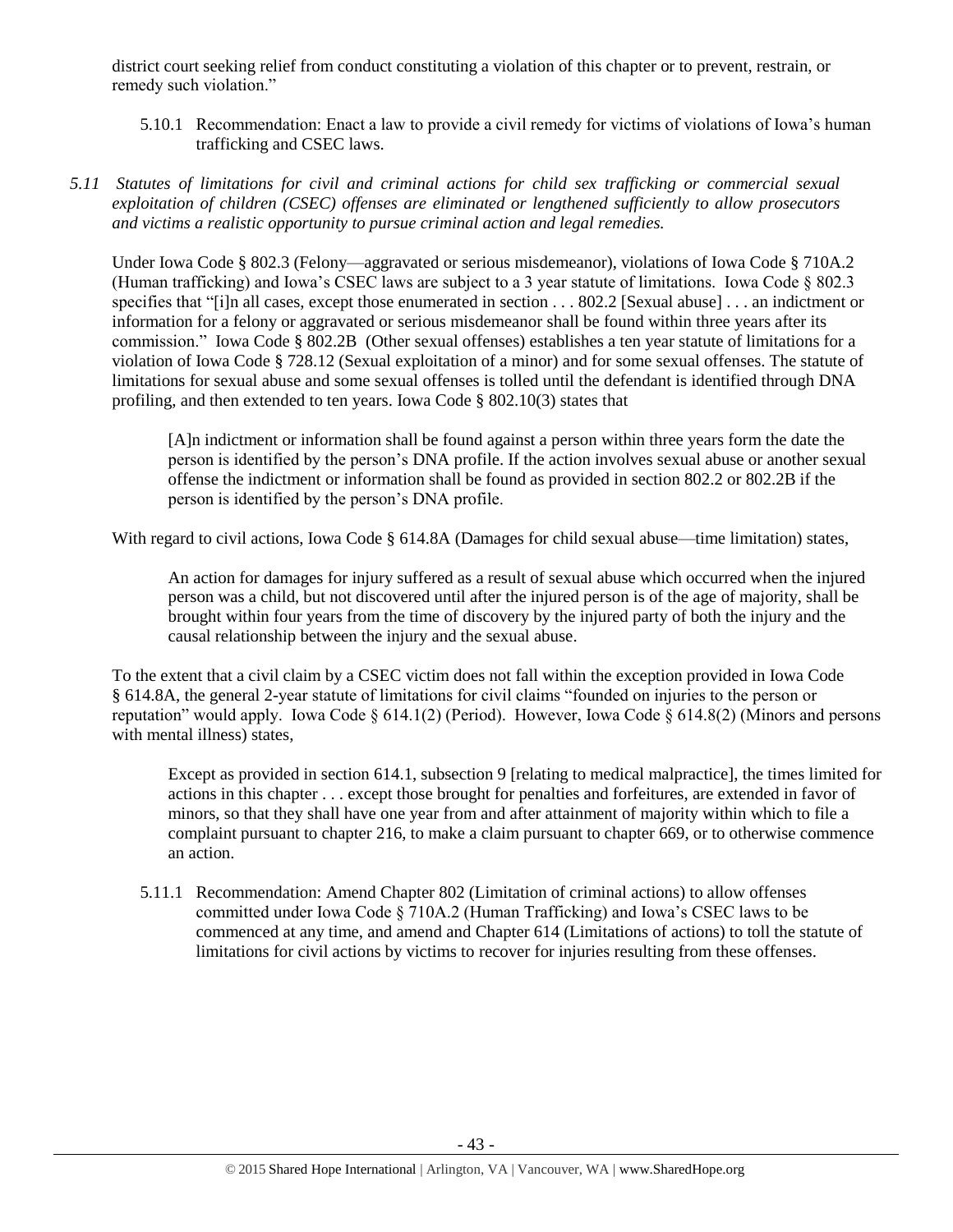district court seeking relief from conduct constituting a violation of this chapter or to prevent, restrain, or remedy such violation."

5.10.1 Recommendation: Enact a law to provide a civil remedy for victims of violations of Iowa's human trafficking and CSEC laws.

*5.11 Statutes of limitations for civil and criminal actions for child sex trafficking or commercial sexual exploitation of children (CSEC) offenses are eliminated or lengthened sufficiently to allow prosecutors and victims a realistic opportunity to pursue criminal action and legal remedies.*

Under Iowa Code § 802.3 (Felony—aggravated or serious misdemeanor), violations of Iowa Code § 710A.2 (Human trafficking) and Iowa's CSEC laws are subject to a 3 year statute of limitations. Iowa Code § 802.3 specifies that "[i]n all cases, except those enumerated in section . . . 802.2 [Sexual abuse] . . . an indictment or information for a felony or aggravated or serious misdemeanor shall be found within three years after its commission." Iowa Code § 802.2B (Other sexual offenses) establishes a ten year statute of limitations for a violation of Iowa Code § 728.12 (Sexual exploitation of a minor) and for some sexual offenses. The statute of limitations for sexual abuse and some sexual offenses is tolled until the defendant is identified through DNA profiling, and then extended to ten years. Iowa Code § 802.10(3) states that

> [A]n indictment or information shall be found against a person within three years form the date the person is identified by the person's DNA profile. If the action involves sexual abuse or another sexual offense the indictment or information shall be found as provided in section 802.2 or 802.2B if the person is identified by the person's DNA profile.

With regard to civil actions, Iowa Code § 614.8A (Damages for child sexual abuse—time limitation) states,

> An action for damages for injury suffered as a result of sexual abuse which occurred when the injured person was a child, but not discovered until after the injured person is of the age of majority, shall be brought within four years from the time of discovery by the injured party of both the injury and the causal relationship between the injury and the sexual abuse.

To the extent that a civil claim by a CSEC victim does not fall within the exception provided in Iowa Code § 614.8A, the general 2-year statute of limitations for civil claims "founded on injuries to the person or reputation" would apply. Iowa Code § 614.1(2) (Period). However, Iowa Code § 614.8(2) (Minors and persons with mental illness) states,

> Except as provided in section 614.1, subsection 9 [relating to medical malpractice], the times limited for actions in this chapter . . . except those brought for penalties and forfeitures, are extended in favor of minors, so that they shall have one year from and after attainment of majority within which to file a complaint pursuant to chapter 216, to make a claim pursuant to chapter 669, or to otherwise commence an action.

5.11.1 Recommendation: Amend Chapter 802 (Limitation of criminal actions) to allow offenses committed under Iowa Code § 710A.2 (Human Trafficking) and Iowa's CSEC laws to be commenced at any time, and amend and Chapter 614 (Limitations of actions) to toll the statute of limitations for civil actions by victims to recover for injuries resulting from these offenses.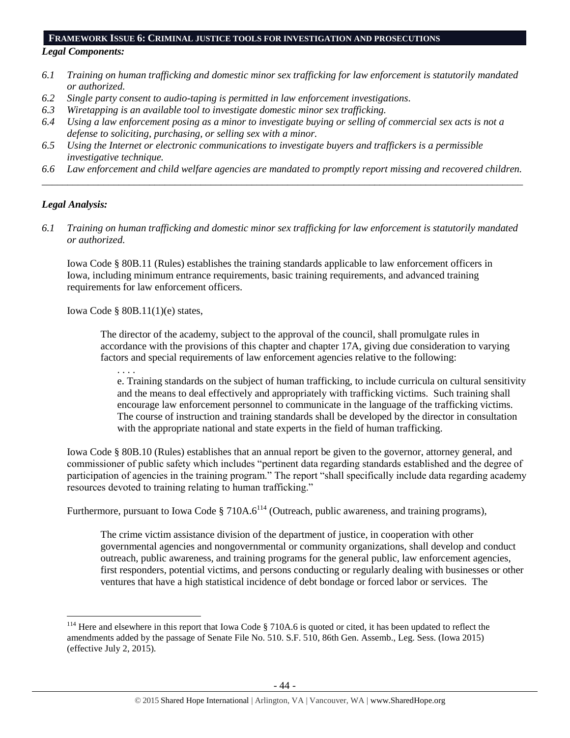## FRAMEWORK ISSUE 6: CRIMINAL JUSTICE TOOLS FOR INVESTIGATION AND PROSECUTIONS

***Legal Components:***

*6.1 Training on human trafficking and domestic minor sex trafficking for law enforcement is statutorily mandated or authorized.*

*6.2 Single party consent to audio-taping is permitted in law enforcement investigations.*

*6.3 Wiretapping is an available tool to investigate domestic minor sex trafficking.*

*6.4 Using a law enforcement posing as a minor to investigate buying or selling of commercial sex acts is not a defense to soliciting, purchasing, or selling sex with a minor.*

*6.5 Using the Internet or electronic communications to investigate buyers and traffickers is a permissible investigative technique.*

*6.6 Law enforcement and child welfare agencies are mandated to promptly report missing and recovered children.*

---

***Legal Analysis:***

*6.1 Training on human trafficking and domestic minor sex trafficking for law enforcement is statutorily mandated or authorized.*

Iowa Code § 80B.11 (Rules) establishes the training standards applicable to law enforcement officers in Iowa, including minimum entrance requirements, basic training requirements, and advanced training requirements for law enforcement officers.

Iowa Code § 80B.11(1)(e) states,

> The director of the academy, subject to the approval of the council, shall promulgate rules in accordance with the provisions of this chapter and chapter 17A, giving due consideration to varying factors and special requirements of law enforcement agencies relative to the following:
>
> . . . .
>
> e. Training standards on the subject of human trafficking, to include curricula on cultural sensitivity and the means to deal effectively and appropriately with trafficking victims. Such training shall encourage law enforcement personnel to communicate in the language of the trafficking victims. The course of instruction and training standards shall be developed by the director in consultation with the appropriate national and state experts in the field of human trafficking.

Iowa Code § 80B.10 (Rules) establishes that an annual report be given to the governor, attorney general, and commissioner of public safety which includes "pertinent data regarding standards established and the degree of participation of agencies in the training program." The report "shall specifically include data regarding academy resources devoted to training relating to human trafficking."

Furthermore, pursuant to Iowa Code § 710A.6[114] (Outreach, public awareness, and training programs),

> The crime victim assistance division of the department of justice, in cooperation with other governmental agencies and nongovernmental or community organizations, shall develop and conduct outreach, public awareness, and training programs for the general public, law enforcement agencies, first responders, potential victims, and persons conducting or regularly dealing with businesses or other ventures that have a high statistical incidence of debt bondage or forced labor or services. The

---

[114] Here and elsewhere in this report that Iowa Code § 710A.6 is quoted or cited, it has been updated to reflect the amendments added by the passage of Senate File No. 510. S.F. 510, 86th Gen. Assemb., Leg. Sess. (Iowa 2015) (effective July 2, 2015).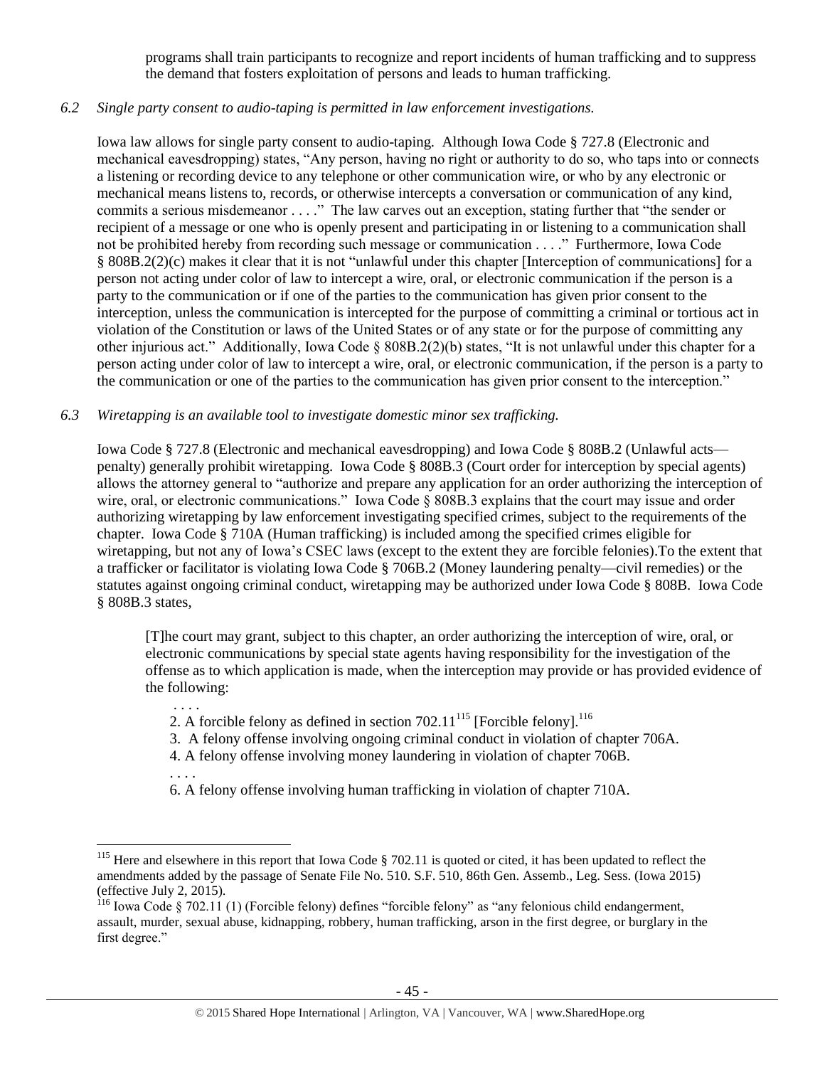programs shall train participants to recognize and report incidents of human trafficking and to suppress the demand that fosters exploitation of persons and leads to human trafficking.

*6.2 Single party consent to audio-taping is permitted in law enforcement investigations.*

Iowa law allows for single party consent to audio-taping. Although Iowa Code § 727.8 (Electronic and mechanical eavesdropping) states, "Any person, having no right or authority to do so, who taps into or connects a listening or recording device to any telephone or other communication wire, or who by any electronic or mechanical means listens to, records, or otherwise intercepts a conversation or communication of any kind, commits a serious misdemeanor . . . ." The law carves out an exception, stating further that "the sender or recipient of a message or one who is openly present and participating in or listening to a communication shall not be prohibited hereby from recording such message or communication . . . ." Furthermore, Iowa Code § 808B.2(2)(c) makes it clear that it is not "unlawful under this chapter [Interception of communications] for a person not acting under color of law to intercept a wire, oral, or electronic communication if the person is a party to the communication or if one of the parties to the communication has given prior consent to the interception, unless the communication is intercepted for the purpose of committing a criminal or tortious act in violation of the Constitution or laws of the United States or of any state or for the purpose of committing any other injurious act." Additionally, Iowa Code § 808B.2(2)(b) states, "It is not unlawful under this chapter for a person acting under color of law to intercept a wire, oral, or electronic communication, if the person is a party to the communication or one of the parties to the communication has given prior consent to the interception."

*6.3 Wiretapping is an available tool to investigate domestic minor sex trafficking.*

Iowa Code § 727.8 (Electronic and mechanical eavesdropping) and Iowa Code § 808B.2 (Unlawful acts—penalty) generally prohibit wiretapping. Iowa Code § 808B.3 (Court order for interception by special agents) allows the attorney general to "authorize and prepare any application for an order authorizing the interception of wire, oral, or electronic communications." Iowa Code § 808B.3 explains that the court may issue and order authorizing wiretapping by law enforcement investigating specified crimes, subject to the requirements of the chapter. Iowa Code § 710A (Human trafficking) is included among the specified crimes eligible for wiretapping, but not any of Iowa's CSEC laws (except to the extent they are forcible felonies).To the extent that a trafficker or facilitator is violating Iowa Code § 706B.2 (Money laundering penalty—civil remedies) or the statutes against ongoing criminal conduct, wiretapping may be authorized under Iowa Code § 808B. Iowa Code § 808B.3 states,

> [T]he court may grant, subject to this chapter, an order authorizing the interception of wire, oral, or electronic communications by special state agents having responsibility for the investigation of the offense as to which application is made, when the interception may provide or has provided evidence of the following:
>
> . . . .
>
> 2. A forcible felony as defined in section 702.11[115] [Forcible felony].[116]
> 3. A felony offense involving ongoing criminal conduct in violation of chapter 706A.
> 4. A felony offense involving money laundering in violation of chapter 706B.
>
> . . . .
>
> 6. A felony offense involving human trafficking in violation of chapter 710A.

---

[115] Here and elsewhere in this report that Iowa Code § 702.11 is quoted or cited, it has been updated to reflect the amendments added by the passage of Senate File No. 510. S.F. 510, 86th Gen. Assemb., Leg. Sess. (Iowa 2015) (effective July 2, 2015).

[116] Iowa Code § 702.11 (1) (Forcible felony) defines "forcible felony" as "any felonious child endangerment, assault, murder, sexual abuse, kidnapping, robbery, human trafficking, arson in the first degree, or burglary in the first degree."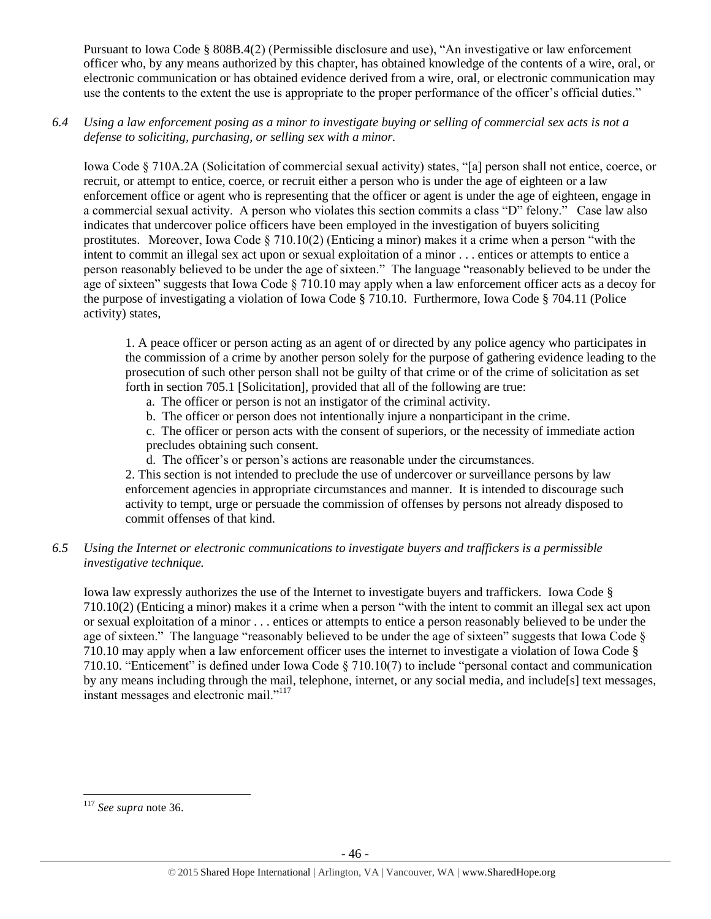Pursuant to Iowa Code § 808B.4(2) (Permissible disclosure and use), "An investigative or law enforcement officer who, by any means authorized by this chapter, has obtained knowledge of the contents of a wire, oral, or electronic communication or has obtained evidence derived from a wire, oral, or electronic communication may use the contents to the extent the use is appropriate to the proper performance of the officer's official duties."

*6.4 Using a law enforcement posing as a minor to investigate buying or selling of commercial sex acts is not a defense to soliciting, purchasing, or selling sex with a minor.*

Iowa Code § 710A.2A (Solicitation of commercial sexual activity) states, "[a] person shall not entice, coerce, or recruit, or attempt to entice, coerce, or recruit either a person who is under the age of eighteen or a law enforcement office or agent who is representing that the officer or agent is under the age of eighteen, engage in a commercial sexual activity. A person who violates this section commits a class "D" felony." Case law also indicates that undercover police officers have been employed in the investigation of buyers soliciting prostitutes. Moreover, Iowa Code § 710.10(2) (Enticing a minor) makes it a crime when a person "with the intent to commit an illegal sex act upon or sexual exploitation of a minor . . . entices or attempts to entice a person reasonably believed to be under the age of sixteen." The language "reasonably believed to be under the age of sixteen" suggests that Iowa Code § 710.10 may apply when a law enforcement officer acts as a decoy for the purpose of investigating a violation of Iowa Code § 710.10. Furthermore, Iowa Code § 704.11 (Police activity) states,

> 1. A peace officer or person acting as an agent of or directed by any police agency who participates in the commission of a crime by another person solely for the purpose of gathering evidence leading to the prosecution of such other person shall not be guilty of that crime or of the crime of solicitation as set forth in section 705.1 [Solicitation], provided that all of the following are true:
>
> a. The officer or person is not an instigator of the criminal activity.
>
> b. The officer or person does not intentionally injure a nonparticipant in the crime.
>
> c. The officer or person acts with the consent of superiors, or the necessity of immediate action precludes obtaining such consent.
>
> d. The officer's or person's actions are reasonable under the circumstances.
>
> 2. This section is not intended to preclude the use of undercover or surveillance persons by law enforcement agencies in appropriate circumstances and manner. It is intended to discourage such activity to tempt, urge or persuade the commission of offenses by persons not already disposed to commit offenses of that kind.

*6.5 Using the Internet or electronic communications to investigate buyers and traffickers is a permissible investigative technique.*

Iowa law expressly authorizes the use of the Internet to investigate buyers and traffickers. Iowa Code § 710.10(2) (Enticing a minor) makes it a crime when a person "with the intent to commit an illegal sex act upon or sexual exploitation of a minor . . . entices or attempts to entice a person reasonably believed to be under the age of sixteen." The language "reasonably believed to be under the age of sixteen" suggests that Iowa Code § 710.10 may apply when a law enforcement officer uses the internet to investigate a violation of Iowa Code § 710.10. "Enticement" is defined under Iowa Code § 710.10(7) to include "personal contact and communication by any means including through the mail, telephone, internet, or any social media, and include[s] text messages, instant messages and electronic mail."[117]

---

[117] *See supra* note 36.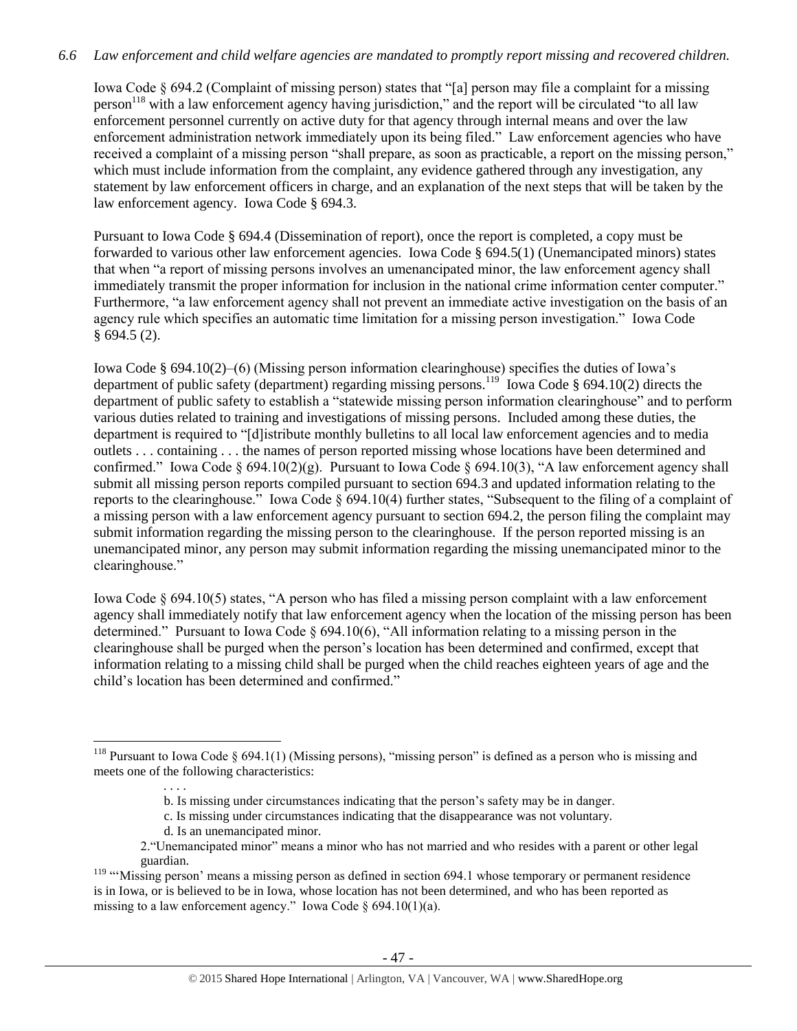*6.6 Law enforcement and child welfare agencies are mandated to promptly report missing and recovered children.*

Iowa Code § 694.2 (Complaint of missing person) states that "[a] person may file a complaint for a missing person[118] with a law enforcement agency having jurisdiction," and the report will be circulated "to all law enforcement personnel currently on active duty for that agency through internal means and over the law enforcement administration network immediately upon its being filed." Law enforcement agencies who have received a complaint of a missing person "shall prepare, as soon as practicable, a report on the missing person," which must include information from the complaint, any evidence gathered through any investigation, any statement by law enforcement officers in charge, and an explanation of the next steps that will be taken by the law enforcement agency. Iowa Code § 694.3.

Pursuant to Iowa Code § 694.4 (Dissemination of report), once the report is completed, a copy must be forwarded to various other law enforcement agencies. Iowa Code § 694.5(1) (Unemancipated minors) states that when "a report of missing persons involves an umenancipated minor, the law enforcement agency shall immediately transmit the proper information for inclusion in the national crime information center computer." Furthermore, "a law enforcement agency shall not prevent an immediate active investigation on the basis of an agency rule which specifies an automatic time limitation for a missing person investigation." Iowa Code § 694.5 (2).

Iowa Code § 694.10(2)–(6) (Missing person information clearinghouse) specifies the duties of Iowa's department of public safety (department) regarding missing persons.[119] Iowa Code § 694.10(2) directs the department of public safety to establish a "statewide missing person information clearinghouse" and to perform various duties related to training and investigations of missing persons. Included among these duties, the department is required to "[d]istribute monthly bulletins to all local law enforcement agencies and to media outlets . . . containing . . . the names of person reported missing whose locations have been determined and confirmed." Iowa Code § 694.10(2)(g). Pursuant to Iowa Code § 694.10(3), "A law enforcement agency shall submit all missing person reports compiled pursuant to section 694.3 and updated information relating to the reports to the clearinghouse." Iowa Code § 694.10(4) further states, "Subsequent to the filing of a complaint of a missing person with a law enforcement agency pursuant to section 694.2, the person filing the complaint may submit information regarding the missing person to the clearinghouse. If the person reported missing is an unemancipated minor, any person may submit information regarding the missing unemancipated minor to the clearinghouse."

Iowa Code § 694.10(5) states, "A person who has filed a missing person complaint with a law enforcement agency shall immediately notify that law enforcement agency when the location of the missing person has been determined." Pursuant to Iowa Code § 694.10(6), "All information relating to a missing person in the clearinghouse shall be purged when the person's location has been determined and confirmed, except that information relating to a missing child shall be purged when the child reaches eighteen years of age and the child's location has been determined and confirmed."

---

[118] Pursuant to Iowa Code § 694.1(1) (Missing persons), "missing person" is defined as a person who is missing and meets one of the following characteristics:

> . . . .
>
> b. Is missing under circumstances indicating that the person's safety may be in danger.
>
> c. Is missing under circumstances indicating that the disappearance was not voluntary.
>
> d. Is an unemancipated minor.
>
> 2."Unemancipated minor" means a minor who has not married and who resides with a parent or other legal guardian.

[119] "'Missing person' means a missing person as defined in section 694.1 whose temporary or permanent residence is in Iowa, or is believed to be in Iowa, whose location has not been determined, and who has been reported as missing to a law enforcement agency." Iowa Code § 694.10(1)(a).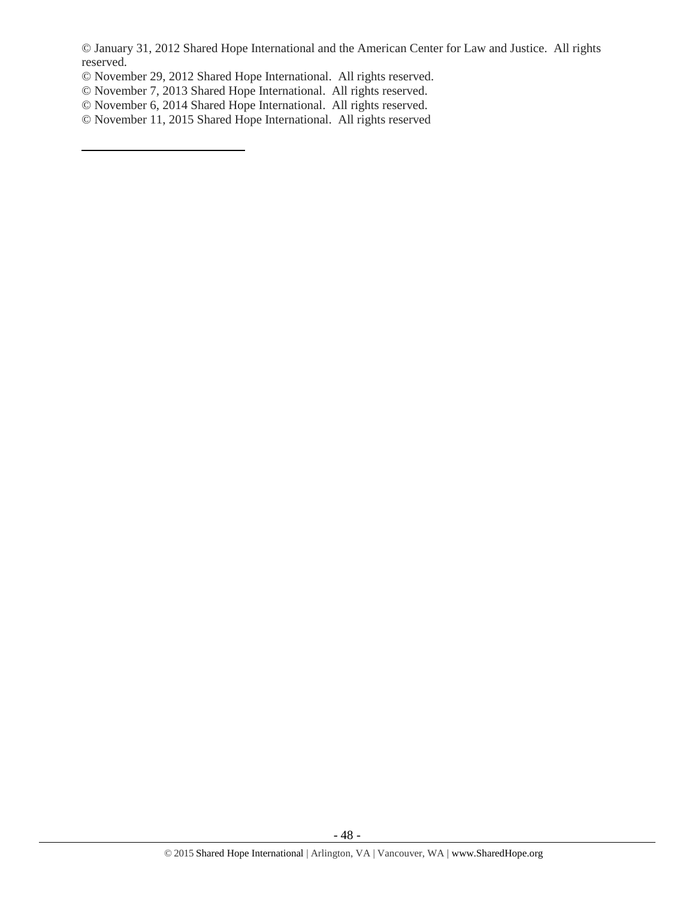© January 31, 2012 Shared Hope International and the American Center for Law and Justice. All rights reserved.
© November 29, 2012 Shared Hope International. All rights reserved.
© November 7, 2013 Shared Hope International. All rights reserved.
© November 6, 2014 Shared Hope International. All rights reserved.
© November 11, 2015 Shared Hope International. All rights reserved